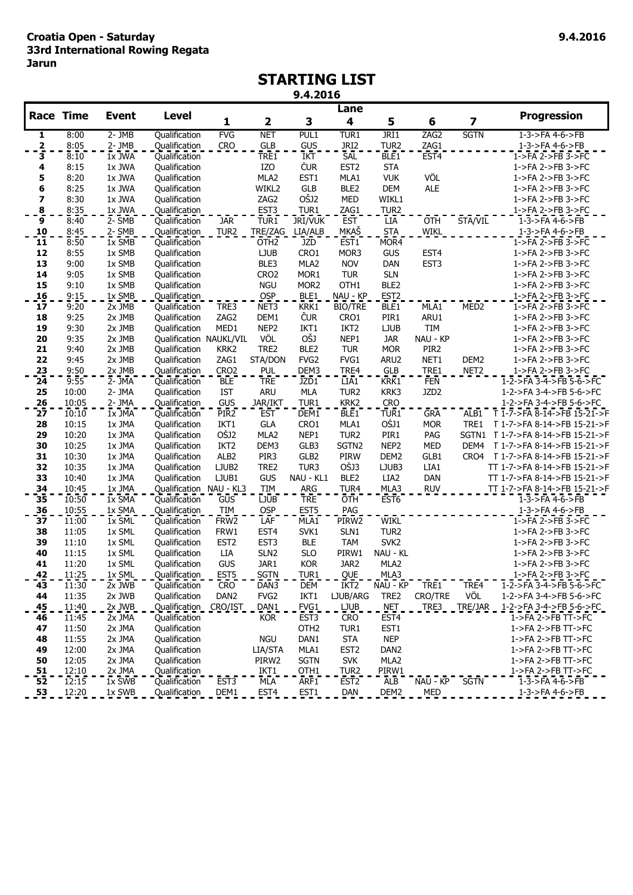**Croatia Open - Saturday**
**33rd International Rowing Regata**
**Jarun**

**9.4.2016**

# STARTING LIST

**9.4.2016**

| Race | Time | Event | Level | Lane 1 | 2 | 3 | 4 | 5 | 6 | 7 | Progression |
|---|---|---|---|---|---|---|---|---|---|---|---|
| 1 | 8:00 | 2- JMB | Qualification | FVG | NET | PUL1 | TUR1 | JRI1 | ZAG2 | SGTN | 1-3->FA 4-6->FB |
| 2 | 8:05 | 2- JMB | Qualification | CRO | GLB | GUS | JRI2 | TUR2 | ZAG1 | | 1-3->FA 4-6->FB |
| 3 | 8:10 | 1x JWA | Qualification | | TRE1 | IKT | SAL | BLE1 | EST4 | | 1->FA 2->FB 3->FC |
| 4 | 8:15 | 1x JWA | Qualification | | IZO | ČUR | EST2 | STA | | | 1->FA 2->FB 3->FC |
| 5 | 8:20 | 1x JWA | Qualification | | MLA2 | EST1 | MLA1 | VUK | VÖL | | 1->FA 2->FB 3->FC |
| 6 | 8:25 | 1x JWA | Qualification | | WIKL2 | GLB | BLE2 | DEM | ALE | | 1->FA 2->FB 3->FC |
| 7 | 8:30 | 1x JWA | Qualification | | ZAG2 | OŠJ2 | MED | WIKL1 | | | 1->FA 2->FB 3->FC |
| 8 | 8:35 | 1x JWA | Qualification | | EST3 | TUR1 | ZAG1 | TUR2 | | | 1->FA 2->FB 3->FC |
| 9 | 8:40 | 2- SMB | Qualification | JAR | TUR1 | JRI/VUK | EST | LIA | OTH | STA/VIL | 1-3->FA 4-6->FB |
| 10 | 8:45 | 2- SMB | Qualification | TUR2 | TRE/ZAG | LIA/ALB | MKAŠ | STA | WIKL | | 1-3->FA 4-6->FB |
| 11 | 8:50 | 1x SMB | Qualification | | OTH2 | JZD | EST1 | MOR4 | | | 1->FA 2->FB 3->FC |
| 12 | 8:55 | 1x SMB | Qualification | | LJUB | CRO1 | MOR3 | GUS | EST4 | | 1->FA 2->FB 3->FC |
| 13 | 9:00 | 1x SMB | Qualification | | BLE3 | MLA2 | NOV | DAN | EST3 | | 1->FA 2->FB 3->FC |
| 14 | 9:05 | 1x SMB | Qualification | | CRO2 | MOR1 | TUR | SLN | | | 1->FA 2->FB 3->FC |
| 15 | 9:10 | 1x SMB | Qualification | | NGU | MOR2 | OTH1 | BLE2 | | | 1->FA 2->FB 3->FC |
| 16 | 9:15 | 1x SMB | Qualification | | OSP | BLE1 | NAU - KP | EST2 | | | 1->FA 2->FB 3->FC |
| 17 | 9:20 | 2x JMB | Qualification | TRE3 | NET3 | KRK1 | BIO/TRE | BLE1 | MLA1 | MED2 | 1->FA 2->FB 3->FC |
| 18 | 9:25 | 2x JMB | Qualification | ZAG2 | DEM1 | ČUR | CRO1 | PIR1 | ARU1 | | 1->FA 2->FB 3->FC |
| 19 | 9:30 | 2x JMB | Qualification | MED1 | NEP2 | IKT1 | IKT2 | LJUB | TIM | | 1->FA 2->FB 3->FC |
| 20 | 9:35 | 2x JMB | Qualification | NAUKL/VIL | VÖL | OŠJ | NEP1 | JAR | NAU - KP | | 1->FA 2->FB 3->FC |
| 21 | 9:40 | 2x JMB | Qualification | KRK2 | TRE2 | BLE2 | TUR | MOR | PIR2 | | 1->FA 2->FB 3->FC |
| 22 | 9:45 | 2x JMB | Qualification | ZAG1 | STA/DON | FVG2 | FVG1 | ARU2 | NET1 | DEM2 | 1->FA 2->FB 3->FC |
| 23 | 9:50 | 2x JMB | Qualification | CRO2 | PUL | DEM3 | TRE4 | GLB | TRE1 | NET2 | 1->FA 2->FB 3->FC |
| 24 | 9:55 | 2- JMA | Qualification | BLE | TRE | JZD1 | LIA1 | KRK1 | FEN | | 1-2->FA 3-4->FB 5-6->FC |
| 25 | 10:00 | 2- JMA | Qualification | IST | ARU | MLA | TUR2 | KRK3 | JZD2 | | 1-2->FA 3-4->FB 5-6->FC |
| 26 | 10:05 | 2- JMA | Qualification | GUS | JAR/IKT | TUR1 | KRK2 | CRO | | | 1-2->FA 3-4->FB 5-6->FC |
| 27 | 10:10 | 1x JMA | Qualification | PIR2 | EST | DEM1 | BLE1 | TUR1 | GRA | ALB1 | T 1-7->FA 8-14->FB 15-21->F |
| 28 | 10:15 | 1x JMA | Qualification | IKT1 | GLA | CRO1 | MLA1 | OŠJ1 | MOR | TRE1 | T 1-7->FA 8-14->FB 15-21->F |
| 29 | 10:20 | 1x JMA | Qualification | OŠJ2 | MLA2 | NEP1 | TUR2 | PIR1 | PAG | SGTN1 | T 1-7->FA 8-14->FB 15-21->F |
| 30 | 10:25 | 1x JMA | Qualification | IKT2 | DEM3 | GLB3 | SGTN2 | NEP2 | MED | DEM4 | T 1-7->FA 8-14->FB 15-21->F |
| 31 | 10:30 | 1x JMA | Qualification | ALB2 | PIR3 | GLB2 | PIRW | DEM2 | GLB1 | CRO4 | T 1-7->FA 8-14->FB 15-21->F |
| 32 | 10:35 | 1x JMA | Qualification | LJUB2 | TRE2 | TUR3 | OŠJ3 | LJUB3 | LIA1 | | TT 1-7->FA 8-14->FB 15-21->F |
| 33 | 10:40 | 1x JMA | Qualification | LJUB1 | GUS | NAU - KL1 | BLE2 | LIA2 | DAN | | TT 1-7->FA 8-14->FB 15-21->F |
| 34 | 10:45 | 1x JMA | Qualification | NAU - KL3 | TIM | ARG | TUR4 | MLA3 | RUV | | TT 1-7->FA 8-14->FB 15-21->F |
| 35 | 10:50 | 1x SMA | Qualification | GUS | LJUB | TRE | OTH | EST6 | | | 1-3->FA 4-6->FB |
| 36 | 10:55 | 1x SMA | Qualification | TIM | OSP | EST5 | PAG | | | | 1-3->FA 4-6->FB |
| 37 | 11:00 | 1x SML | Qualification | FRW2 | LAF | MLA1 | PIRW2 | WIKL | | | 1->FA 2->FB 3->FC |
| 38 | 11:05 | 1x SML | Qualification | FRW1 | EST4 | SVK1 | SLN1 | TUR2 | | | 1->FA 2->FB 3->FC |
| 39 | 11:10 | 1x SML | Qualification | EST2 | EST3 | BLE | TAM | SVK2 | | | 1->FA 2->FB 3->FC |
| 40 | 11:15 | 1x SML | Qualification | LIA | SLN2 | SLO | PIRW1 | NAU - KL | | | 1->FA 2->FB 3->FC |
| 41 | 11:20 | 1x SML | Qualification | GUS | JAR1 | KOR | JAR2 | MLA2 | | | 1->FA 2->FB 3->FC |
| 42 | 11:25 | 1x SML | Qualification | EST5 | SGTN | TUR1 | QUE | MLA3 | | | 1->FA 2->FB 3->FC |
| 43 | 11:30 | 2x JWB | Qualification | CRO | DAN3 | DEM | IKT2 | NAU - KP | TRE1 | TRE4 | 1-2->FA 3-4->FB 5-6->FC |
| 44 | 11:35 | 2x JWB | Qualification | DAN2 | FVG2 | IKT1 | LJUB/ARG | TRE2 | CRO/TRE | VÖL | 1-2->FA 3-4->FB 5-6->FC |
| 45 | 11:40 | 2x JWB | Qualification | CRO/IST | DAN1 | FVG1 | LJUB | NET | TRE3 | TRE/JAR | 1-2->FA 3-4->FB 5-6->FC |
| 46 | 11:45 | 2x JMA | Qualification | | KOR | EST3 | CRO | EST4 | | | 1->FA 2->FB TT->FC |
| 47 | 11:50 | 2x JMA | Qualification | | | OTH2 | TUR1 | EST1 | | | 1->FA 2->FB TT->FC |
| 48 | 11:55 | 2x JMA | Qualification | | NGU | DAN1 | STA | NEP | | | 1->FA 2->FB TT->FC |
| 49 | 12:00 | 2x JMA | Qualification | | LIA/STA | MLA1 | EST2 | DAN2 | | | 1->FA 2->FB TT->FC |
| 50 | 12:05 | 2x JMA | Qualification | | PIRW2 | SGTN | SVK | MLA2 | | | 1->FA 2->FB TT->FC |
| 51 | 12:10 | 2x JMA | Qualification | | IKT1 | OTH1 | TUR2 | PIRW1 | | | 1->FA 2->FB TT->FC |
| 52 | 12:15 | 1x SWB | Qualification | EST3 | MLA | ARF1 | EST2 | ALB | NAU - KP | SGTN | 1-3->FA 4-6->FB |
| 53 | 12:20 | 1x SWB | Qualification | DEM1 | EST4 | EST1 | DAN | DEM2 | MED | | 1-3->FA 4-6->FB |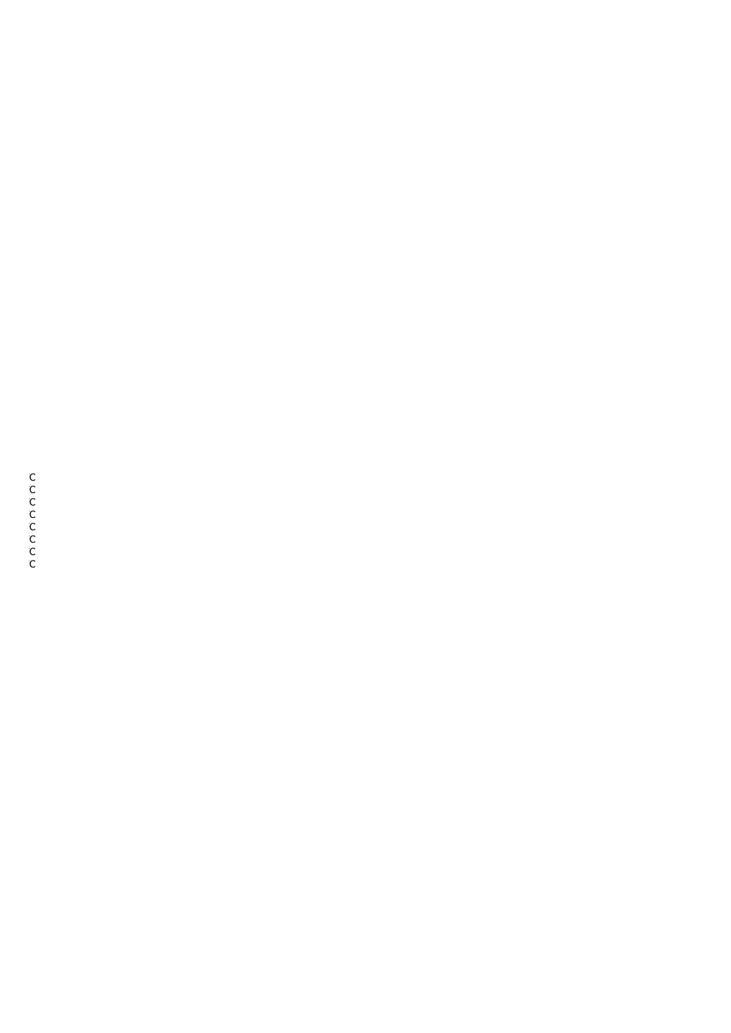c
c
c
c
c
c
c
c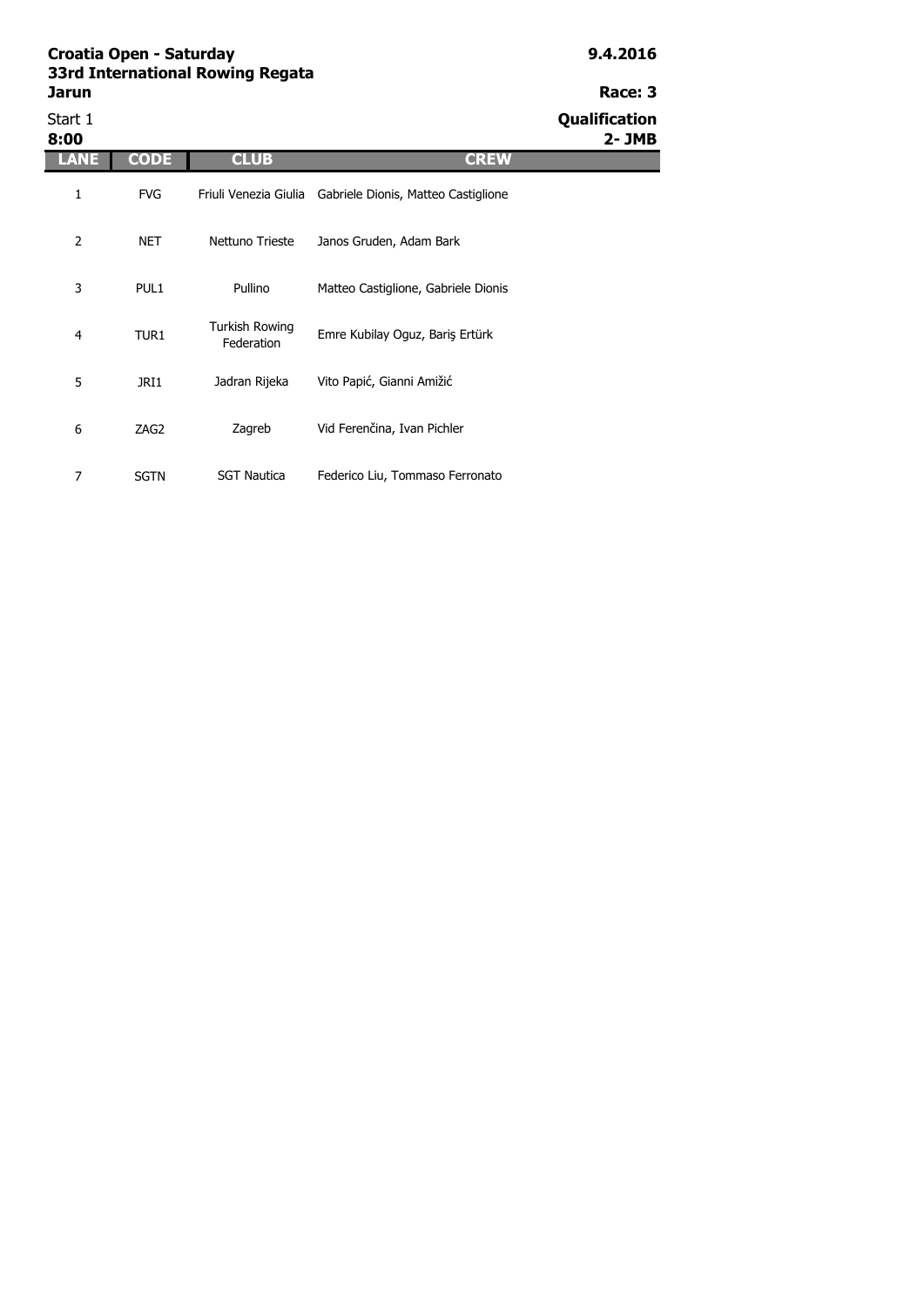**Croatia Open - Saturday**
**33rd International Rowing Regata**
**Jarun**

**9.4.2016**

**Race: 3**

Start 1
**8:00**

**Qualification**
**2- JMB**

| LANE | CODE | CLUB | CREW |
|---|---|---|---|
| 1 | FVG | Friuli Venezia Giulia | Gabriele Dionis, Matteo Castiglione |
| 2 | NET | Nettuno Trieste | Janos Gruden, Adam Bark |
| 3 | PUL1 | Pullino | Matteo Castiglione, Gabriele Dionis |
| 4 | TUR1 | Turkish Rowing Federation | Emre Kubilay Oguz, Bariş Ertürk |
| 5 | JRI1 | Jadran Rijeka | Vito Papić, Gianni Amižić |
| 6 | ZAG2 | Zagreb | Vid Ferenčina, Ivan Pichler |
| 7 | SGTN | SGT Nautica | Federico Liu, Tommaso Ferronato |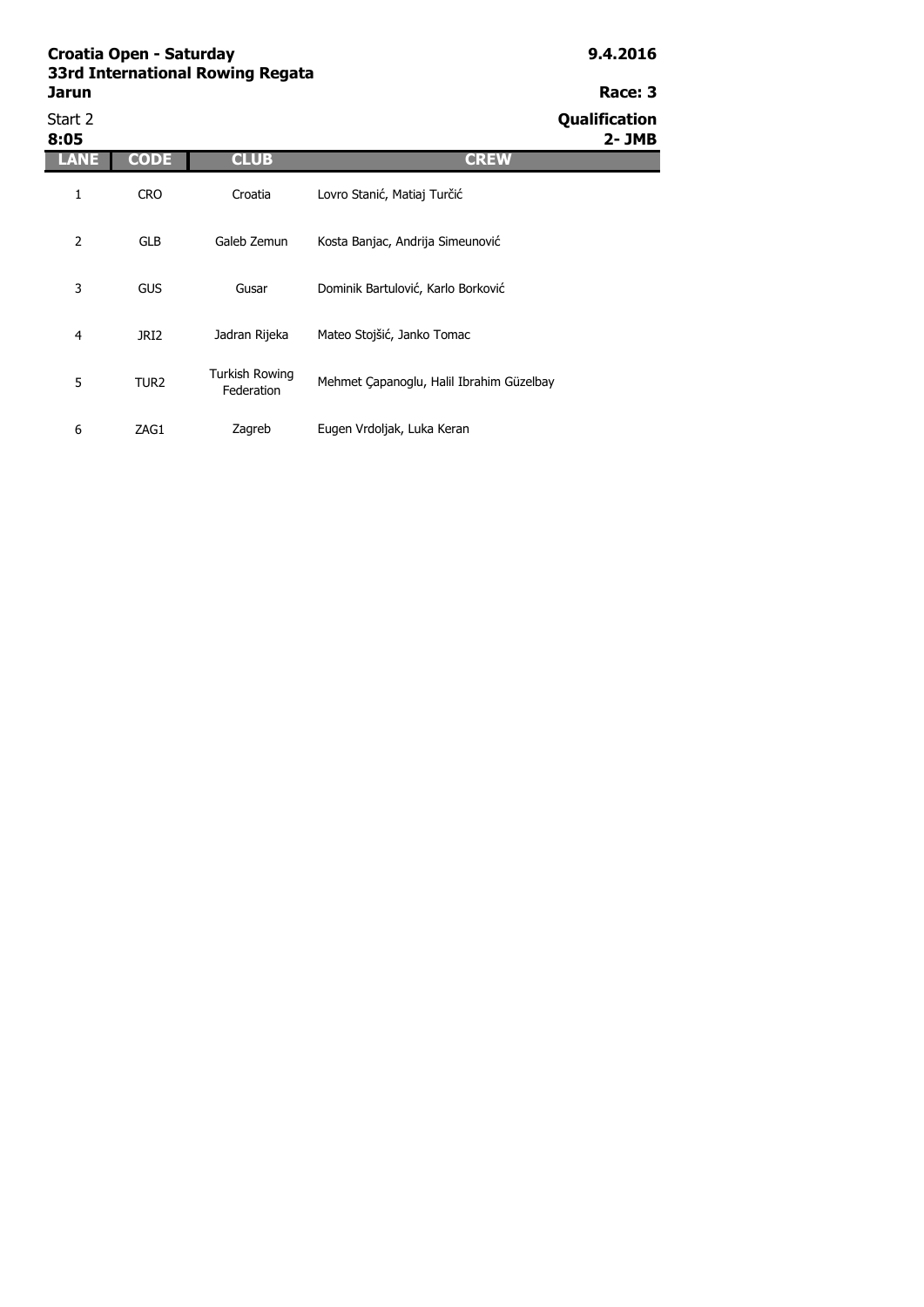**Croatia Open - Saturday**
**33rd International Rowing Regata**
**Jarun**

**9.4.2016**

**Race: 3**

Start 2
**8:05**

**Qualification**
**2- JMB**

| LANE | CODE | CLUB | CREW |
|---|---|---|---|
| 1 | CRO | Croatia | Lovro Stanić, Matiaj Turčić |
| 2 | GLB | Galeb Zemun | Kosta Banjac, Andrija Simeunović |
| 3 | GUS | Gusar | Dominik Bartulović, Karlo Borković |
| 4 | JRI2 | Jadran Rijeka | Mateo Stojšić, Janko Tomac |
| 5 | TUR2 | Turkish Rowing Federation | Mehmet Çapanoglu, Halil Ibrahim Güzelbay |
| 6 | ZAG1 | Zagreb | Eugen Vrdoljak, Luka Keran |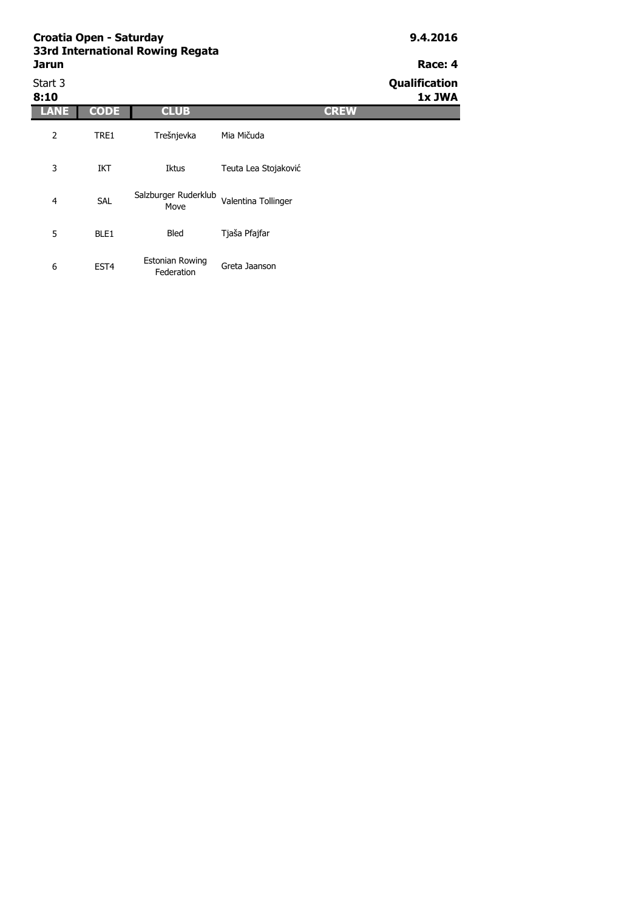**Croatia Open - Saturday**
**33rd International Rowing Regata**
**Jarun**

**9.4.2016**

**Race: 4**

Start 3
**8:10**

**Qualification**
**1x JWA**

| LANE | CODE | CLUB | CREW |
|---|---|---|---|
| 2 | TRE1 | Trešnjevka | Mia Mičuda |
| 3 | IKT | Iktus | Teuta Lea Stojaković |
| 4 | SAL | Salzburger Ruderklub Move | Valentina Tollinger |
| 5 | BLE1 | Bled | Tjaša Pfajfar |
| 6 | EST4 | Estonian Rowing Federation | Greta Jaanson |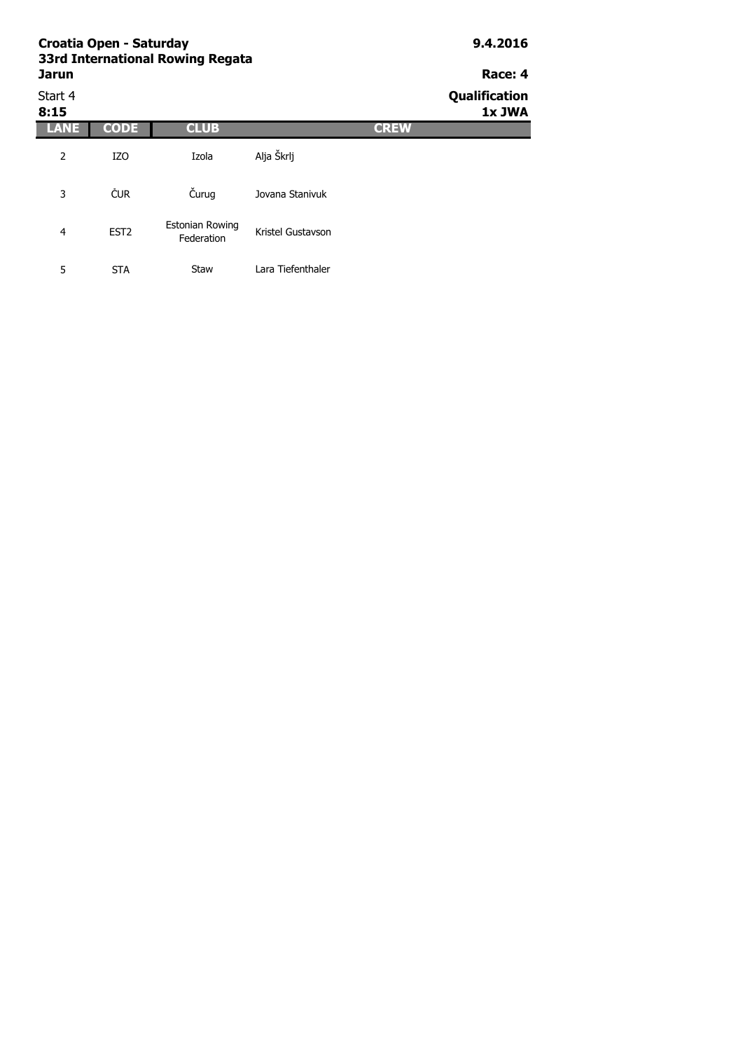**Croatia Open - Saturday**
**33rd International Rowing Regata**
**Jarun**

**9.4.2016**

**Race: 4**

Start 4
**8:15**

**Qualification**
**1x JWA**

| LANE | CODE | CLUB | CREW |
|---|---|---|---|
| 2 | IZO | Izola | Alja Škrlj |
| 3 | ČUR | Čurug | Jovana Stanivuk |
| 4 | EST2 | Estonian Rowing Federation | Kristel Gustavson |
| 5 | STA | Staw | Lara Tiefenthaler |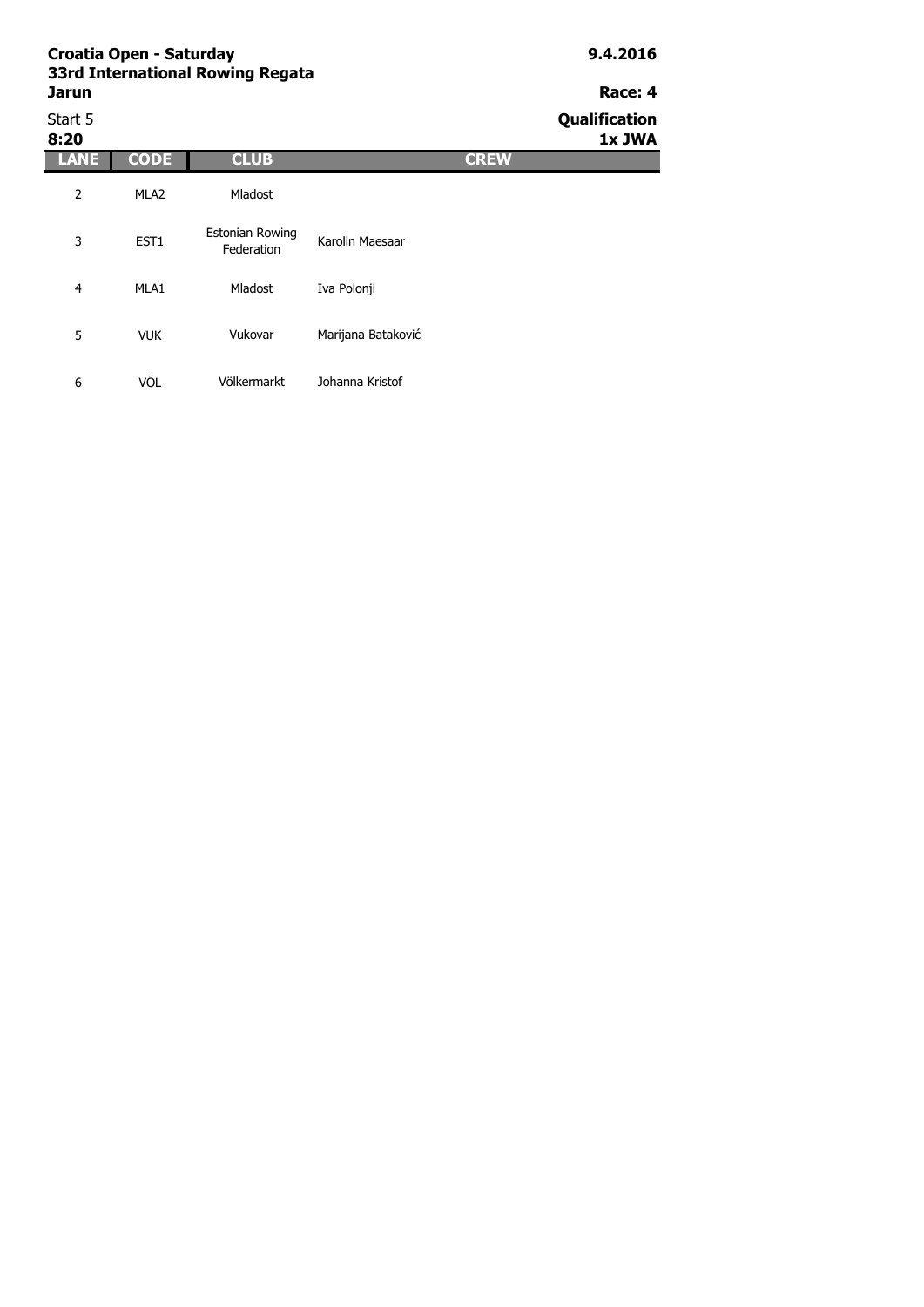**Croatia Open - Saturday**
**33rd International Rowing Regata**
**Jarun**

**9.4.2016**

**Race: 4**

Start 5
**8:20**

**Qualification**
**1x JWA**

| LANE | CODE | CLUB | CREW |
|---|---|---|---|
| 2 | MLA2 | Mladost | |
| 3 | EST1 | Estonian Rowing Federation | Karolin Maesaar |
| 4 | MLA1 | Mladost | Iva Polonji |
| 5 | VUK | Vukovar | Marijana Bataković |
| 6 | VÖL | Völkermarkt | Johanna Kristof |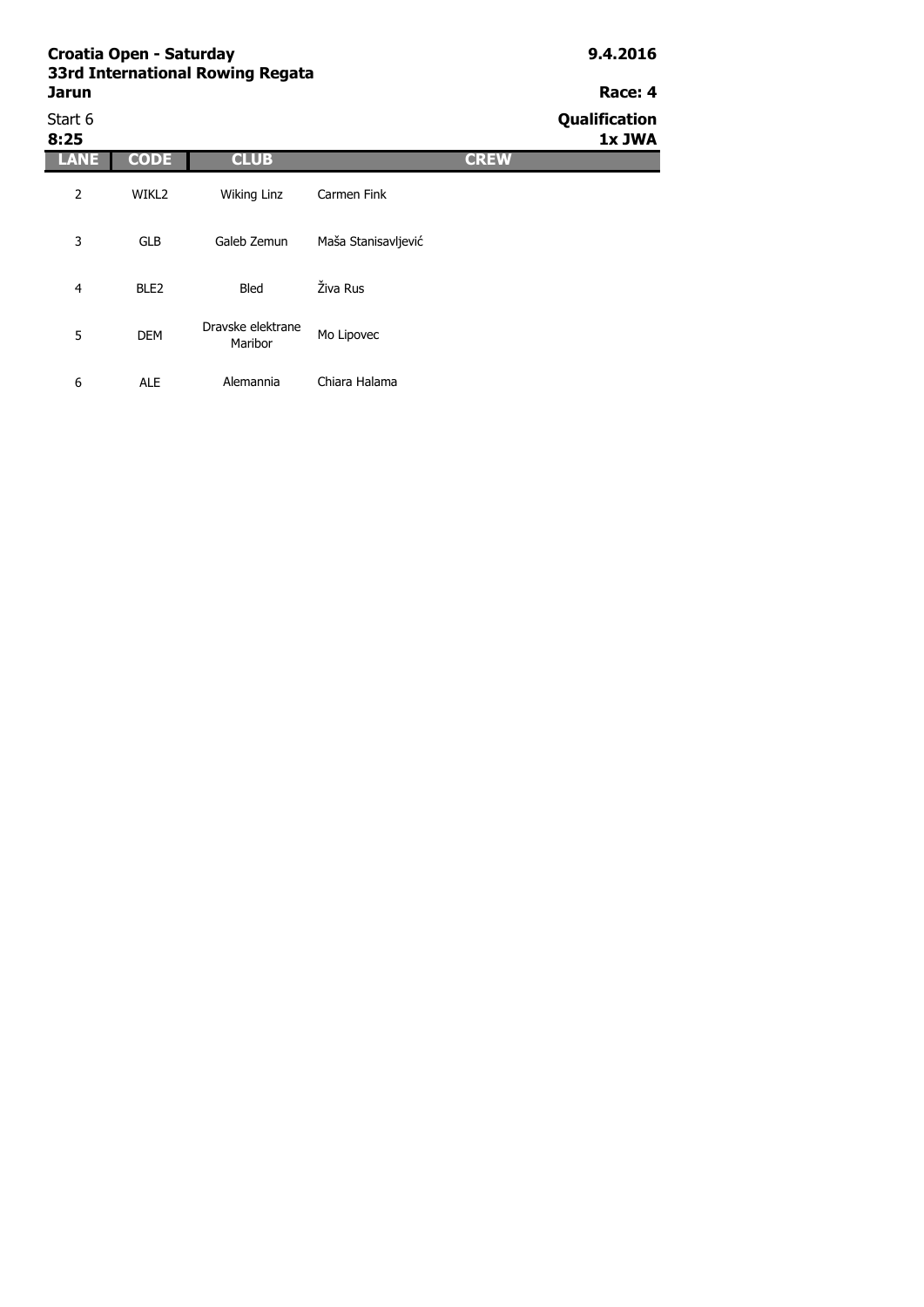**Croatia Open - Saturday**
**33rd International Rowing Regata**
**Jarun**

**9.4.2016**

**Race: 4**

Start 6
**8:25**

**Qualification**
**1x JWA**

| LANE | CODE | CLUB | CREW |
|---|---|---|---|
| 2 | WIKL2 | Wiking Linz | Carmen Fink |
| 3 | GLB | Galeb Zemun | Maša Stanisavljević |
| 4 | BLE2 | Bled | Živa Rus |
| 5 | DEM | Dravske elektrane Maribor | Mo Lipovec |
| 6 | ALE | Alemannia | Chiara Halama |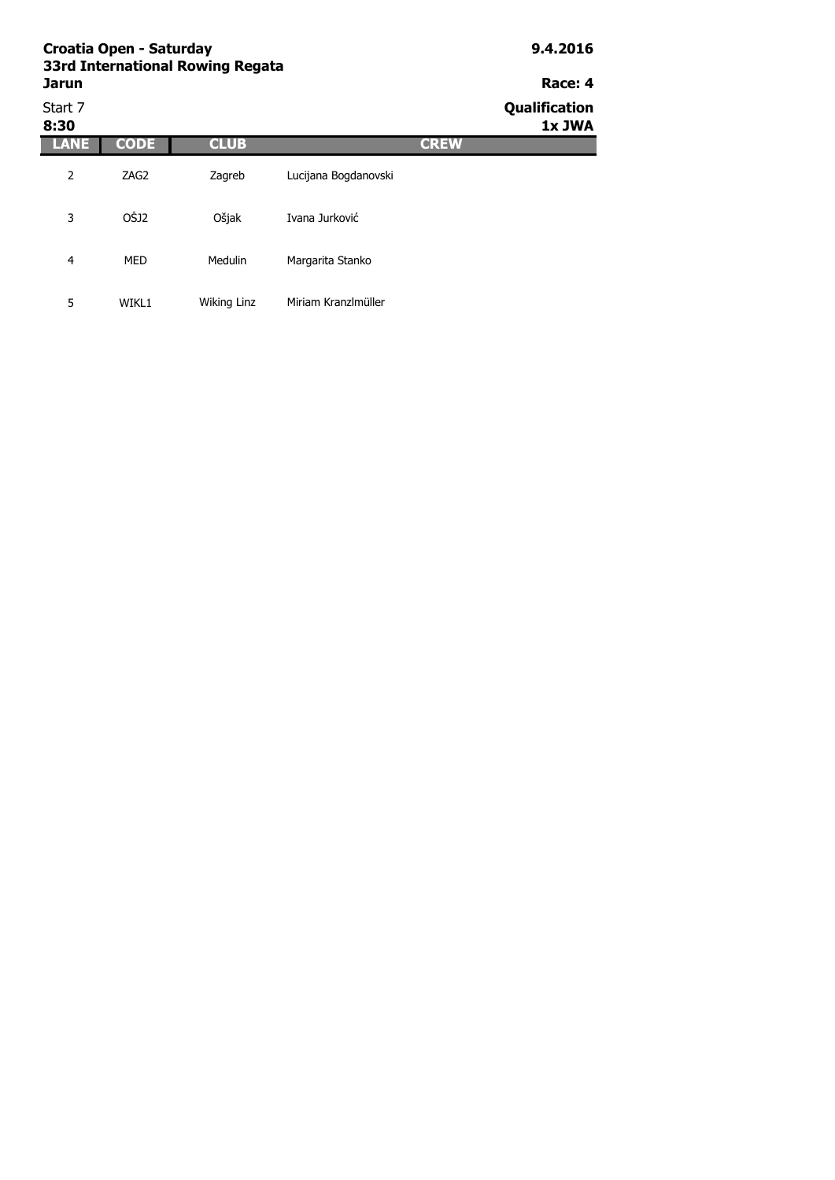**Croatia Open - Saturday** **9.4.2016**
**33rd International Rowing Regata**
**Jarun** **Race: 4**

Start 7 **Qualification**
**8:30** **1x JWA**

| LANE | CODE | CLUB | CREW |
|---|---|---|---|
| 2 | ZAG2 | Zagreb | Lucijana Bogdanovski |
| 3 | OŠJ2 | Ošjak | Ivana Jurković |
| 4 | MED | Medulin | Margarita Stanko |
| 5 | WIKL1 | Wiking Linz | Miriam Kranzlmüller |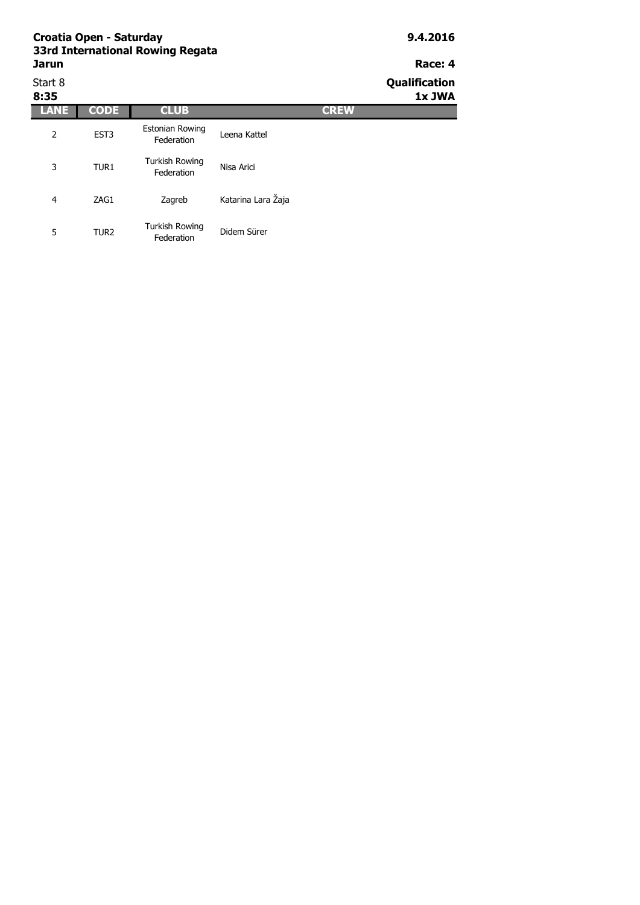**Croatia Open - Saturday**
**33rd International Rowing Regata**
**Jarun**

**9.4.2016**

**Race: 4**

Start 8
**8:35**

**Qualification**
**1x JWA**

| LANE | CODE | CLUB | CREW |
|---|---|---|---|
| 2 | EST3 | Estonian Rowing Federation | Leena Kattel |
| 3 | TUR1 | Turkish Rowing Federation | Nisa Arici |
| 4 | ZAG1 | Zagreb | Katarina Lara Žaja |
| 5 | TUR2 | Turkish Rowing Federation | Didem Sürer |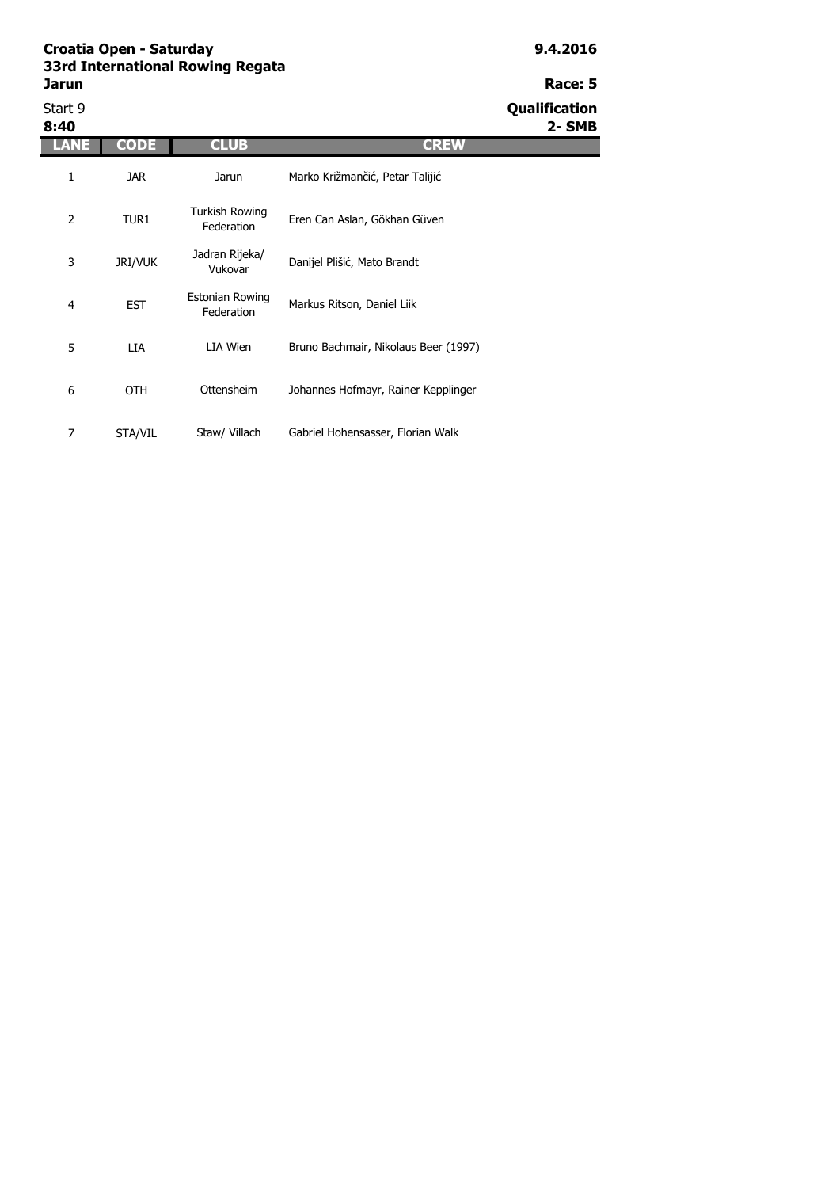**Croatia Open - Saturday**
**33rd International Rowing Regata**
**Jarun**

**9.4.2016**

**Race: 5**

Start 9
**8:40**

**Qualification**
**2- SMB**

| LANE | CODE | CLUB | CREW |
|---|---|---|---|
| 1 | JAR | Jarun | Marko Križmančić, Petar Talijić |
| 2 | TUR1 | Turkish Rowing Federation | Eren Can Aslan, Gökhan Güven |
| 3 | JRI/VUK | Jadran Rijeka/ Vukovar | Danijel Plišić, Mato Brandt |
| 4 | EST | Estonian Rowing Federation | Markus Ritson, Daniel Liik |
| 5 | LIA | LIA Wien | Bruno Bachmair, Nikolaus Beer (1997) |
| 6 | OTH | Ottensheim | Johannes Hofmayr, Rainer Kepplinger |
| 7 | STA/VIL | Staw/ Villach | Gabriel Hohensasser, Florian Walk |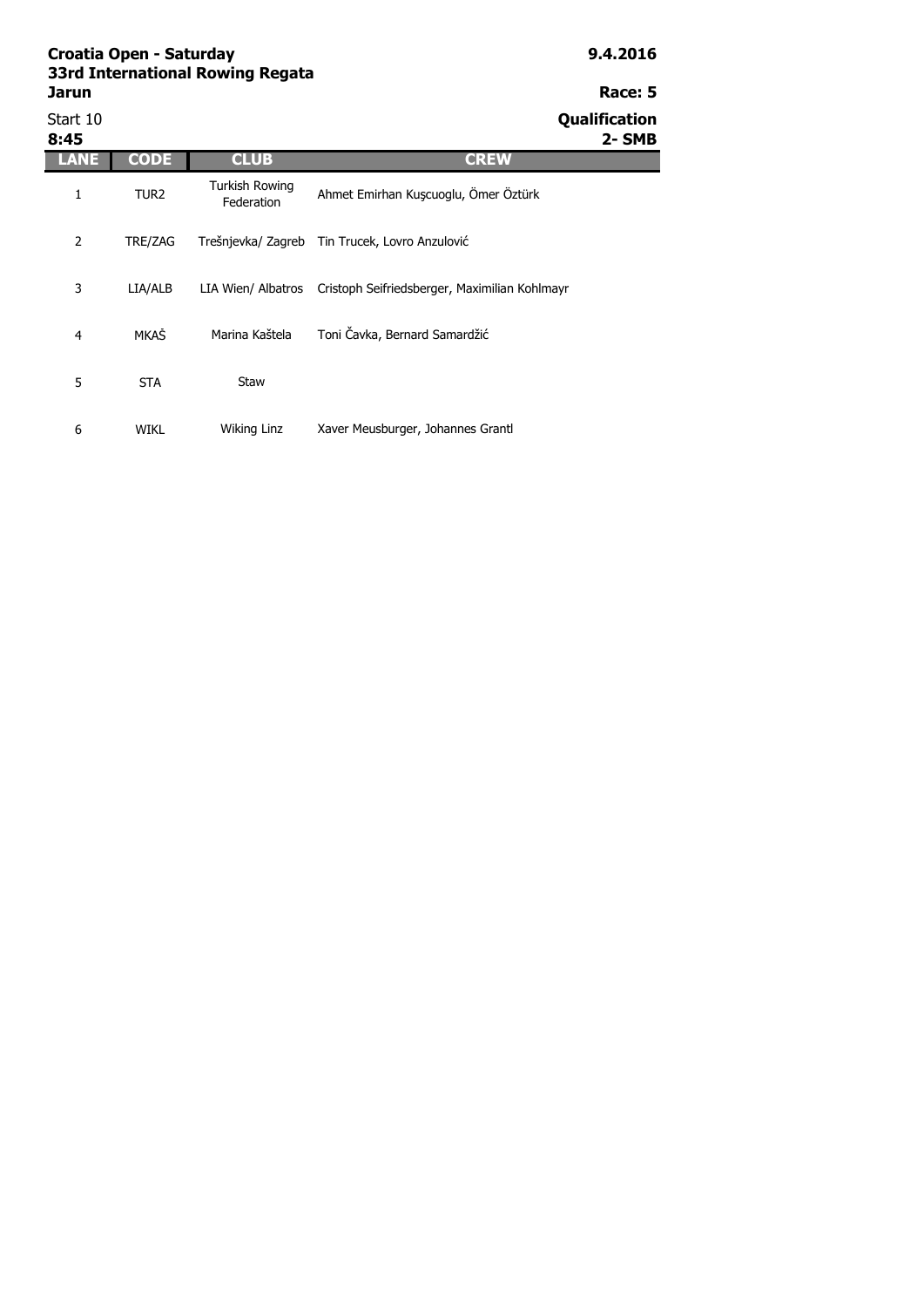**Croatia Open - Saturday**
**33rd International Rowing Regata**
**Jarun**

**9.4.2016**

**Race: 5**

Start 10
**8:45**

**Qualification**
**2- SMB**

| LANE | CODE | CLUB | CREW |
|---|---|---|---|
| 1 | TUR2 | Turkish Rowing Federation | Ahmet Emirhan Kuşcuoglu, Ömer Öztürk |
| 2 | TRE/ZAG | Trešnjevka/ Zagreb | Tin Trucek, Lovro Anzulović |
| 3 | LIA/ALB | LIA Wien/ Albatros | Cristoph Seifriedsberger, Maximilian Kohlmayr |
| 4 | MKAŠ | Marina Kaštela | Toni Čavka, Bernard Samardžić |
| 5 | STA | Staw | |
| 6 | WIKL | Wiking Linz | Xaver Meusburger, Johannes Grantl |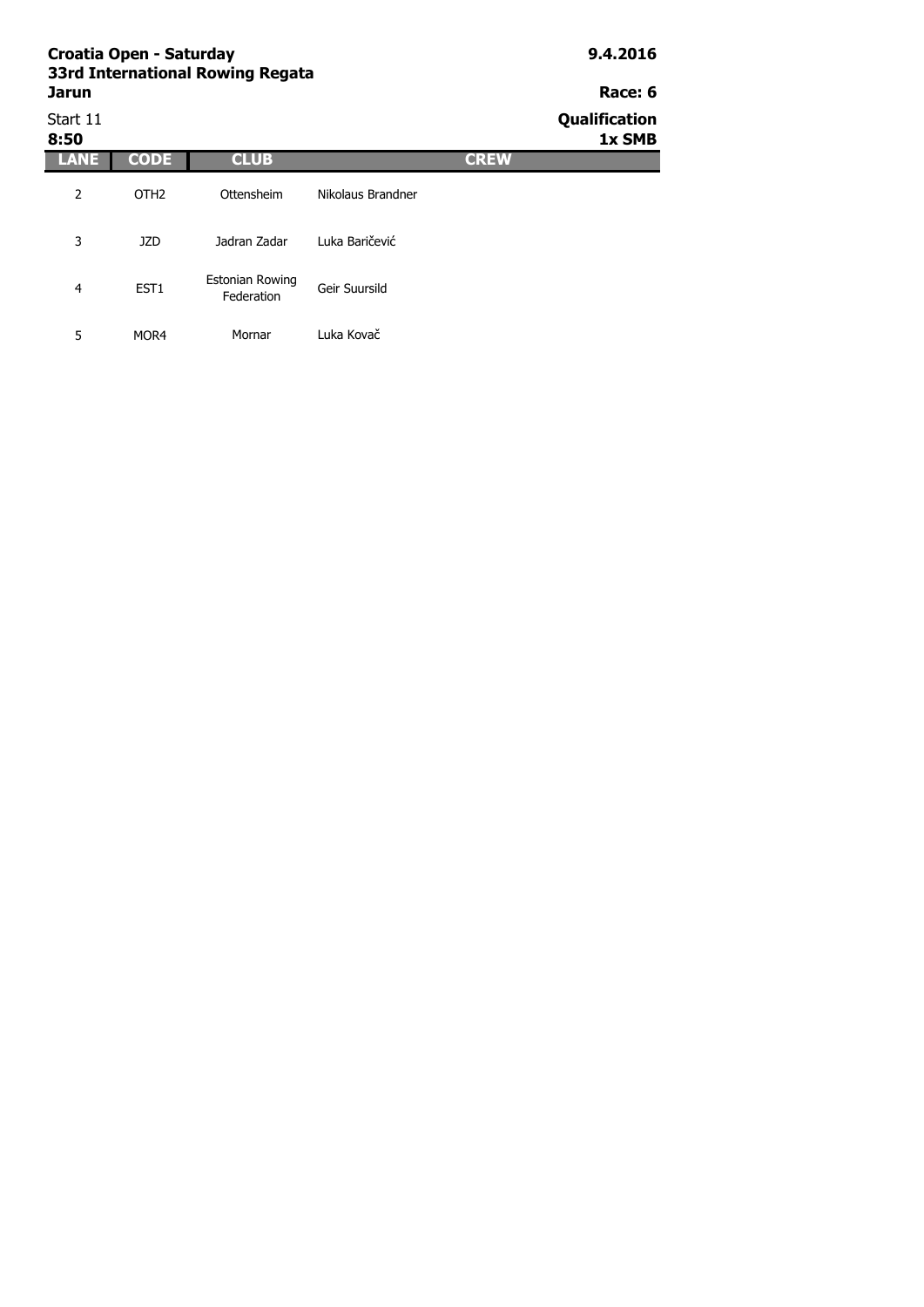**Croatia Open - Saturday**
**33rd International Rowing Regata**
**Jarun**

**9.4.2016**

**Race: 6**

Start 11
**8:50**

**Qualification**
**1x SMB**

| LANE | CODE | CLUB | CREW |
|---|---|---|---|
| 2 | OTH2 | Ottensheim | Nikolaus Brandner |
| 3 | JZD | Jadran Zadar | Luka Baričević |
| 4 | EST1 | Estonian Rowing Federation | Geir Suursild |
| 5 | MOR4 | Mornar | Luka Kovač |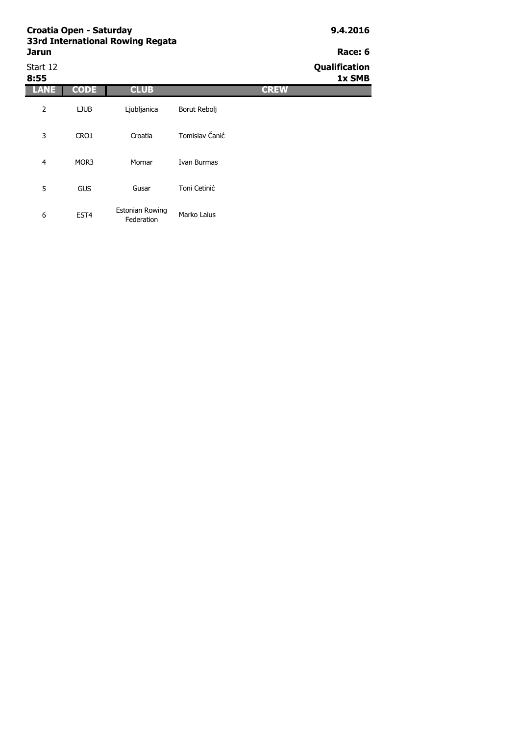**Croatia Open - Saturday**
**33rd International Rowing Regata**
**Jarun**

**9.4.2016**

**Race: 6**

Start 12
**8:55**

**Qualification**
**1x SMB**

| LANE | CODE | CLUB | CREW |
|---|---|---|---|
| 2 | LJUB | Ljubljanica | Borut Rebolj |
| 3 | CRO1 | Croatia | Tomislav Čanić |
| 4 | MOR3 | Mornar | Ivan Burmas |
| 5 | GUS | Gusar | Toni Cetinić |
| 6 | EST4 | Estonian Rowing Federation | Marko Laius |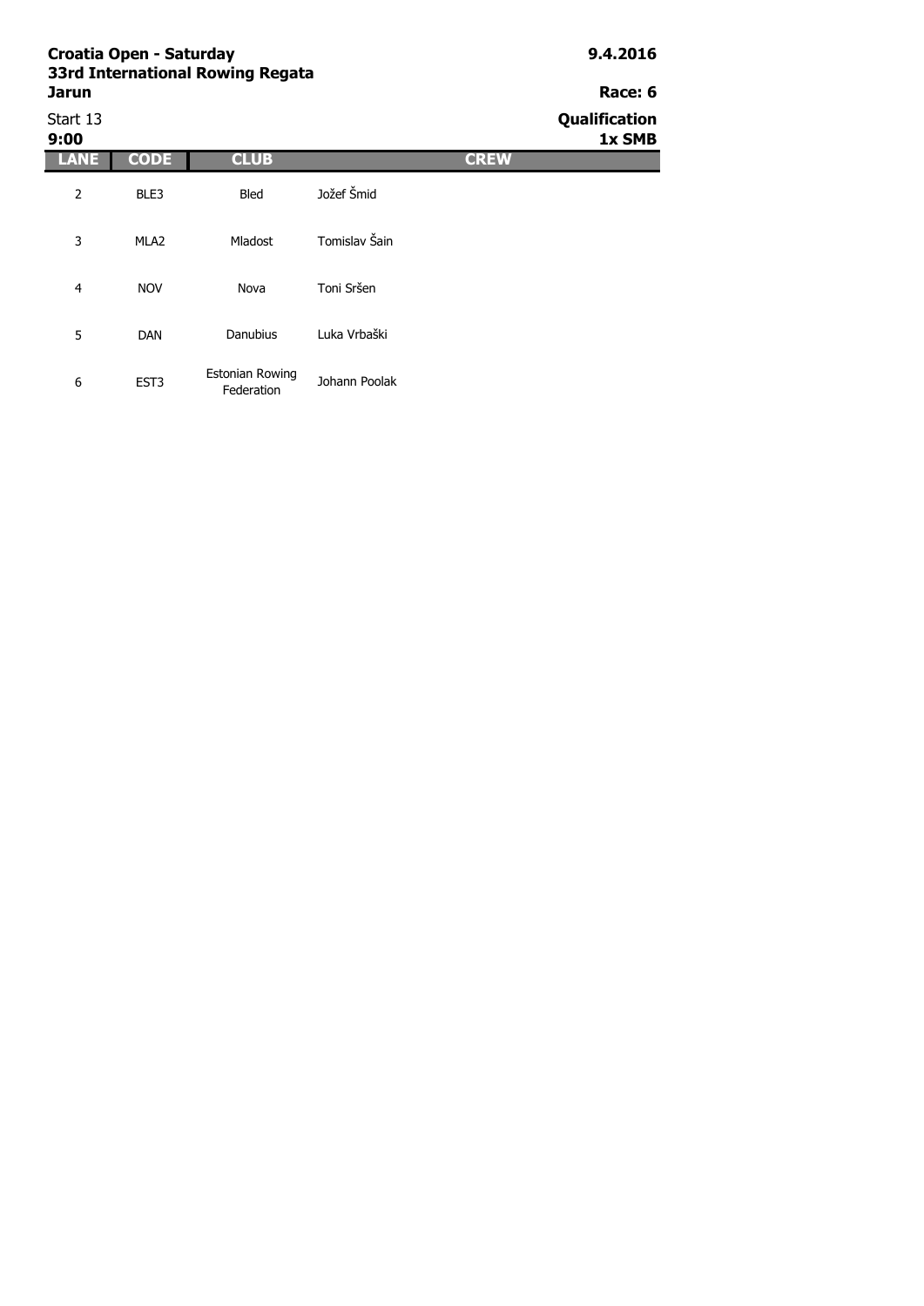**Croatia Open - Saturday**
**33rd International Rowing Regata**
**Jarun**

**9.4.2016**

**Race: 6**

Start 13
**9:00**

**Qualification**
**1x SMB**

| LANE | CODE | CLUB | CREW |
|---|---|---|---|
| 2 | BLE3 | Bled | Jožef Šmid |
| 3 | MLA2 | Mladost | Tomislav Šain |
| 4 | NOV | Nova | Toni Sršen |
| 5 | DAN | Danubius | Luka Vrbaški |
| 6 | EST3 | Estonian Rowing Federation | Johann Poolak |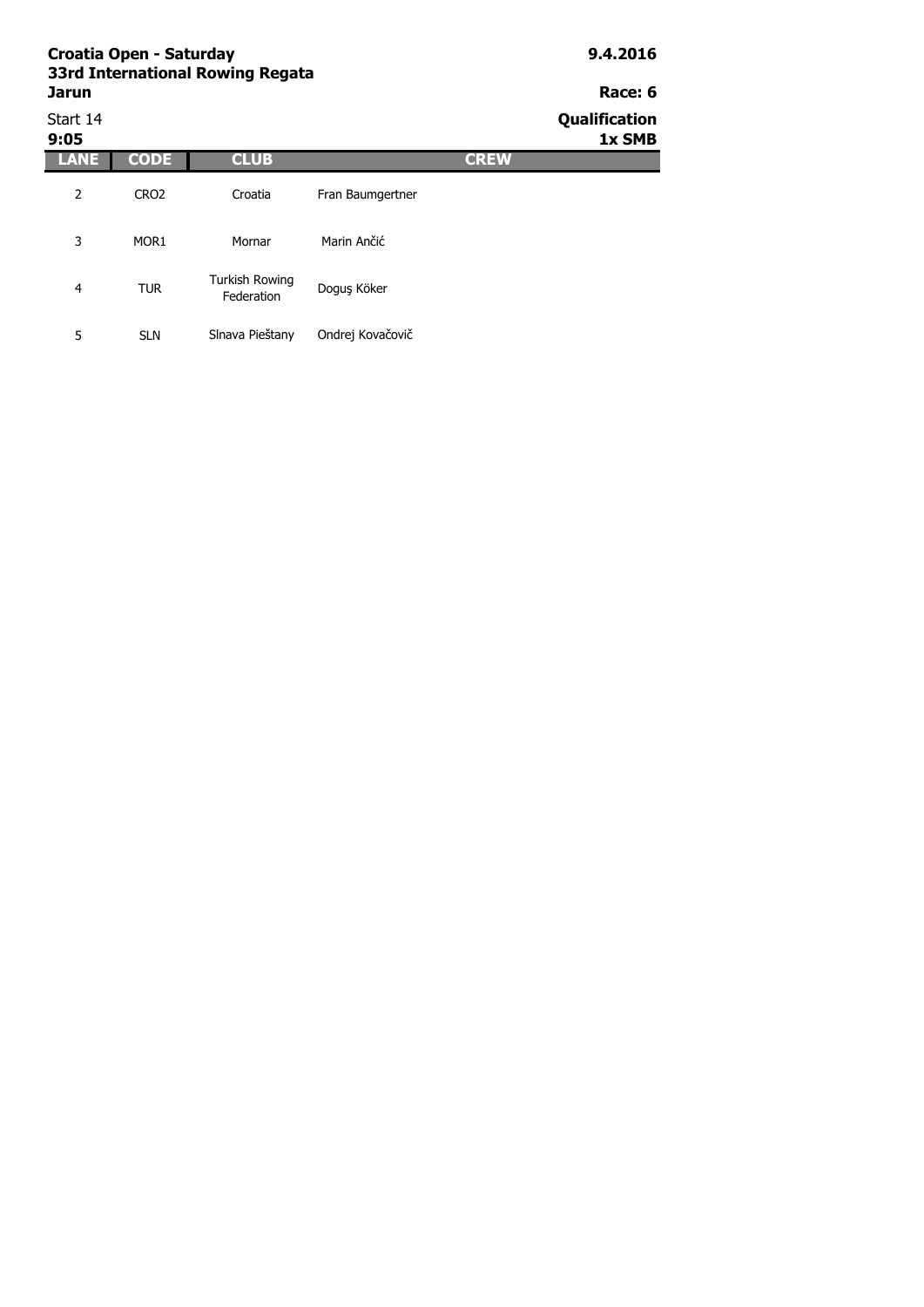**Croatia Open - Saturday**
**33rd International Rowing Regata**
**Jarun**

**9.4.2016**

**Race: 6**

Start 14
**9:05**

**Qualification**
**1x SMB**

| LANE | CODE | CLUB | CREW |
|---|---|---|---|
| 2 | CRO2 | Croatia | Fran Baumgertner |
| 3 | MOR1 | Mornar | Marin Ančić |
| 4 | TUR | Turkish Rowing Federation | Doguş Köker |
| 5 | SLN | Slnava Pieštany | Ondrej Kovačovič |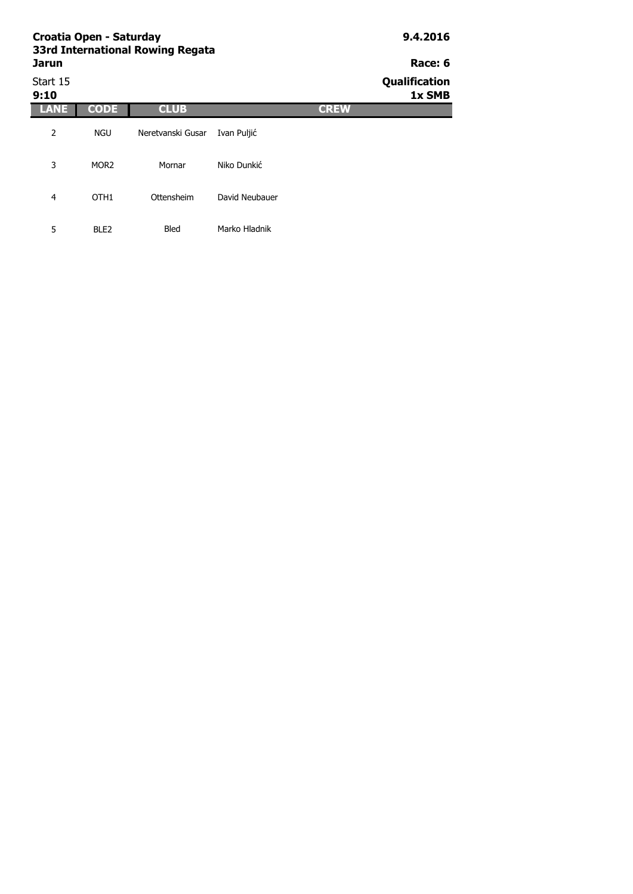**Croatia Open - Saturday**
**33rd International Rowing Regata**
**Jarun**

**9.4.2016**

**Race: 6**

Start 15
**9:10**

**Qualification**
**1x SMB**

| LANE | CODE | CLUB | CREW |
|---|---|---|---|
| 2 | NGU | Neretvanski Gusar | Ivan Puljić |
| 3 | MOR2 | Mornar | Niko Dunkić |
| 4 | OTH1 | Ottensheim | David Neubauer |
| 5 | BLE2 | Bled | Marko Hladnik |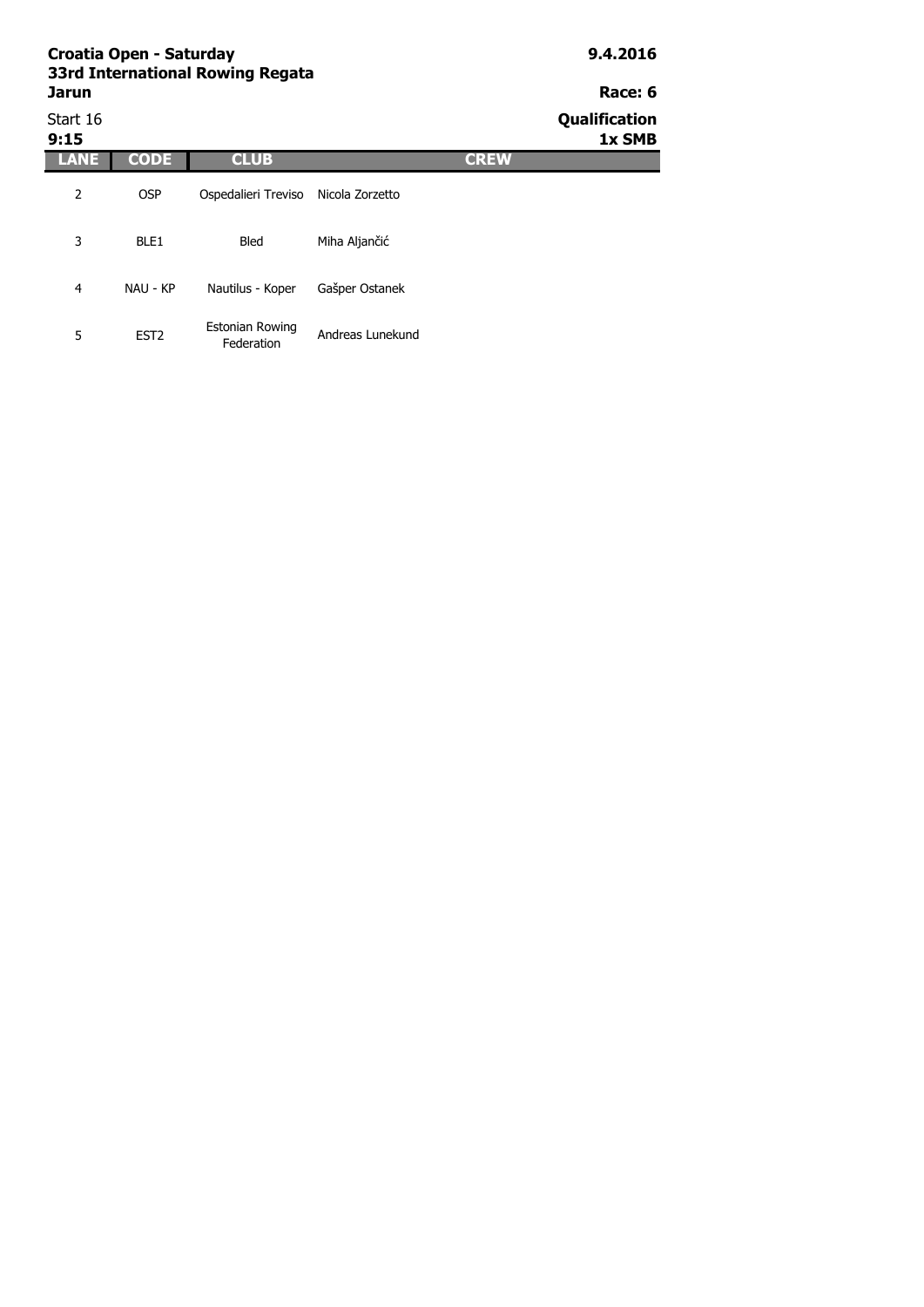**Croatia Open - Saturday**
**33rd International Rowing Regata**
**Jarun**

**9.4.2016**

**Race: 6**

Start 16
**9:15**

**Qualification**
**1x SMB**

| LANE | CODE | CLUB | CREW |
|---|---|---|---|
| 2 | OSP | Ospedalieri Treviso | Nicola Zorzetto |
| 3 | BLE1 | Bled | Miha Aljančić |
| 4 | NAU - KP | Nautilus - Koper | Gašper Ostanek |
| 5 | EST2 | Estonian Rowing Federation | Andreas Lunekund |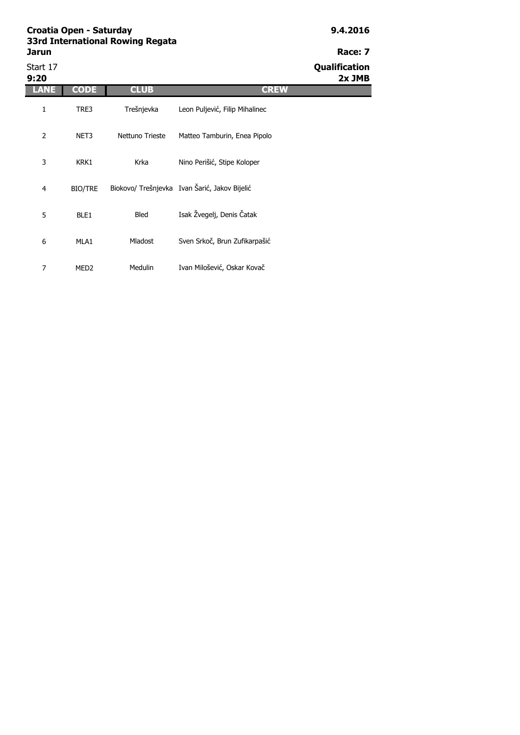**Croatia Open - Saturday**
**33rd International Rowing Regata**
**Jarun**

**9.4.2016**

**Race: 7**

Start 17
**9:20**

**Qualification**
**2x JMB**

| LANE | CODE | CLUB | CREW |
| --- | --- | --- | --- |
| 1 | TRE3 | Trešnjevka | Leon Puljević, Filip Mihalinec |
| 2 | NET3 | Nettuno Trieste | Matteo Tamburin, Enea Pipolo |
| 3 | KRK1 | Krka | Nino Perišić, Stipe Koloper |
| 4 | BIO/TRE | Biokovo/ Trešnjevka | Ivan Šarić, Jakov Bijelić |
| 5 | BLE1 | Bled | Isak Žvegelj, Denis Čatak |
| 6 | MLA1 | Mladost | Sven Srkoč, Brun Zufikarpašić |
| 7 | MED2 | Medulin | Ivan Milošević, Oskar Kovač |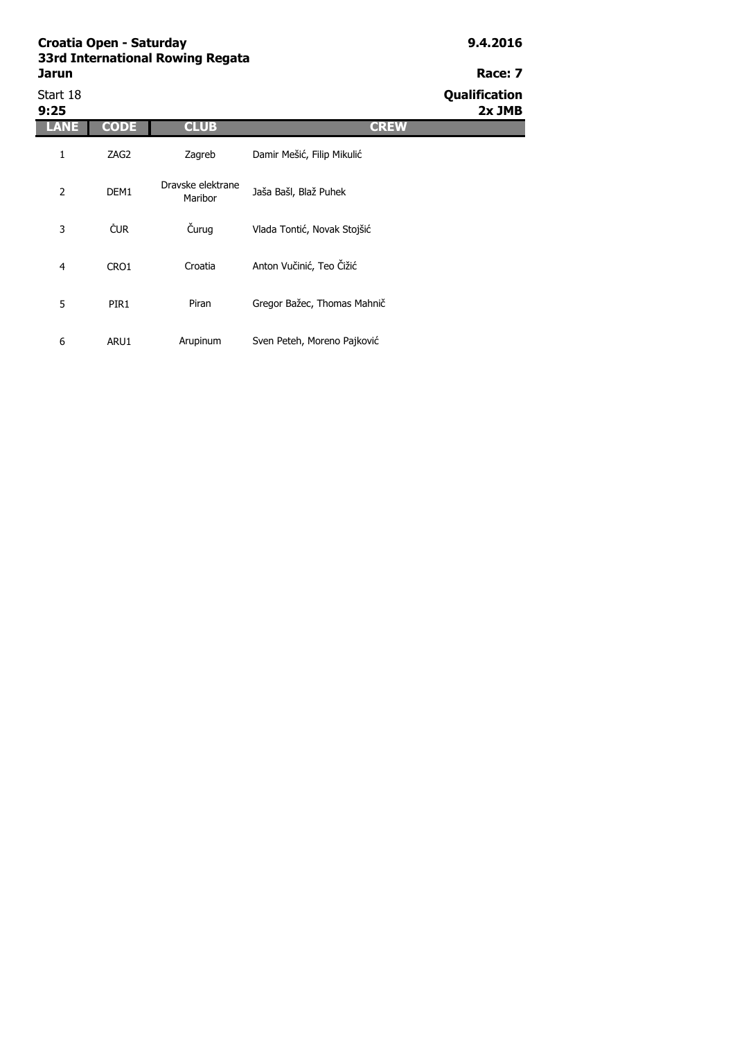**Croatia Open - Saturday**
**33rd International Rowing Regata**
**Jarun**

**9.4.2016**

**Race: 7**

Start 18
**9:25**

**Qualification**
**2x JMB**

| LANE | CODE | CLUB | CREW |
|---|---|---|---|
| 1 | ZAG2 | Zagreb | Damir Mešić, Filip Mikulić |
| 2 | DEM1 | Dravske elektrane Maribor | Jaša Bašl, Blaž Puhek |
| 3 | ČUR | Čurug | Vlada Tontić, Novak Stojšić |
| 4 | CRO1 | Croatia | Anton Vučinić, Teo Čižić |
| 5 | PIR1 | Piran | Gregor Bažec, Thomas Mahnič |
| 6 | ARU1 | Arupinum | Sven Peteh, Moreno Pajković |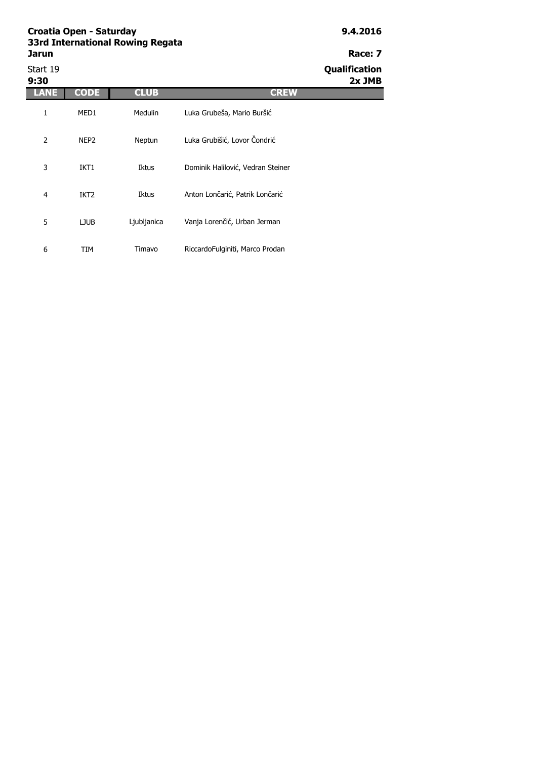**Croatia Open - Saturday**
**33rd International Rowing Regata**
**Jarun**

**9.4.2016**

**Race: 7**

Start 19
**9:30**

**Qualification**
**2x JMB**

| LANE | CODE | CLUB | CREW |
|---|---|---|---|
| 1 | MED1 | Medulin | Luka Grubeša, Mario Buršić |
| 2 | NEP2 | Neptun | Luka Grubišić, Lovor Čondrić |
| 3 | IKT1 | Iktus | Dominik Halilović, Vedran Steiner |
| 4 | IKT2 | Iktus | Anton Lončarić, Patrik Lončarić |
| 5 | LJUB | Ljubljanica | Vanja Lorenčić, Urban Jerman |
| 6 | TIM | Timavo | RiccardoFulginiti, Marco Prodan |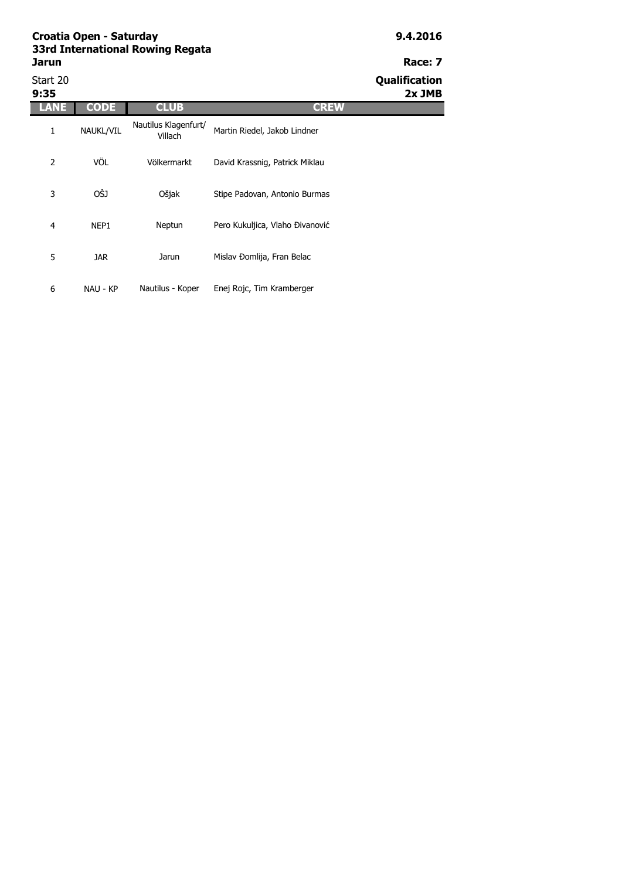**Croatia Open - Saturday**
**33rd International Rowing Regata**
**Jarun**

**9.4.2016**

**Race: 7**

Start 20
**9:35**

**Qualification**
**2x JMB**

| LANE | CODE | CLUB | CREW |
|---|---|---|---|
| 1 | NAUKL/VIL | Nautilus Klagenfurt/ Villach | Martin Riedel, Jakob Lindner |
| 2 | VÖL | Völkermarkt | David Krassnig, Patrick Miklau |
| 3 | OŠJ | Ošjak | Stipe Padovan, Antonio Burmas |
| 4 | NEP1 | Neptun | Pero Kukuljica, Vlaho Đivanović |
| 5 | JAR | Jarun | Mislav Đomlija, Fran Belac |
| 6 | NAU - KP | Nautilus - Koper | Enej Rojc, Tim Kramberger |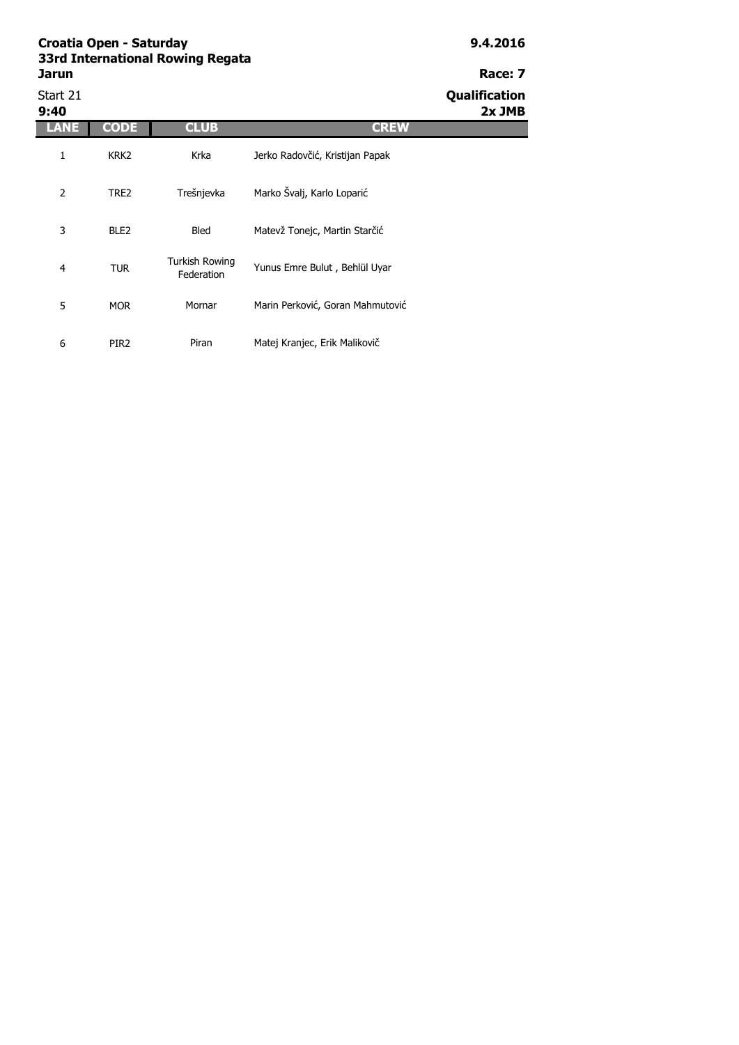**Croatia Open - Saturday**
**33rd International Rowing Regata**
**Jarun**

**9.4.2016**

**Race: 7**

Start 21
**9:40**

**Qualification**
**2x JMB**

| LANE | CODE | CLUB | CREW |
|---|---|---|---|
| 1 | KRK2 | Krka | Jerko Radovčić, Kristijan Papak |
| 2 | TRE2 | Trešnjevka | Marko Švalj, Karlo Loparić |
| 3 | BLE2 | Bled | Matevž Tonejc, Martin Starčić |
| 4 | TUR | Turkish Rowing Federation | Yunus Emre Bulut , Behlül Uyar |
| 5 | MOR | Mornar | Marin Perković, Goran Mahmutović |
| 6 | PIR2 | Piran | Matej Kranjec, Erik Malikovič |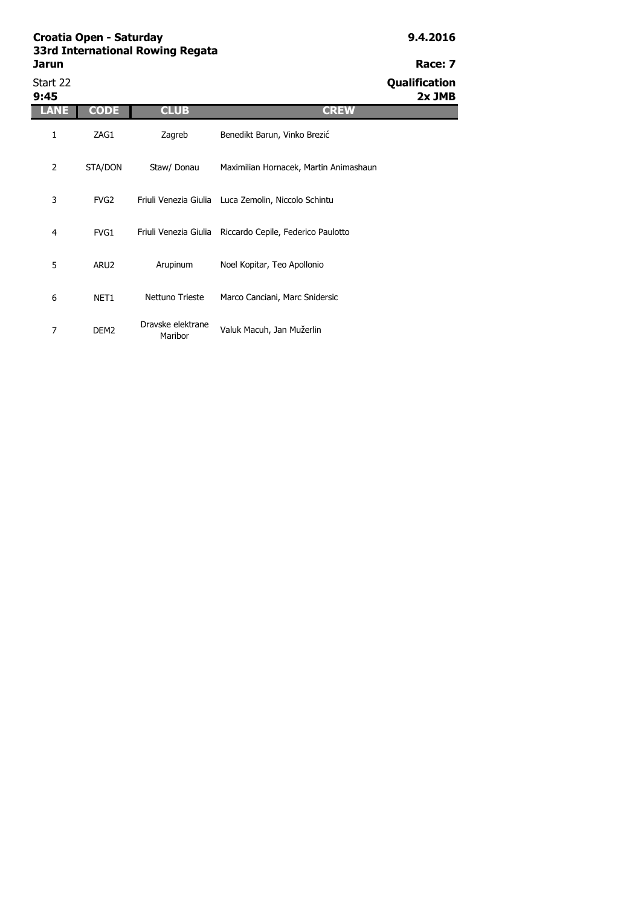**Croatia Open - Saturday**
**33rd International Rowing Regata**
**Jarun**

**9.4.2016**

**Race: 7**

Start 22
**9:45**

**Qualification**
**2x JMB**

| LANE | CODE | CLUB | CREW |
|---|---|---|---|
| 1 | ZAG1 | Zagreb | Benedikt Barun, Vinko Brezić |
| 2 | STA/DON | Staw/ Donau | Maximilian Hornacek, Martin Animashaun |
| 3 | FVG2 | Friuli Venezia Giulia | Luca Zemolin, Niccolo Schintu |
| 4 | FVG1 | Friuli Venezia Giulia | Riccardo Cepile, Federico Paulotto |
| 5 | ARU2 | Arupinum | Noel Kopitar, Teo Apollonio |
| 6 | NET1 | Nettuno Trieste | Marco Canciani, Marc Snidersic |
| 7 | DEM2 | Dravske elektrane Maribor | Valuk Macuh, Jan Mužerlin |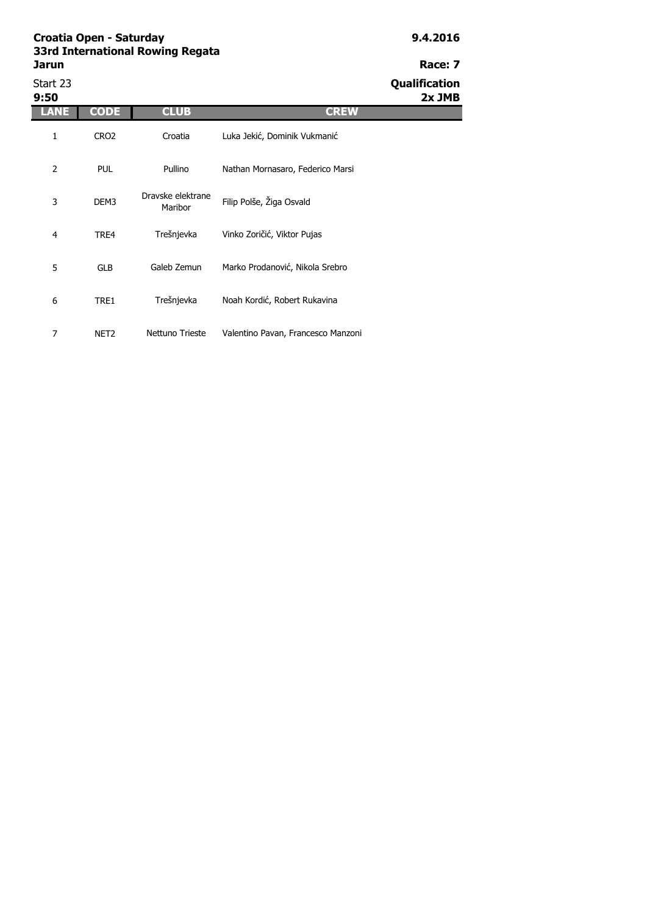**Croatia Open - Saturday**
**33rd International Rowing Regata**
**Jarun**

**9.4.2016**

**Race: 7**

Start 23
**9:50**

**Qualification**
**2x JMB**

| LANE | CODE | CLUB | CREW |
|---|---|---|---|
| 1 | CRO2 | Croatia | Luka Jekić, Dominik Vukmanić |
| 2 | PUL | Pullino | Nathan Mornasaro, Federico Marsi |
| 3 | DEM3 | Dravske elektrane Maribor | Filip Polše, Žiga Osvald |
| 4 | TRE4 | Trešnjevka | Vinko Zoričić, Viktor Pujas |
| 5 | GLB | Galeb Zemun | Marko Prodanović, Nikola Srebro |
| 6 | TRE1 | Trešnjevka | Noah Kordić, Robert Rukavina |
| 7 | NET2 | Nettuno Trieste | Valentino Pavan, Francesco Manzoni |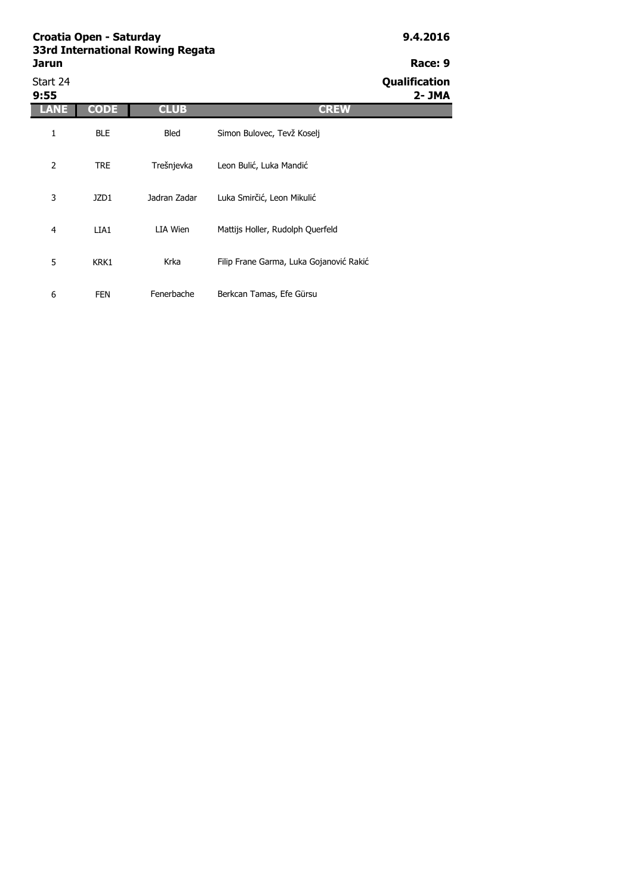**Croatia Open - Saturday**
**33rd International Rowing Regata**
**Jarun**

**9.4.2016**

**Race: 9**

Start 24
**9:55**

**Qualification**
**2- JMA**

| LANE | CODE | CLUB | CREW |
|---|---|---|---|
| 1 | BLE | Bled | Simon Bulovec, Tevž Koselj |
| 2 | TRE | Trešnjevka | Leon Bulić, Luka Mandić |
| 3 | JZD1 | Jadran Zadar | Luka Smirčić, Leon Mikulić |
| 4 | LIA1 | LIA Wien | Mattijs Holler, Rudolph Querfeld |
| 5 | KRK1 | Krka | Filip Frane Garma, Luka Gojanović Rakić |
| 6 | FEN | Fenerbache | Berkcan Tamas, Efe Gürsu |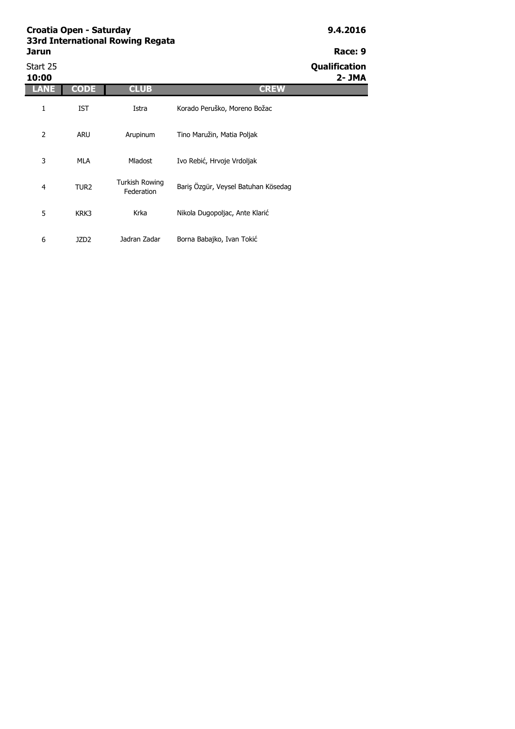**Croatia Open - Saturday**
**33rd International Rowing Regata**
**Jarun**

**9.4.2016**

**Race: 9**

Start 25
**10:00**

**Qualification**
**2- JMA**

| LANE | CODE | CLUB | CREW |
|---|---|---|---|
| 1 | IST | Istra | Korado Peruško, Moreno Božac |
| 2 | ARU | Arupinum | Tino Maružin, Matia Poljak |
| 3 | MLA | Mladost | Ivo Rebić, Hrvoje Vrdoljak |
| 4 | TUR2 | Turkish Rowing Federation | Bariş Özgür, Veysel Batuhan Kösedag |
| 5 | KRK3 | Krka | Nikola Dugopoljac, Ante Klarić |
| 6 | JZD2 | Jadran Zadar | Borna Babajko, Ivan Tokić |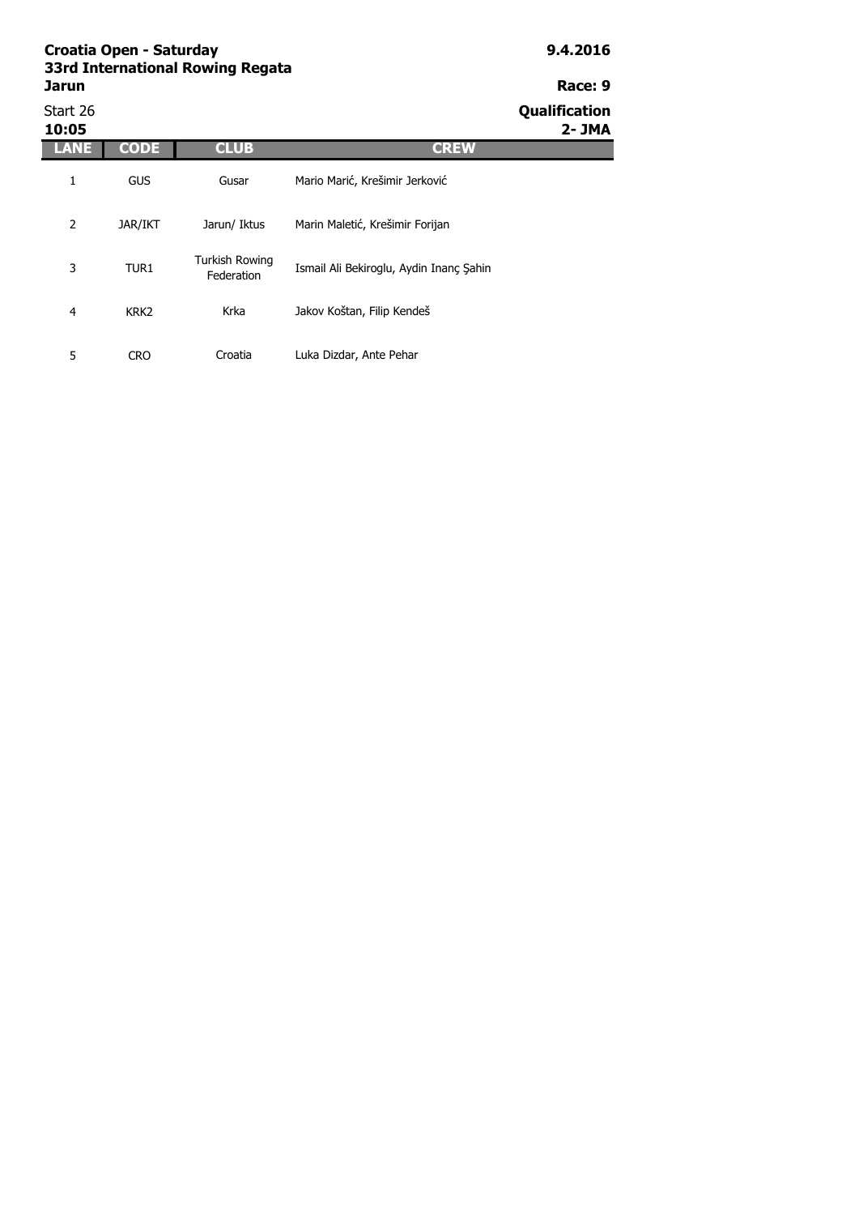**Croatia Open - Saturday**
**33rd International Rowing Regata**
**Jarun**

**9.4.2016**

**Race: 9**

Start 26
**10:05**

**Qualification**
**2- JMA**

| LANE | CODE | CLUB | CREW |
|---|---|---|---|
| 1 | GUS | Gusar | Mario Marić, Krešimir Jerković |
| 2 | JAR/IKT | Jarun/ Iktus | Marin Maletić, Krešimir Forijan |
| 3 | TUR1 | Turkish Rowing Federation | Ismail Ali Bekiroglu, Aydin Inanç Şahin |
| 4 | KRK2 | Krka | Jakov Koštan, Filip Kendeš |
| 5 | CRO | Croatia | Luka Dizdar, Ante Pehar |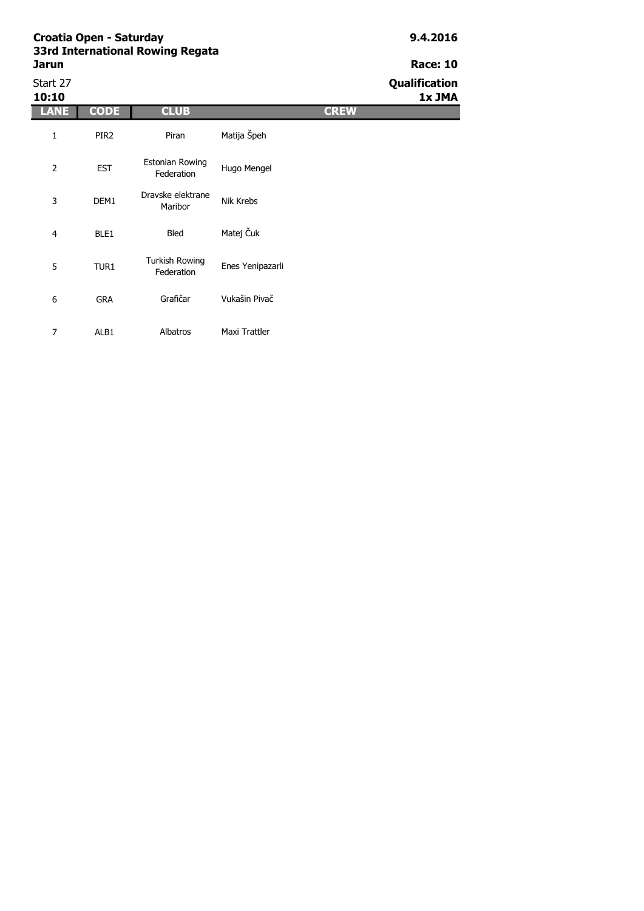**Croatia Open - Saturday**
**33rd International Rowing Regata**
**Jarun**

**9.4.2016**

**Race: 10**

Start 27
**10:10**

**Qualification**
**1x JMA**

| LANE | CODE | CLUB | CREW |
|---|---|---|---|
| 1 | PIR2 | Piran | Matija Špeh |
| 2 | EST | Estonian Rowing Federation | Hugo Mengel |
| 3 | DEM1 | Dravske elektrane Maribor | Nik Krebs |
| 4 | BLE1 | Bled | Matej Čuk |
| 5 | TUR1 | Turkish Rowing Federation | Enes Yenipazarli |
| 6 | GRA | Grafičar | Vukašin Pivač |
| 7 | ALB1 | Albatros | Maxi Trattler |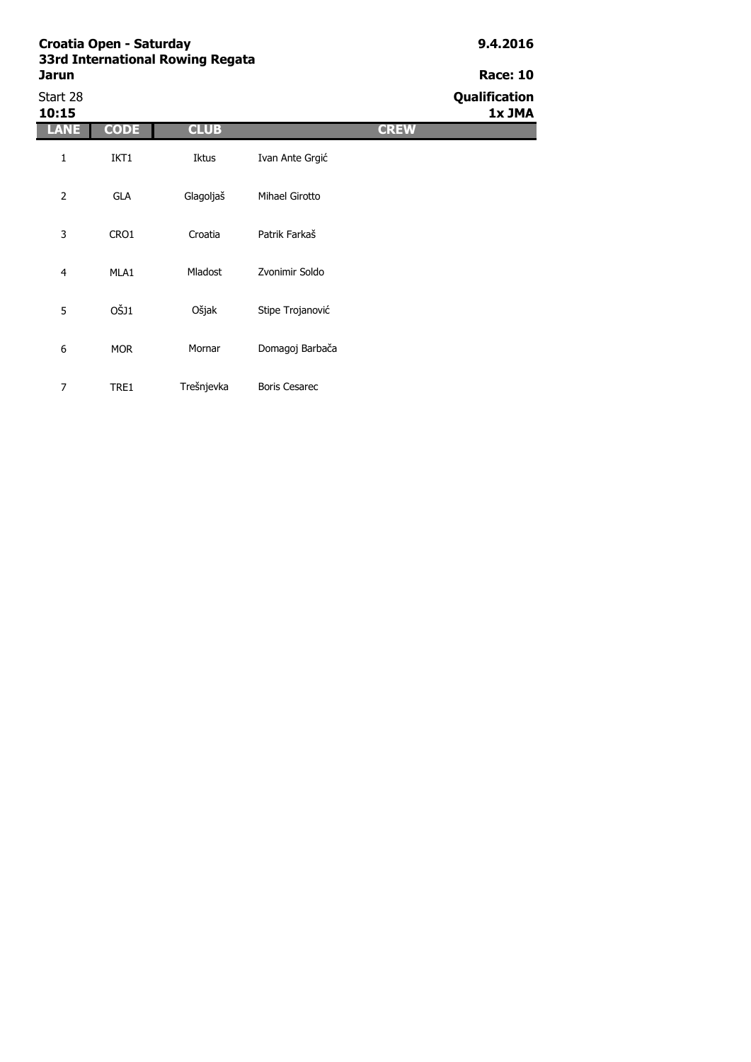**Croatia Open - Saturday**
**33rd International Rowing Regata**
**Jarun**

**9.4.2016**

**Race: 10**

Start 28
**10:15**

**Qualification**
**1x JMA**

| LANE | CODE | CLUB | CREW |
|---|---|---|---|
| 1 | IKT1 | Iktus | Ivan Ante Grgić |
| 2 | GLA | Glagoljaš | Mihael Girotto |
| 3 | CRO1 | Croatia | Patrik Farkaš |
| 4 | MLA1 | Mladost | Zvonimir Soldo |
| 5 | OŠJ1 | Ošjak | Stipe Trojanović |
| 6 | MOR | Mornar | Domagoj Barbača |
| 7 | TRE1 | Trešnjevka | Boris Cesarec |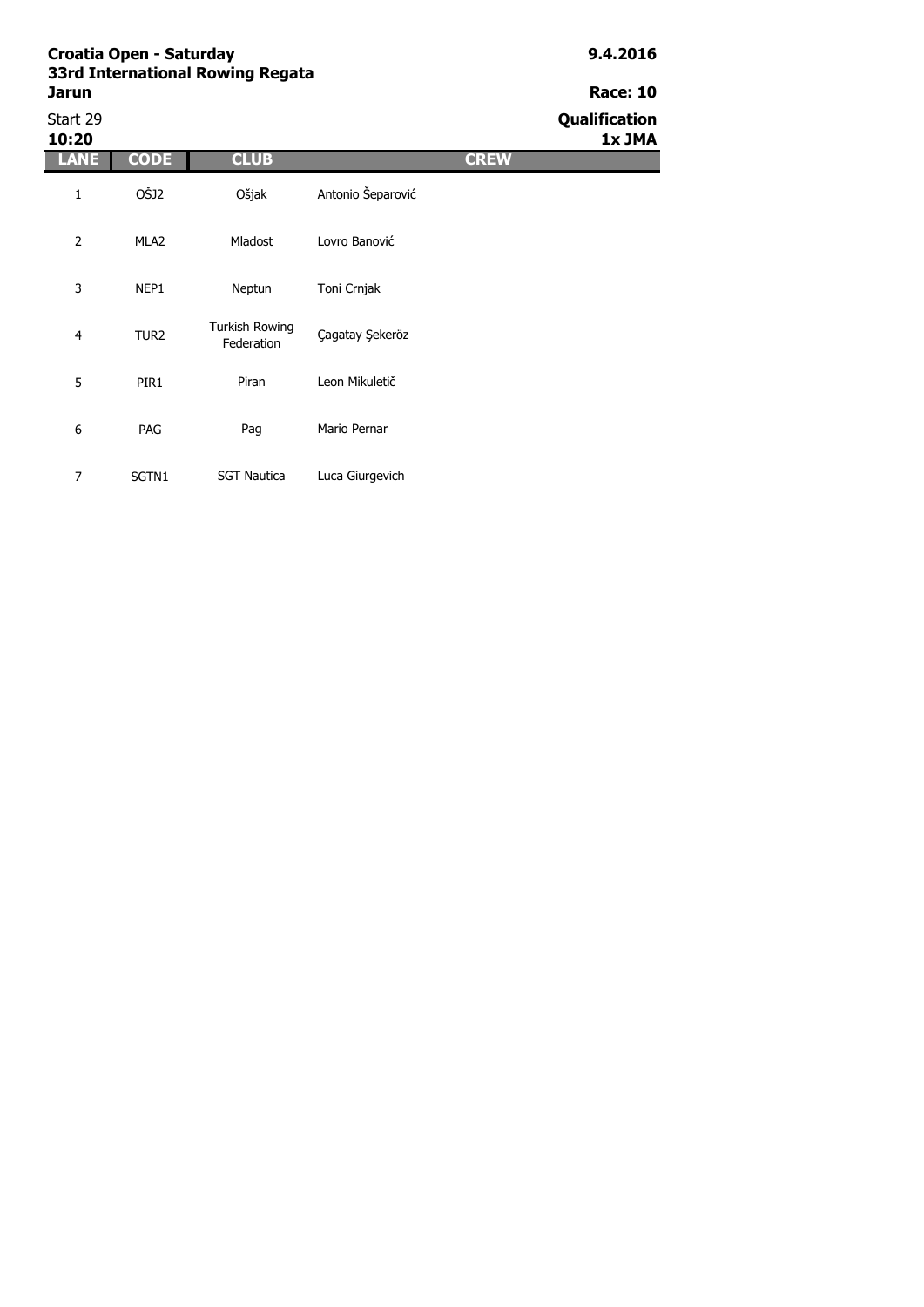**Croatia Open - Saturday**
**33rd International Rowing Regata**
**Jarun**

**9.4.2016**

**Race: 10**

Start 29
**10:20**

**Qualification**
**1x JMA**

| LANE | CODE | CLUB | CREW |
|---|---|---|---|
| 1 | OŠJ2 | Ošjak | Antonio Šeparović |
| 2 | MLA2 | Mladost | Lovro Banović |
| 3 | NEP1 | Neptun | Toni Crnjak |
| 4 | TUR2 | Turkish Rowing Federation | Çagatay Şeker­öz |
| 5 | PIR1 | Piran | Leon Mikuletič |
| 6 | PAG | Pag | Mario Pernar |
| 7 | SGTN1 | SGT Nautica | Luca Giurgevich |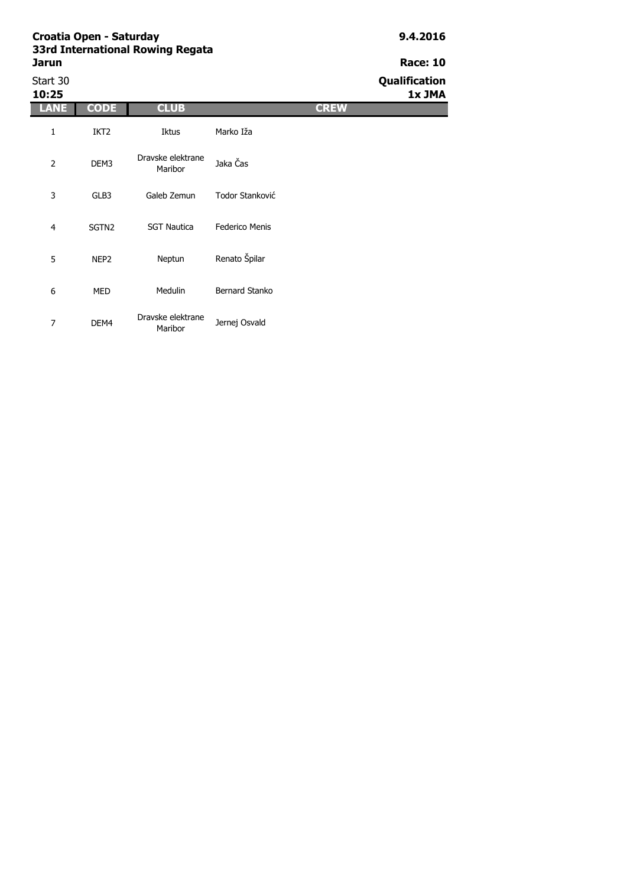**Croatia Open - Saturday**
**33rd International Rowing Regata**
**Jarun**

**9.4.2016**

**Race: 10**

Start 30
**10:25**

**Qualification**
**1x JMA**

| LANE | CODE | CLUB | CREW |
|---|---|---|---|
| 1 | IKT2 | Iktus | Marko Iža |
| 2 | DEM3 | Dravske elektrane Maribor | Jaka Čas |
| 3 | GLB3 | Galeb Zemun | Todor Stanković |
| 4 | SGTN2 | SGT Nautica | Federico Menis |
| 5 | NEP2 | Neptun | Renato Špilar |
| 6 | MED | Medulin | Bernard Stanko |
| 7 | DEM4 | Dravske elektrane Maribor | Jernej Osvald |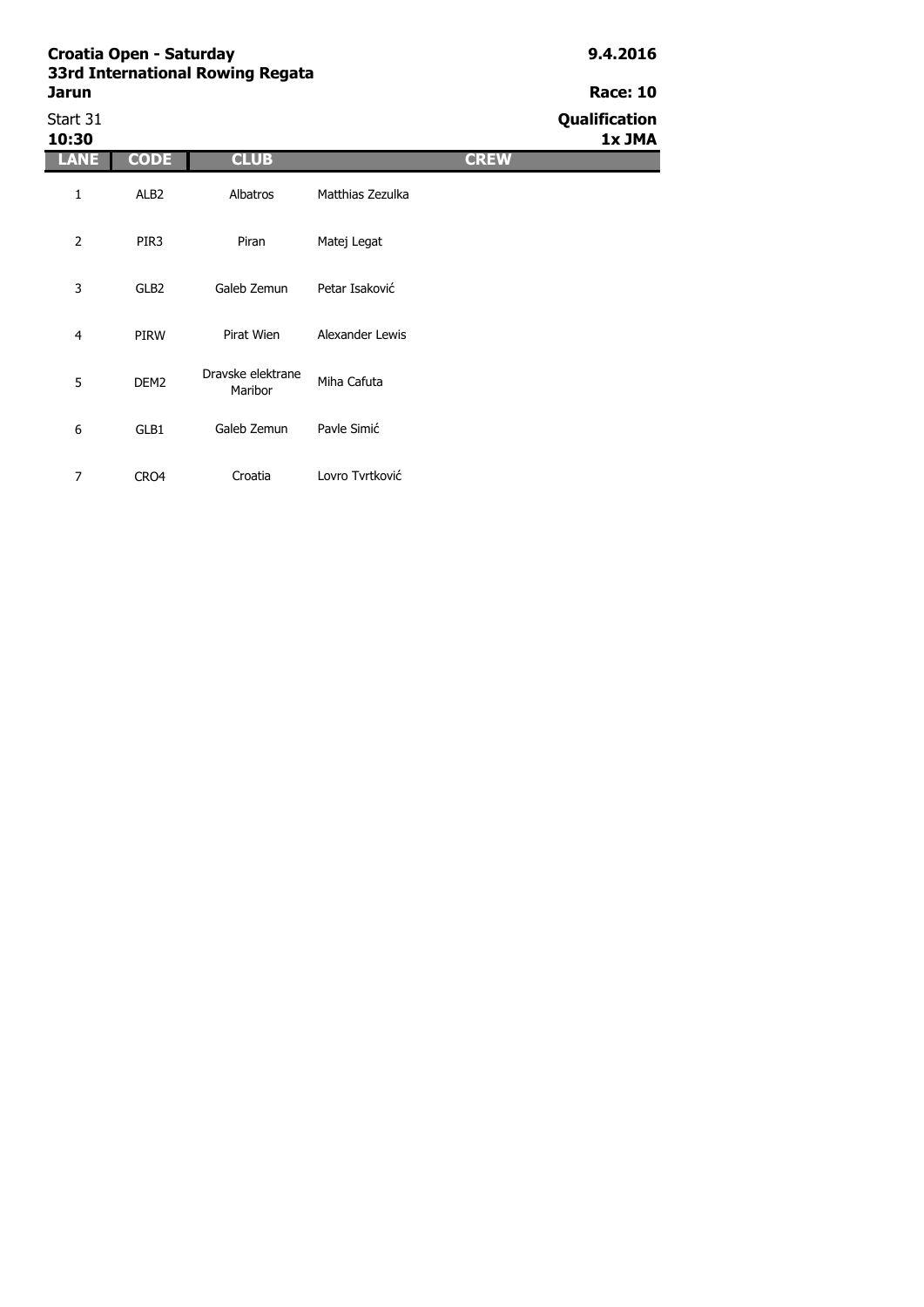**Croatia Open - Saturday**
**33rd International Rowing Regata**
**Jarun**

**9.4.2016**

**Race: 10**

Start 31
**10:30**

**Qualification**
**1x JMA**

| LANE | CODE | CLUB | CREW |
|---|---|---|---|
| 1 | ALB2 | Albatros | Matthias Zezulka |
| 2 | PIR3 | Piran | Matej Legat |
| 3 | GLB2 | Galeb Zemun | Petar Isaković |
| 4 | PIRW | Pirat Wien | Alexander Lewis |
| 5 | DEM2 | Dravske elektrane Maribor | Miha Cafuta |
| 6 | GLB1 | Galeb Zemun | Pavle Simić |
| 7 | CRO4 | Croatia | Lovro Tvrtković |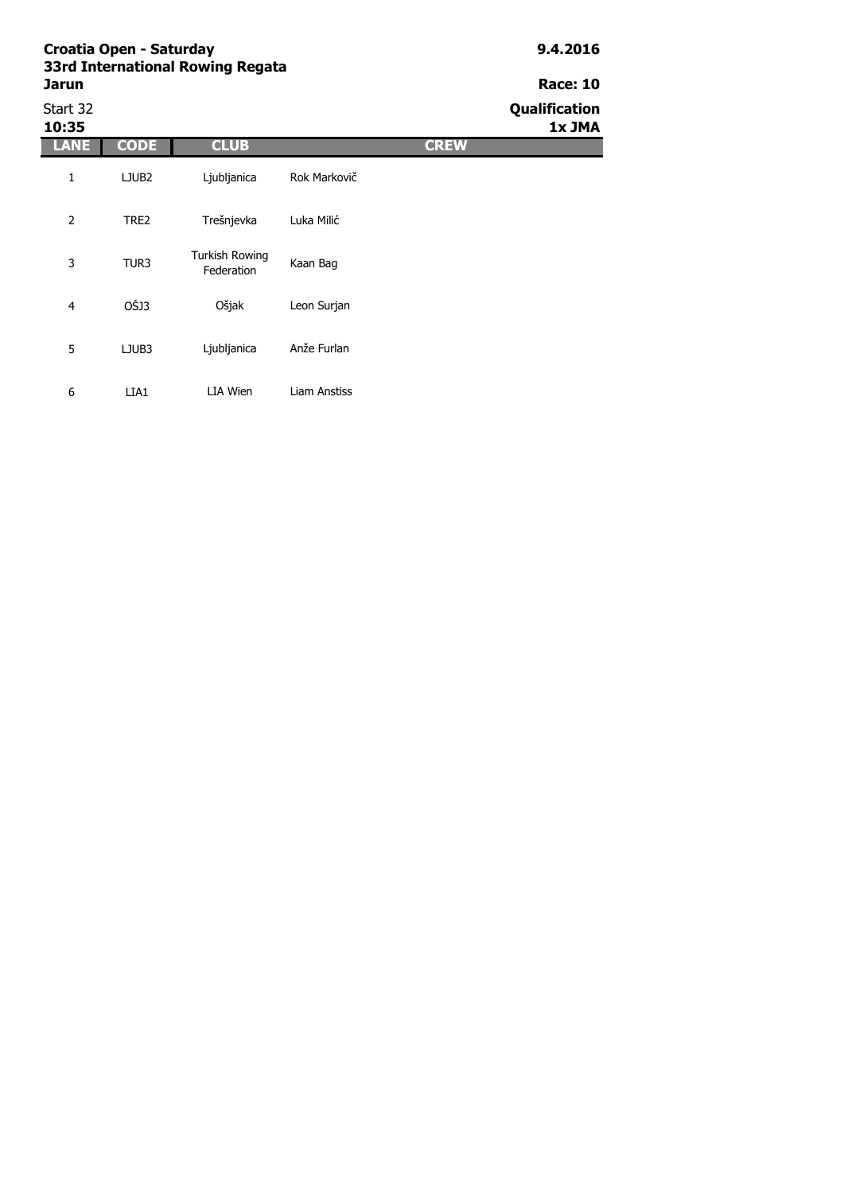**Croatia Open - Saturday**
**33rd International Rowing Regata**
**Jarun**

**9.4.2016**

**Race: 10**

Start 32
**10:35**

**Qualification**
**1x JMA**

| LANE | CODE | CLUB | CREW |
|---|---|---|---|
| 1 | LJUB2 | Ljubljanica | Rok Markovič |
| 2 | TRE2 | Trešnjevka | Luka Milić |
| 3 | TUR3 | Turkish Rowing Federation | Kaan Bag |
| 4 | OŠJ3 | Ošjak | Leon Surjan |
| 5 | LJUB3 | Ljubljanica | Anže Furlan |
| 6 | LIA1 | LIA Wien | Liam Anstiss |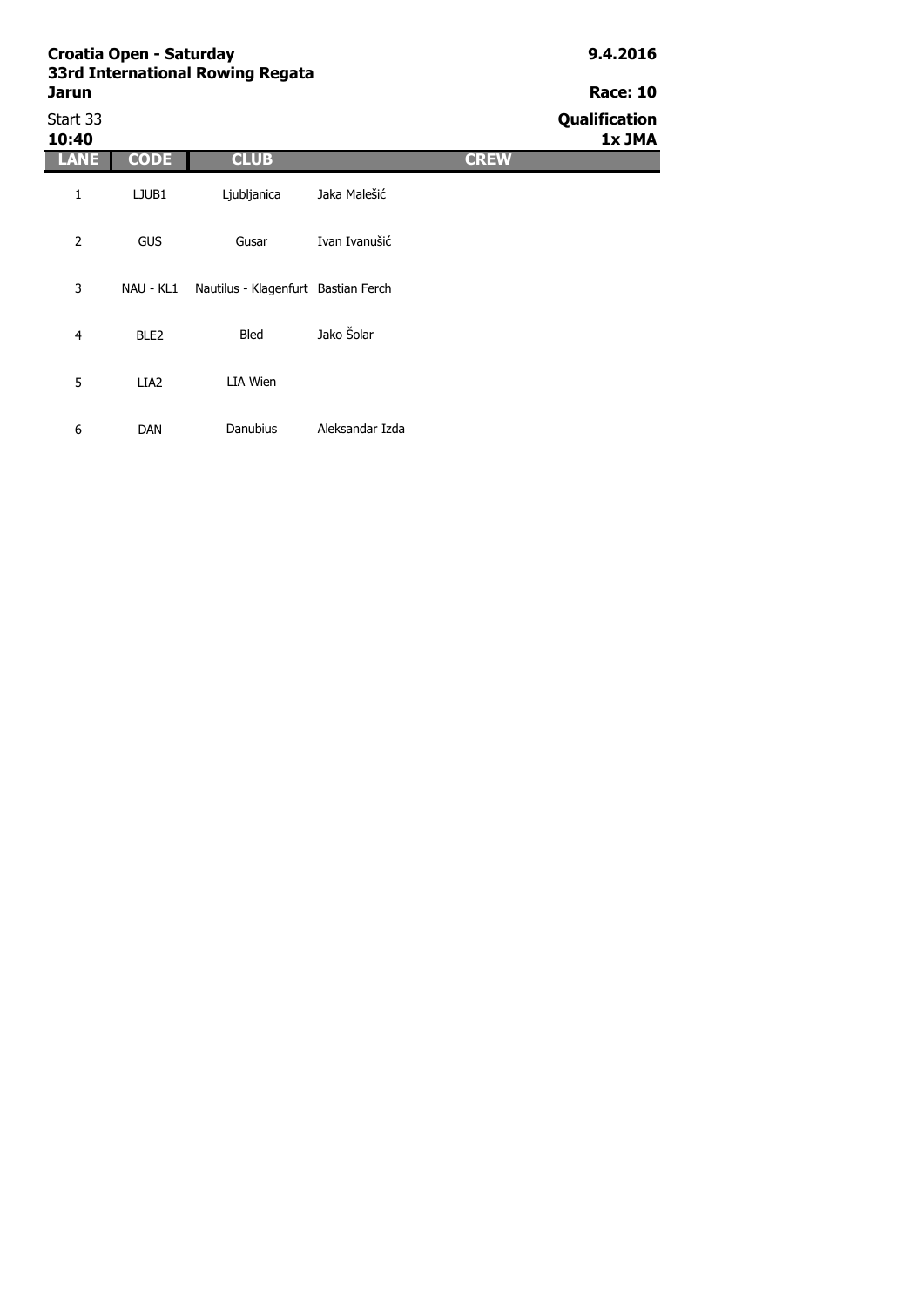**Croatia Open - Saturday**
**33rd International Rowing Regata**
**Jarun**

**9.4.2016**

**Race: 10**

Start 33
**10:40**

**Qualification**
**1x JMA**

| LANE | CODE | CLUB | CREW |
|---|---|---|---|
| 1 | LJUB1 | Ljubljanica | Jaka Malešić |
| 2 | GUS | Gusar | Ivan Ivanušić |
| 3 | NAU - KL1 | Nautilus - Klagenfurt | Bastian Ferch |
| 4 | BLE2 | Bled | Jako Šolar |
| 5 | LIA2 | LIA Wien | |
| 6 | DAN | Danubius | Aleksandar Izda |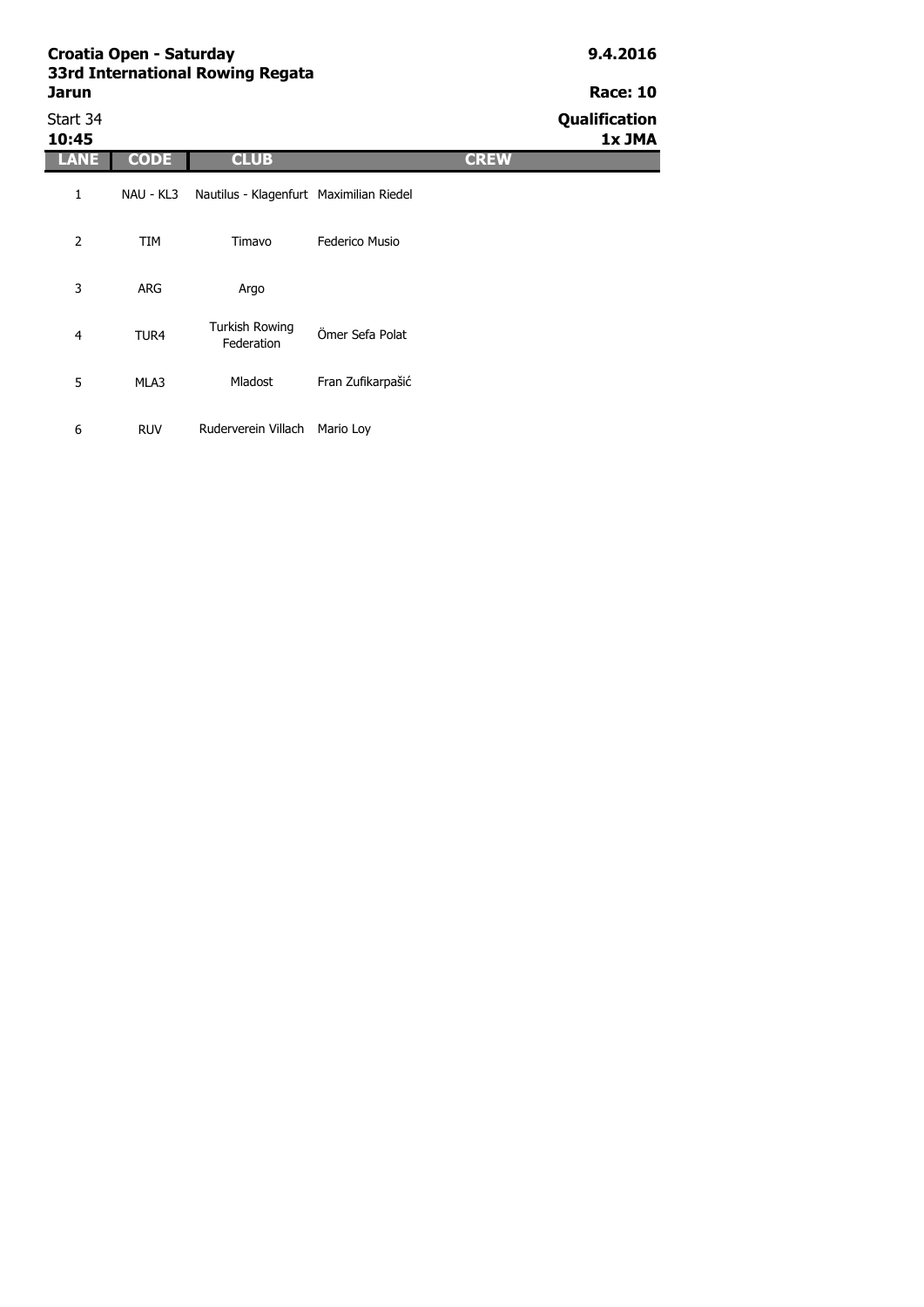**Croatia Open - Saturday**
**33rd International Rowing Regata**
**Jarun**

**9.4.2016**

**Race: 10**

Start 34
**10:45**

**Qualification**
**1x JMA**

| LANE | CODE | CLUB | CREW |
|---|---|---|---|
| 1 | NAU - KL3 | Nautilus - Klagenfurt | Maximilian Riedel |
| 2 | TIM | Timavo | Federico Musio |
| 3 | ARG | Argo | |
| 4 | TUR4 | Turkish Rowing Federation | Ömer Sefa Polat |
| 5 | MLA3 | Mladost | Fran Zufikarpašić |
| 6 | RUV | Ruderverein Villach | Mario Loy |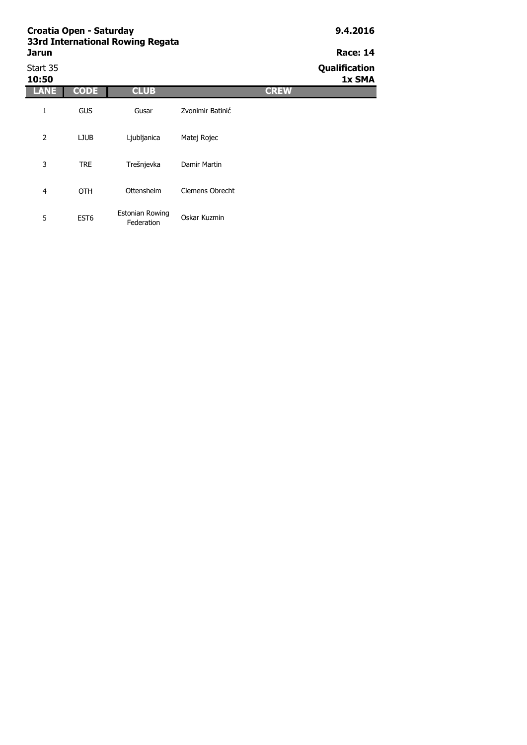**Croatia Open - Saturday**
**33rd International Rowing Regata**
**Jarun**

**9.4.2016**

**Race: 14**

Start 35
**10:50**

**Qualification**
**1x SMA**

| LANE | CODE | CLUB | CREW |
|---|---|---|---|
| 1 | GUS | Gusar | Zvonimir Batinić |
| 2 | LJUB | Ljubljanica | Matej Rojec |
| 3 | TRE | Trešnjevka | Damir Martin |
| 4 | OTH | Ottensheim | Clemens Obrecht |
| 5 | EST6 | Estonian Rowing Federation | Oskar Kuzmin |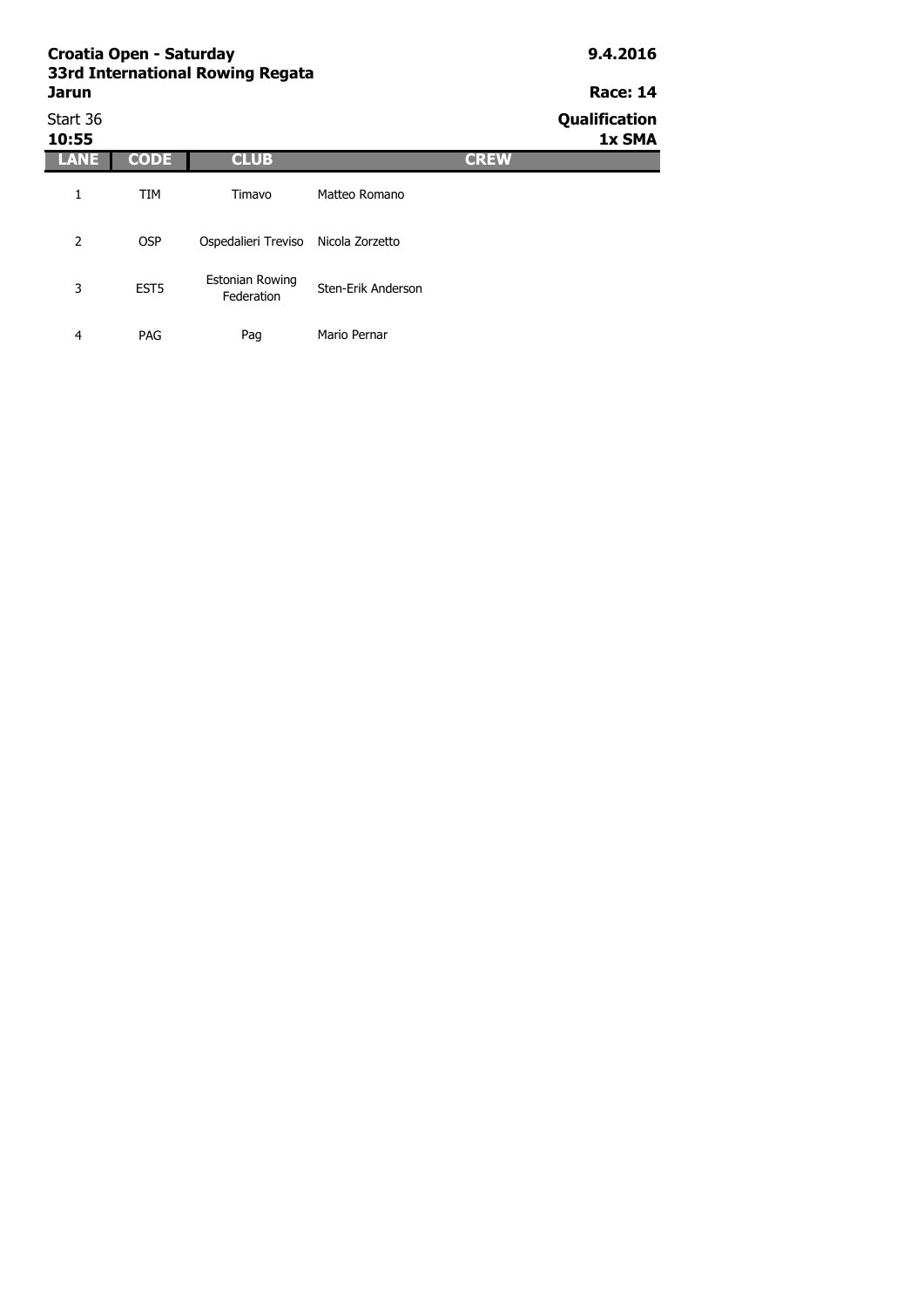**Croatia Open - Saturday**
**33rd International Rowing Regata**
**Jarun**

**9.4.2016**

**Race: 14**

Start 36
**10:55**

**Qualification**
**1x SMA**

| LANE | CODE | CLUB | CREW |
|---|---|---|---|
| 1 | TIM | Timavo | Matteo Romano |
| 2 | OSP | Ospedalieri Treviso | Nicola Zorzetto |
| 3 | EST5 | Estonian Rowing Federation | Sten-Erik Anderson |
| 4 | PAG | Pag | Mario Pernar |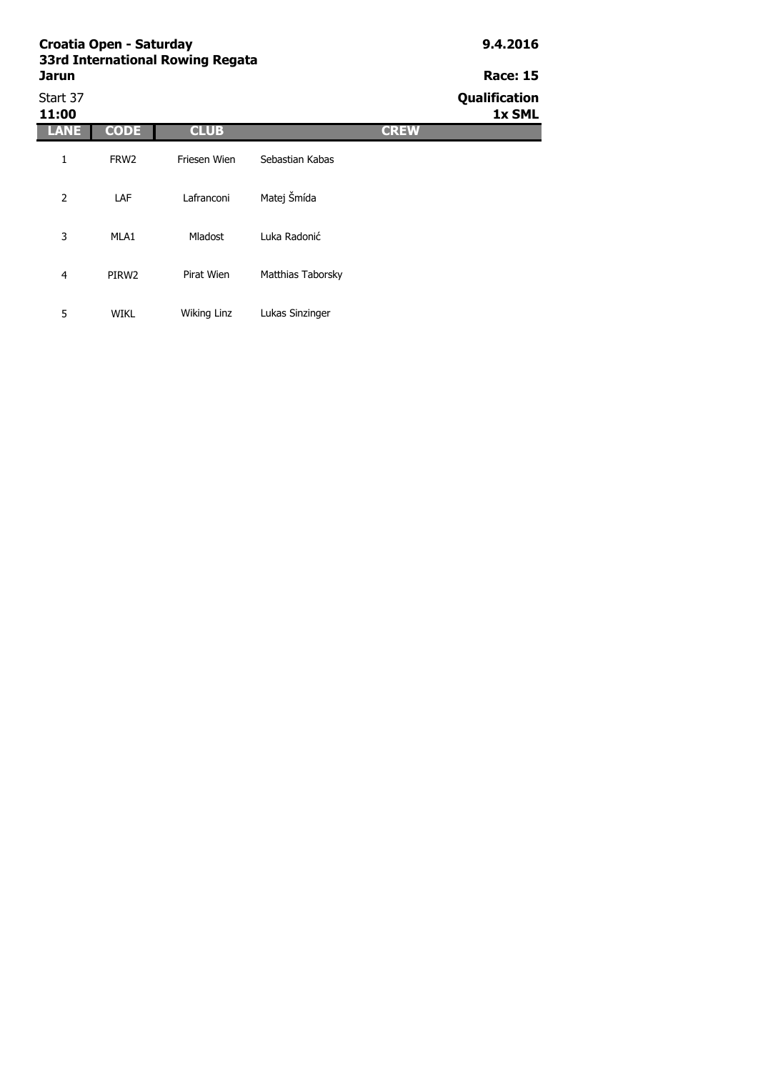**Croatia Open - Saturday**
**33rd International Rowing Regata**
**Jarun**

**9.4.2016**

**Race: 15**

Start 37
**11:00**

**Qualification**
**1x SML**

| LANE | CODE | CLUB | CREW |
| --- | --- | --- | --- |
| 1 | FRW2 | Friesen Wien | Sebastian Kabas |
| 2 | LAF | Lafranconi | Matej Šmída |
| 3 | MLA1 | Mladost | Luka Radonić |
| 4 | PIRW2 | Pirat Wien | Matthias Taborsky |
| 5 | WIKL | Wiking Linz | Lukas Sinzinger |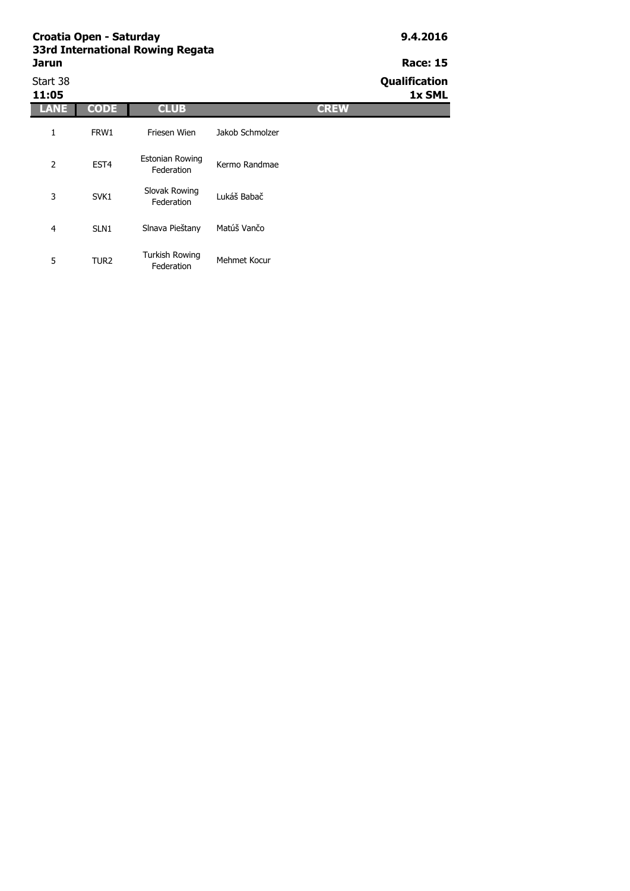**Croatia Open - Saturday**
**33rd International Rowing Regata**
**Jarun**

**9.4.2016**

**Race: 15**

Start 38
**11:05**

**Qualification**
**1x SML**

| LANE | CODE | CLUB | CREW |
|---|---|---|---|
| 1 | FRW1 | Friesen Wien | Jakob Schmolzer |
| 2 | EST4 | Estonian Rowing Federation | Kermo Randmae |
| 3 | SVK1 | Slovak Rowing Federation | Lukáš Babač |
| 4 | SLN1 | Slnava Pieštany | Matúš Vančo |
| 5 | TUR2 | Turkish Rowing Federation | Mehmet Kocur |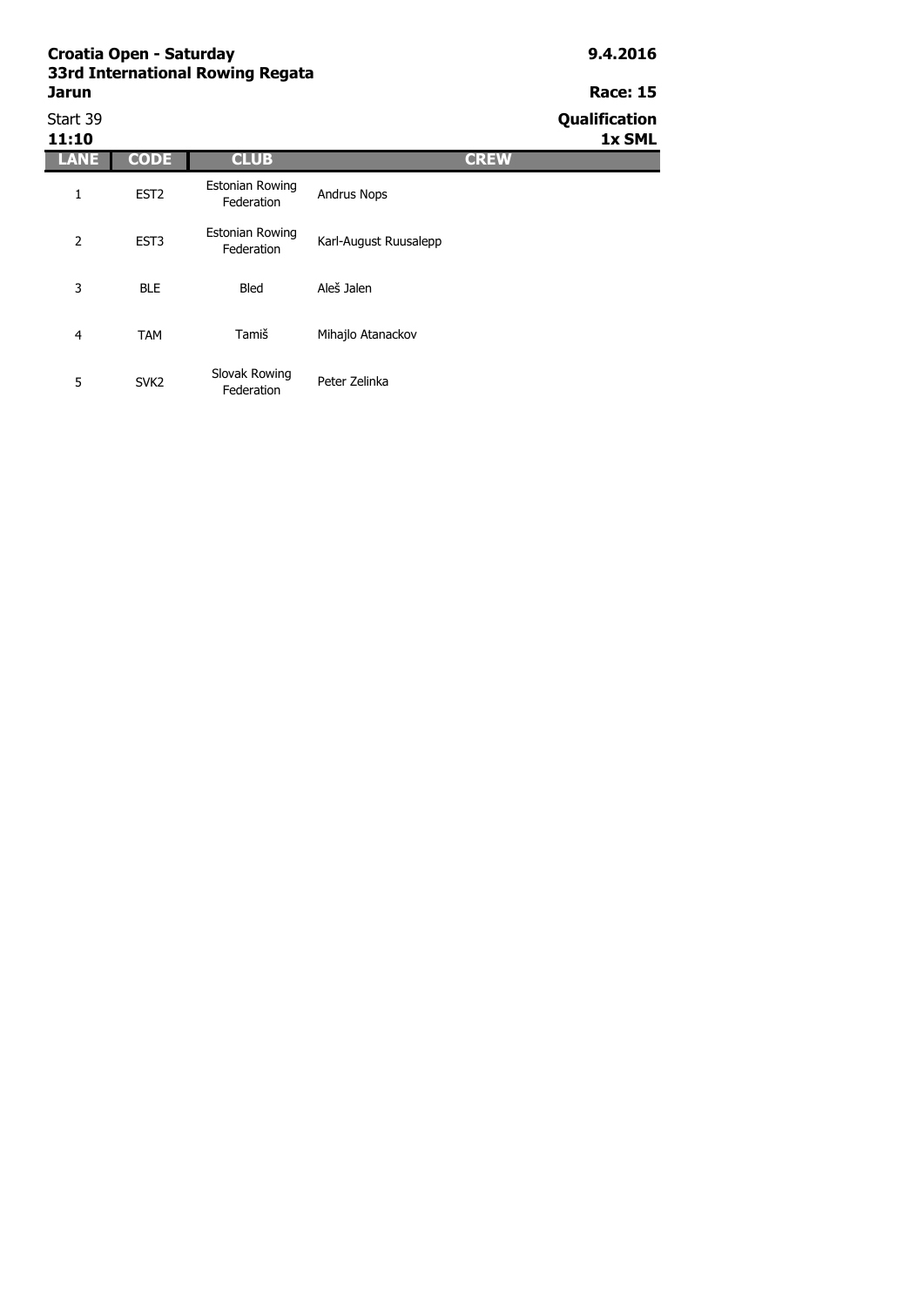**Croatia Open - Saturday**
**33rd International Rowing Regata**
**Jarun**

**9.4.2016**

**Race: 15**

Start 39
**11:10**

**Qualification**
**1x SML**

| LANE | CODE | CLUB | CREW |
|---|---|---|---|
| 1 | EST2 | Estonian Rowing Federation | Andrus Nops |
| 2 | EST3 | Estonian Rowing Federation | Karl-August Ruusalepp |
| 3 | BLE | Bled | Aleš Jalen |
| 4 | TAM | Tamiš | Mihajlo Atanackov |
| 5 | SVK2 | Slovak Rowing Federation | Peter Zelinka |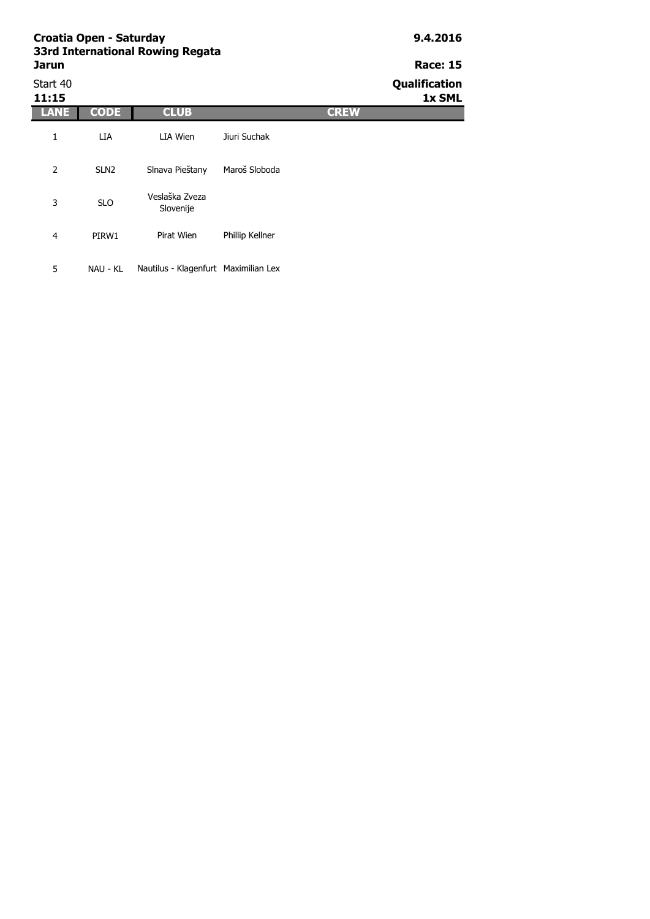**Croatia Open - Saturday**
**33rd International Rowing Regata**
**Jarun**

**9.4.2016**

**Race: 15**

Start 40
**11:15**

**Qualification**
**1x SML**

| LANE | CODE | CLUB | CREW |
| --- | --- | --- | --- |
| 1 | LIA | LIA Wien | Jiuri Suchak |
| 2 | SLN2 | Slnava Pieštany | Maroš Sloboda |
| 3 | SLO | Veslaška Zveza Slovenije | |
| 4 | PIRW1 | Pirat Wien | Phillip Kellner |
| 5 | NAU - KL | Nautilus - Klagenfurt | Maximilian Lex |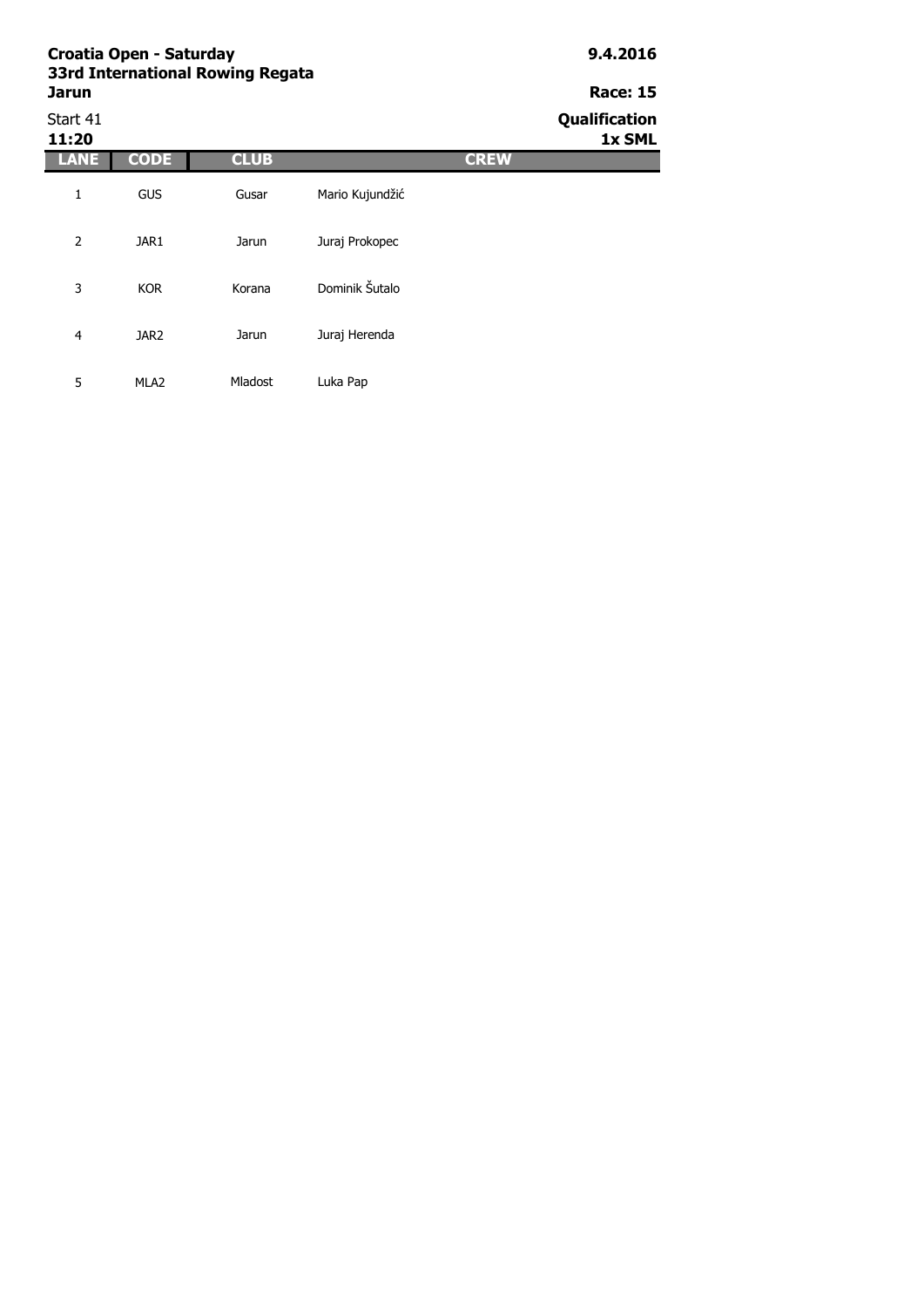**Croatia Open - Saturday**
**33rd International Rowing Regata**
**Jarun**

**9.4.2016**

**Race: 15**

Start 41
**11:20**

**Qualification**
**1x SML**

| LANE | CODE | CLUB | CREW |
|---|---|---|---|
| 1 | GUS | Gusar | Mario Kujundžić |
| 2 | JAR1 | Jarun | Juraj Prokopec |
| 3 | KOR | Korana | Dominik Šutalo |
| 4 | JAR2 | Jarun | Juraj Herenda |
| 5 | MLA2 | Mladost | Luka Pap |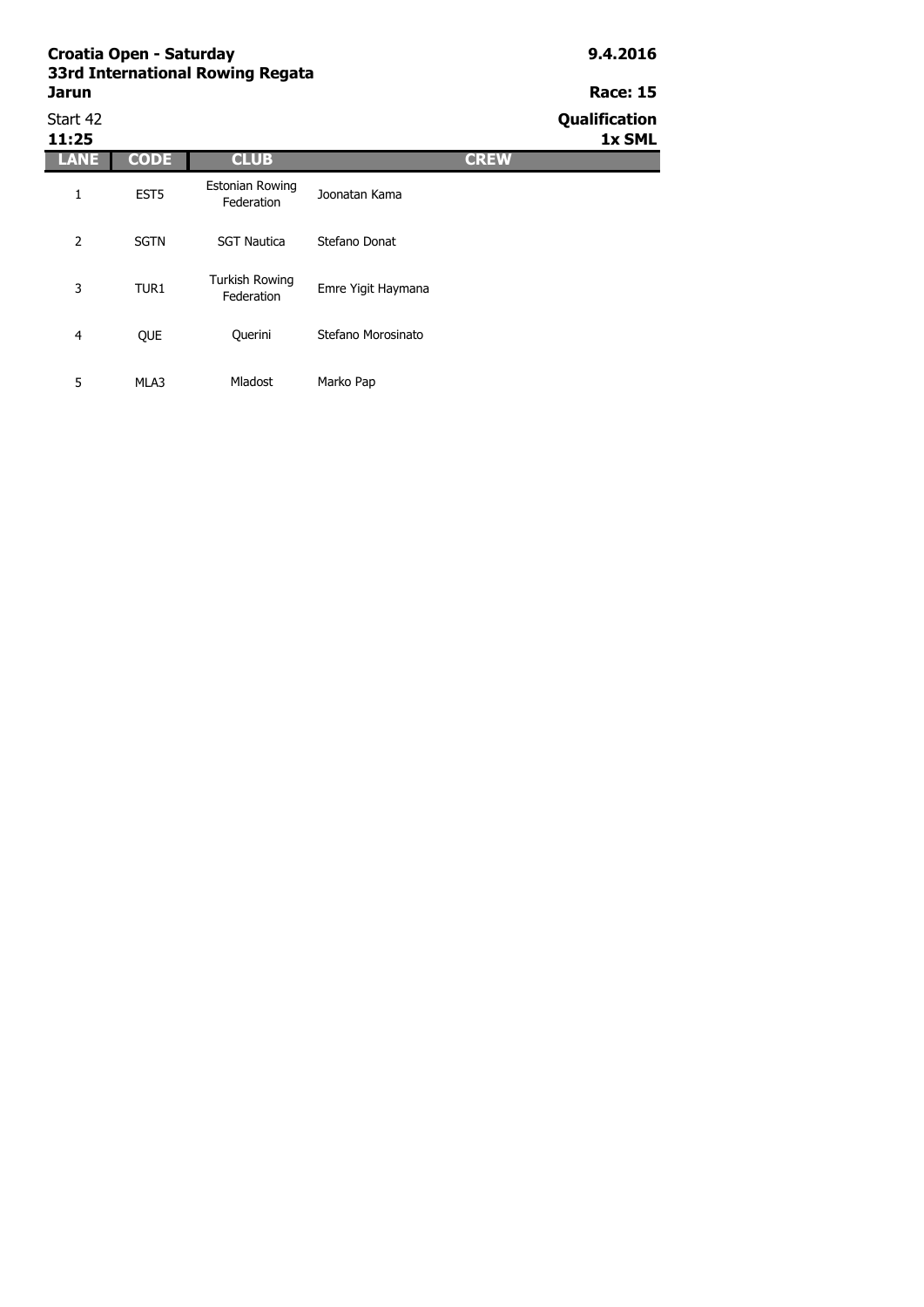**Croatia Open - Saturday**
**33rd International Rowing Regata**
**Jarun**

**9.4.2016**

**Race: 15**

Start 42
**11:25**

**Qualification**
**1x SML**

| LANE | CODE | CLUB | CREW |
|---|---|---|---|
| 1 | EST5 | Estonian Rowing Federation | Joonatan Kama |
| 2 | SGTN | SGT Nautica | Stefano Donat |
| 3 | TUR1 | Turkish Rowing Federation | Emre Yigit Haymana |
| 4 | QUE | Querini | Stefano Morosinato |
| 5 | MLA3 | Mladost | Marko Pap |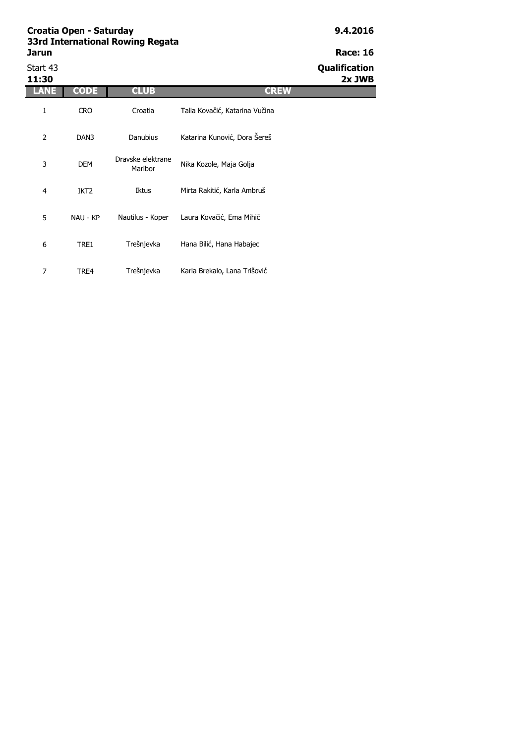**Croatia Open - Saturday**
**33rd International Rowing Regata**
**Jarun**

**9.4.2016**
**Race: 16**

Start 43
**11:30**

**Qualification**
**2x JWB**

| LANE | CODE | CLUB | CREW |
|---|---|---|---|
| 1 | CRO | Croatia | Talia Kovačić, Katarina Vučina |
| 2 | DAN3 | Danubius | Katarina Kunović, Dora Šereš |
| 3 | DEM | Dravske elektrane Maribor | Nika Kozole, Maja Golja |
| 4 | IKT2 | Iktus | Mirta Rakitić, Karla Ambruš |
| 5 | NAU - KP | Nautilus - Koper | Laura Kovačić, Ema Mihič |
| 6 | TRE1 | Trešnjevka | Hana Bilić, Hana Habajec |
| 7 | TRE4 | Trešnjevka | Karla Brekalo, Lana Trišović |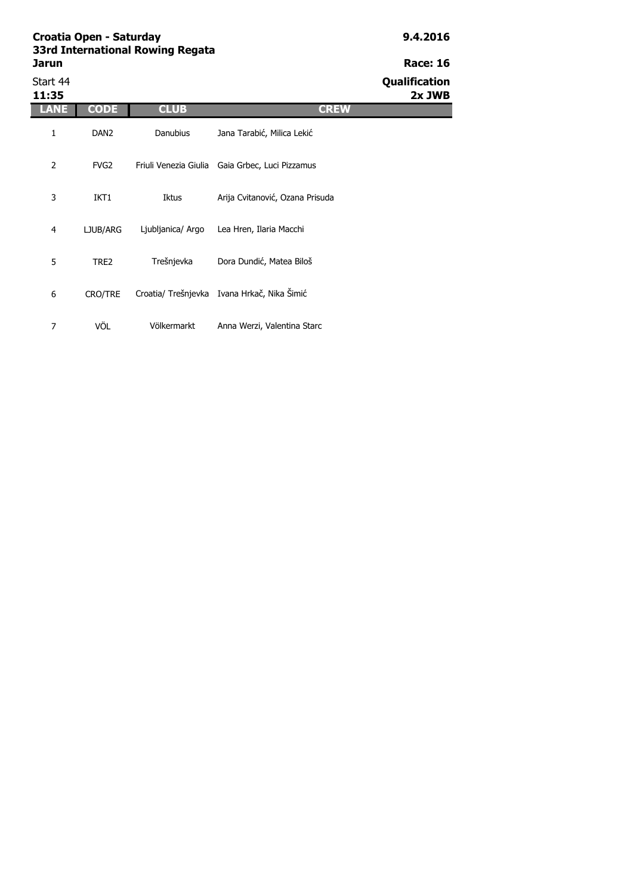**Croatia Open - Saturday**
**33rd International Rowing Regata**
**Jarun**

**9.4.2016**

**Race: 16**

Start 44
**11:35**

**Qualification**
**2x JWB**

| LANE | CODE | CLUB | CREW |
|---|---|---|---|
| 1 | DAN2 | Danubius | Jana Tarabić, Milica Lekić |
| 2 | FVG2 | Friuli Venezia Giulia | Gaia Grbec, Luci Pizzamus |
| 3 | IKT1 | Iktus | Arija Cvitanović, Ozana Prisuda |
| 4 | LJUB/ARG | Ljubljanica/ Argo | Lea Hren, Ilaria Macchi |
| 5 | TRE2 | Trešnjevka | Dora Dundić, Matea Biloš |
| 6 | CRO/TRE | Croatia/ Trešnjevka | Ivana Hrkač, Nika Šimić |
| 7 | VÖL | Völkermarkt | Anna Werzi, Valentina Starc |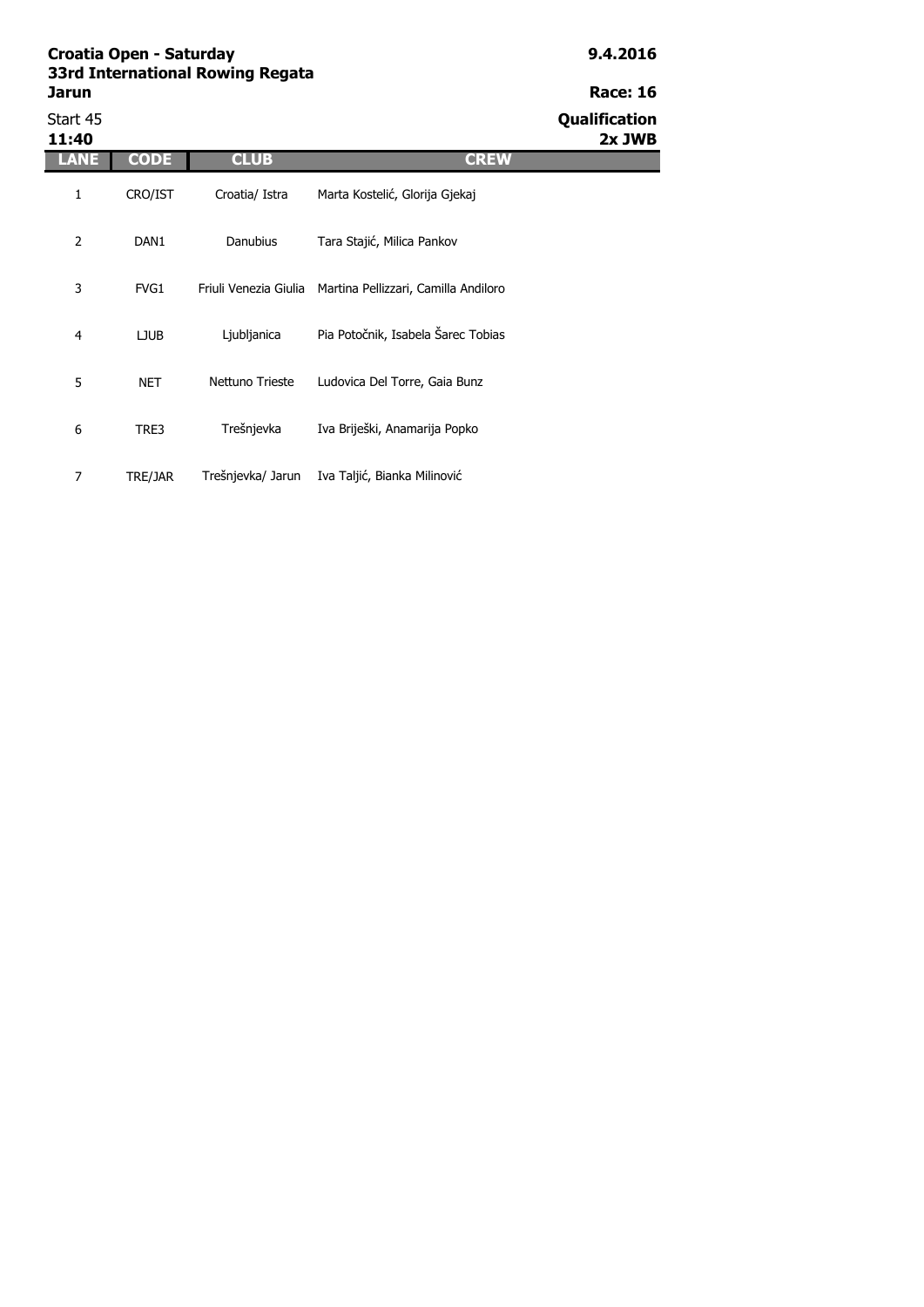**Croatia Open - Saturday**
**33rd International Rowing Regata**
**Jarun**

**9.4.2016**

**Race: 16**

Start 45
**11:40**

**Qualification**
**2x JWB**

| LANE | CODE | CLUB | CREW |
|---|---|---|---|
| 1 | CRO/IST | Croatia/ Istra | Marta Kostelić, Glorija Gjekaj |
| 2 | DAN1 | Danubius | Tara Stajić, Milica Pankov |
| 3 | FVG1 | Friuli Venezia Giulia | Martina Pellizzari, Camilla Andiloro |
| 4 | LJUB | Ljubljanica | Pia Potočnik, Isabela Šarec Tobias |
| 5 | NET | Nettuno Trieste | Ludovica Del Torre, Gaia Bunz |
| 6 | TRE3 | Trešnjevka | Iva Briješki, Anamarija Popko |
| 7 | TRE/JAR | Trešnjevka/ Jarun | Iva Taljić, Bianka Milinović |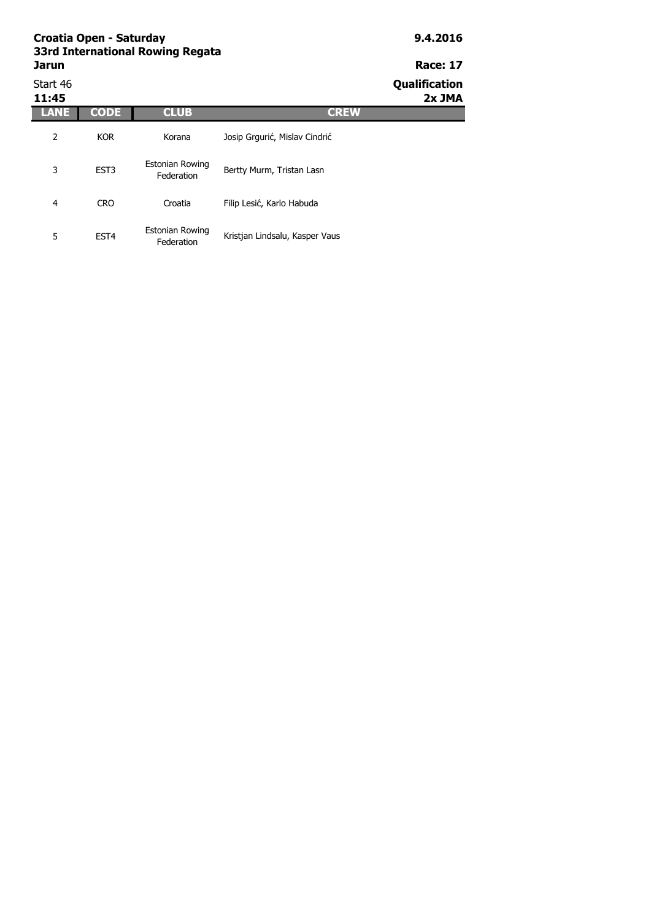**Croatia Open - Saturday**
**33rd International Rowing Regata**
**Jarun**

**9.4.2016**

**Race: 17**

Start 46
**11:45**

**Qualification**
**2x JMA**

| LANE | CODE | CLUB | CREW |
|---|---|---|---|
| 2 | KOR | Korana | Josip Grgurić, Mislav Cindrić |
| 3 | EST3 | Estonian Rowing Federation | Bertty Murm, Tristan Lasn |
| 4 | CRO | Croatia | Filip Lesić, Karlo Habuda |
| 5 | EST4 | Estonian Rowing Federation | Kristjan Lindsalu, Kasper Vaus |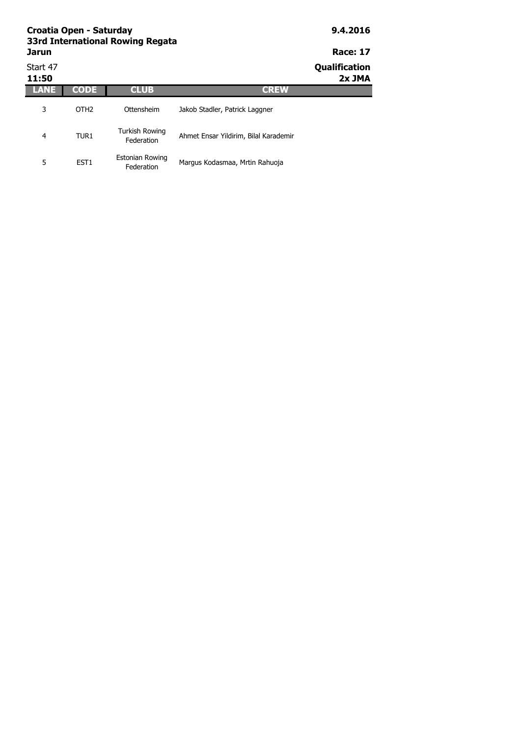**Croatia Open - Saturday**
**33rd International Rowing Regata**
**Jarun**

**9.4.2016**

**Race: 17**

Start 47
**11:50**

**Qualification**
**2x JMA**

| LANE | CODE | CLUB | CREW |
|---|---|---|---|
| 3 | OTH2 | Ottensheim | Jakob Stadler, Patrick Laggner |
| 4 | TUR1 | Turkish Rowing Federation | Ahmet Ensar Yildirim, Bilal Karademir |
| 5 | EST1 | Estonian Rowing Federation | Margus Kodasmaa, Mrtin Rahuoja |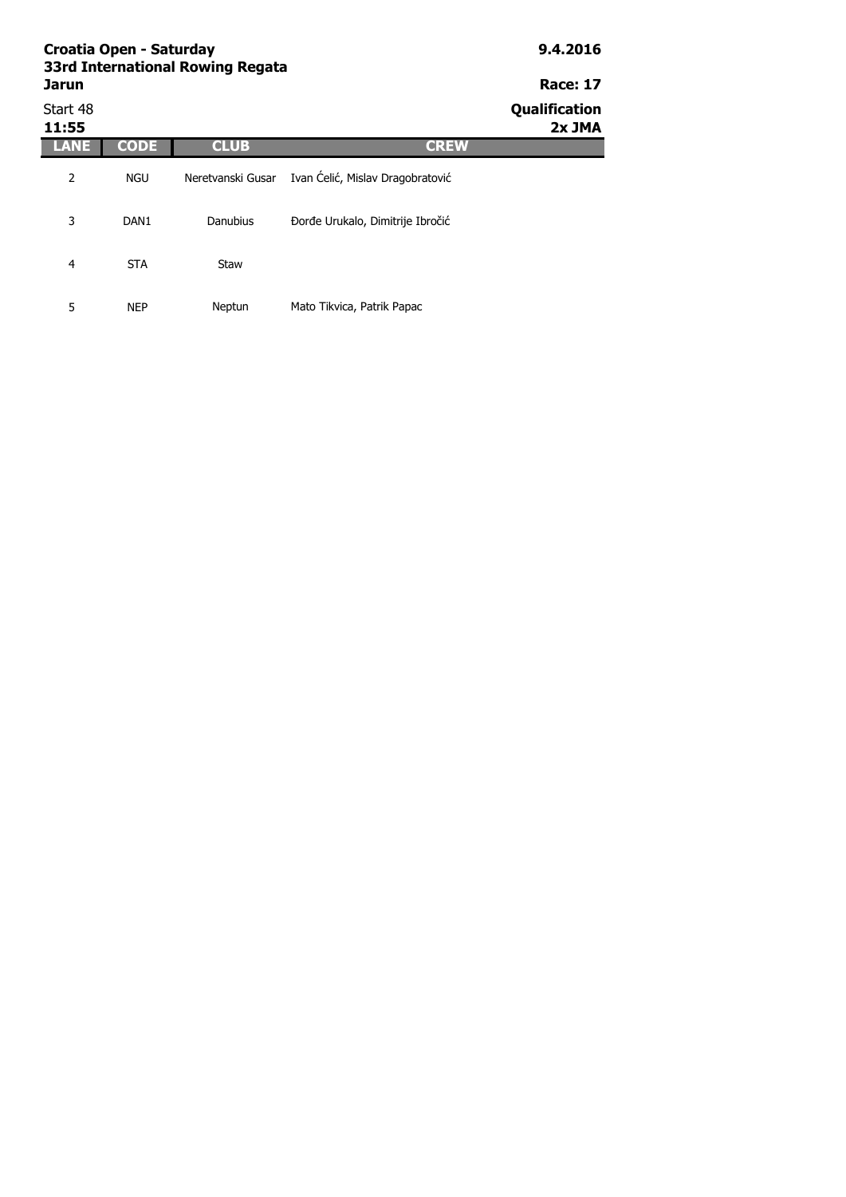**Croatia Open - Saturday**
**33rd International Rowing Regata**
**Jarun**

**9.4.2016**

**Race: 17**

Start 48
**11:55**

**Qualification**
**2x JMA**

| LANE | CODE | CLUB | CREW |
|---|---|---|---|
| 2 | NGU | Neretvanski Gusar | Ivan Ćelić, Mislav Dragobratović |
| 3 | DAN1 | Danubius | Đorđe Urukalo, Dimitrije Ibročić |
| 4 | STA | Staw | |
| 5 | NEP | Neptun | Mato Tikvica, Patrik Papac |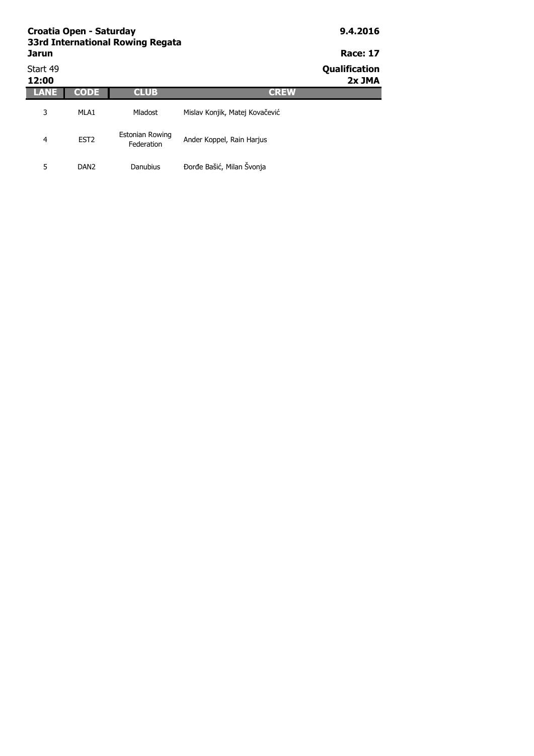**Croatia Open - Saturday**
**33rd International Rowing Regata**
**Jarun**

**9.4.2016**

**Race: 17**

Start 49
**12:00**

**Qualification**
**2x JMA**

| LANE | CODE | CLUB | CREW |
|---|---|---|---|
| 3 | MLA1 | Mladost | Mislav Konjik, Matej Kovačević |
| 4 | EST2 | Estonian Rowing Federation | Ander Koppel, Rain Harjus |
| 5 | DAN2 | Danubius | Đorđe Bašić, Milan Švonja |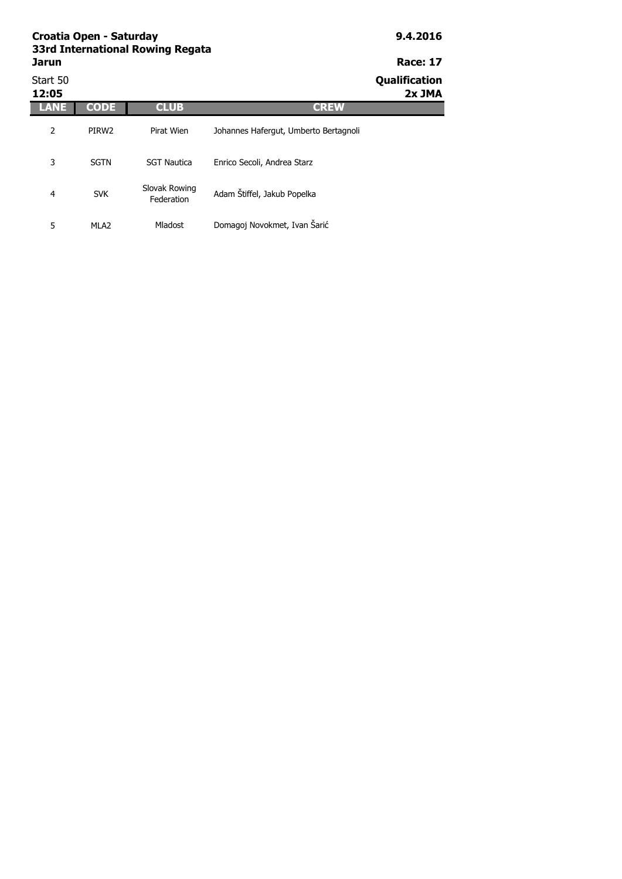**Croatia Open - Saturday**
**33rd International Rowing Regata**
**Jarun**

**9.4.2016**

**Race: 17**

Start 50
**12:05**

**Qualification**
**2x JMA**

| LANE | CODE | CLUB | CREW |
|---|---|---|---|
| 2 | PIRW2 | Pirat Wien | Johannes Hafergut, Umberto Bertagnoli |
| 3 | SGTN | SGT Nautica | Enrico Secoli, Andrea Starz |
| 4 | SVK | Slovak Rowing Federation | Adam Štiffel, Jakub Popelka |
| 5 | MLA2 | Mladost | Domagoj Novokmet, Ivan Šarić |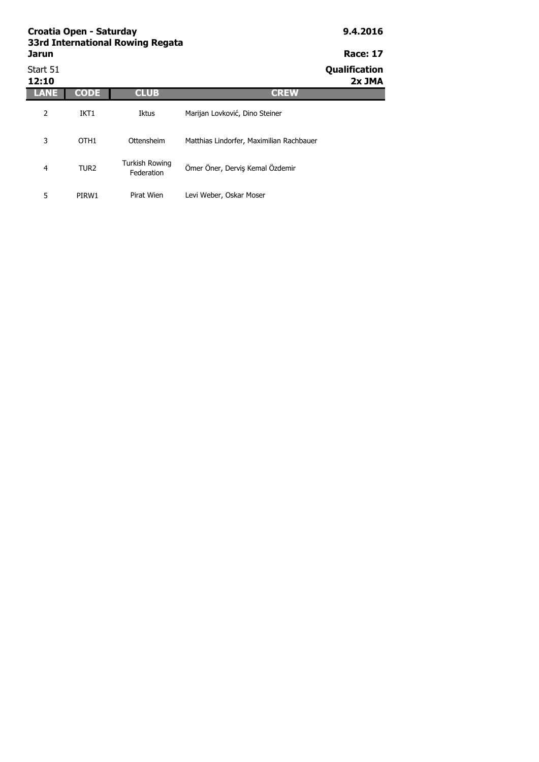**Croatia Open - Saturday**
**33rd International Rowing Regata**
**Jarun**

**9.4.2016**

**Race: 17**

Start 51
**12:10**

**Qualification**
**2x JMA**

| LANE | CODE | CLUB | CREW |
|---|---|---|---|
| 2 | IKT1 | Iktus | Marijan Lovković, Dino Steiner |
| 3 | OTH1 | Ottensheim | Matthias Lindorfer, Maximilian Rachbauer |
| 4 | TUR2 | Turkish Rowing Federation | Ömer Öner, Derviş Kemal Özdemir |
| 5 | PIRW1 | Pirat Wien | Levi Weber, Oskar Moser |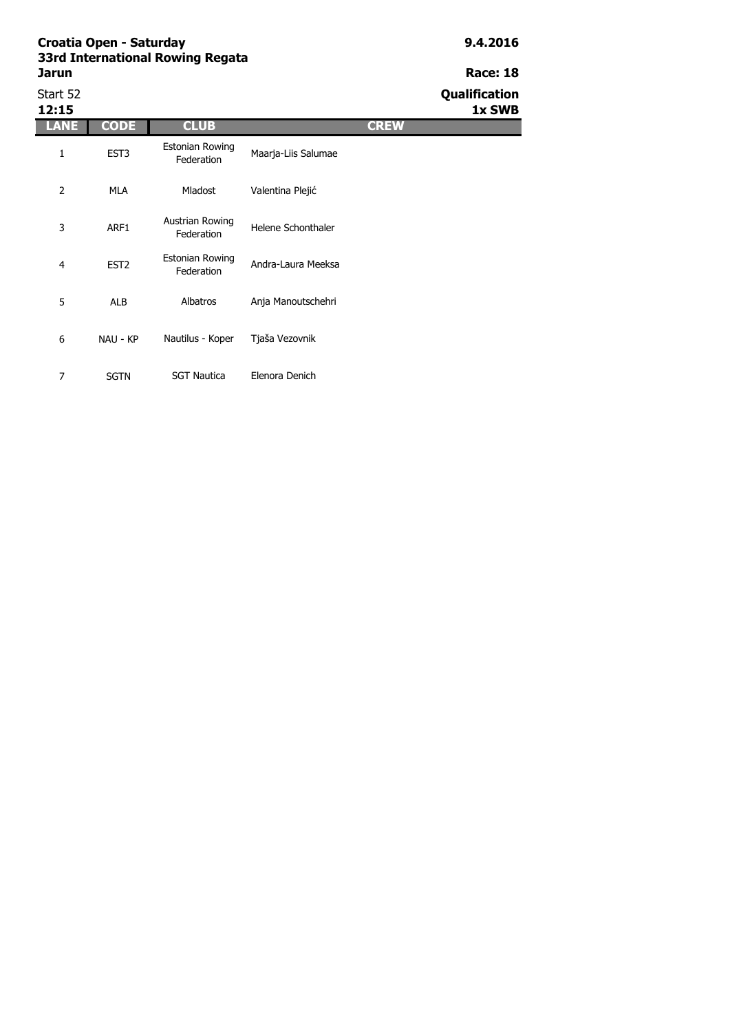**Croatia Open - Saturday**
**33rd International Rowing Regata**
**Jarun**

**9.4.2016**

**Race: 18**

Start 52
**12:15**

**Qualification**
**1x SWB**

| LANE | CODE | CLUB | CREW |
|---|---|---|---|
| 1 | EST3 | Estonian Rowing Federation | Maarja-Liis Salumae |
| 2 | MLA | Mladost | Valentina Plejić |
| 3 | ARF1 | Austrian Rowing Federation | Helene Schonthaler |
| 4 | EST2 | Estonian Rowing Federation | Andra-Laura Meeksa |
| 5 | ALB | Albatros | Anja Manoutschehri |
| 6 | NAU - KP | Nautilus - Koper | Tjaša Vezovnik |
| 7 | SGTN | SGT Nautica | Elenora Denich |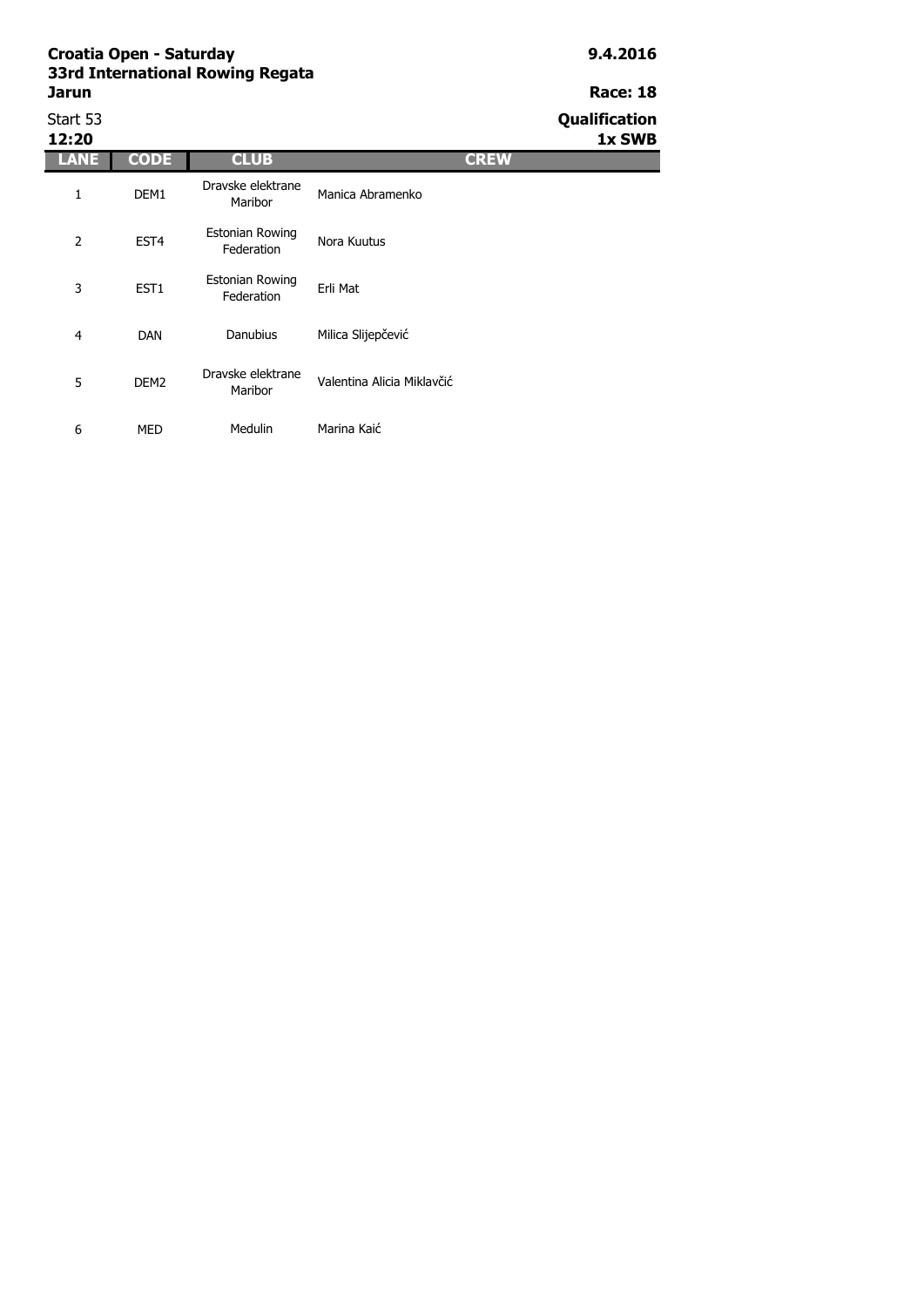**Croatia Open - Saturday**
**33rd International Rowing Regata**
**Jarun**

**9.4.2016**

**Race: 18**

Start 53
**12:20**

**Qualification**
**1x SWB**

| LANE | CODE | CLUB | CREW |
|---|---|---|---|
| 1 | DEM1 | Dravske elektrane Maribor | Manica Abramenko |
| 2 | EST4 | Estonian Rowing Federation | Nora Kuutus |
| 3 | EST1 | Estonian Rowing Federation | Erli Mat |
| 4 | DAN | Danubius | Milica Slijepčević |
| 5 | DEM2 | Dravske elektrane Maribor | Valentina Alicia Miklavčić |
| 6 | MED | Medulin | Marina Kaić |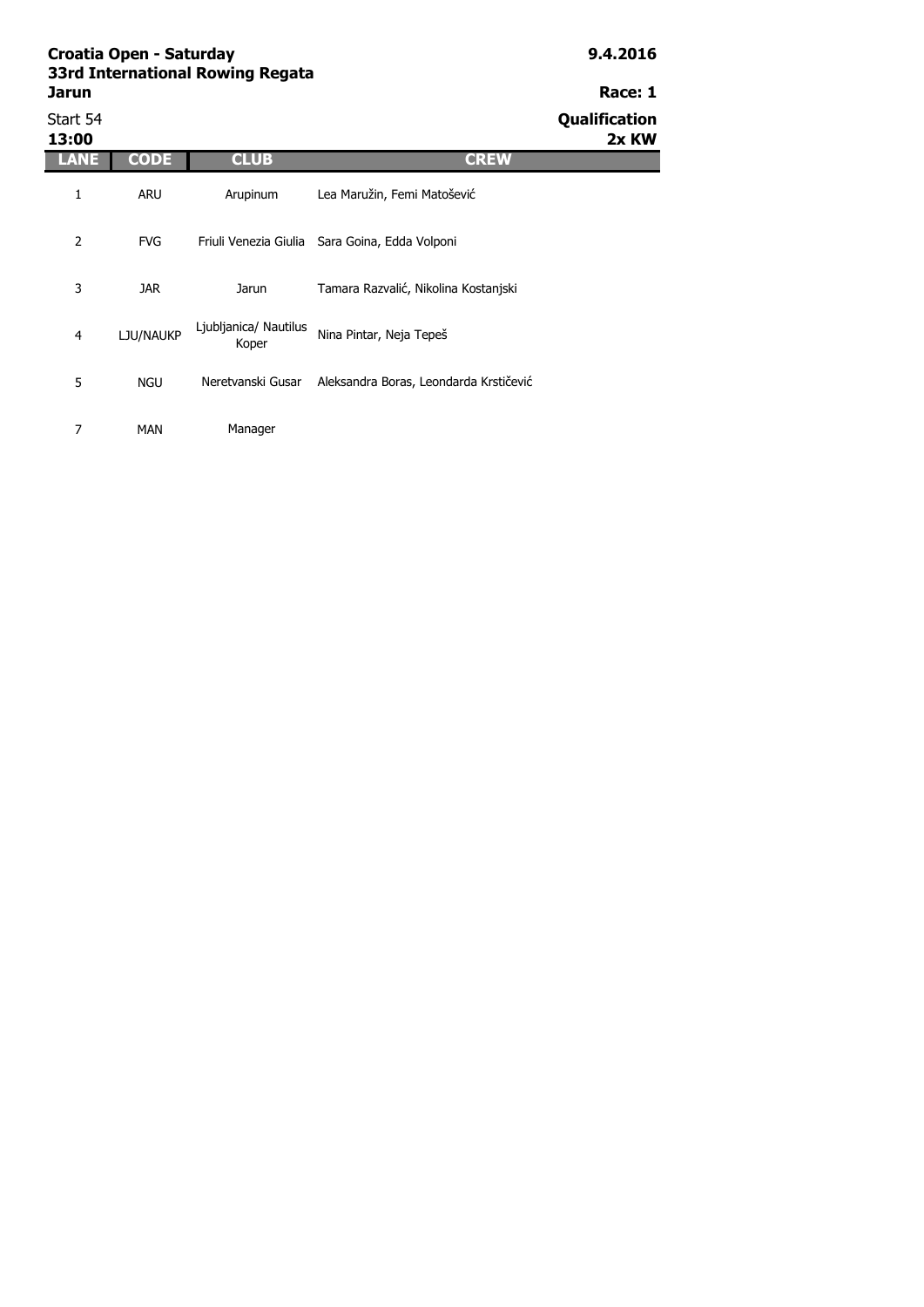**Croatia Open - Saturday**
**33rd International Rowing Regata**
**Jarun**

**9.4.2016**

**Race: 1**

Start 54
**13:00**

**Qualification**
**2x KW**

| LANE | CODE | CLUB | CREW |
|---|---|---|---|
| 1 | ARU | Arupinum | Lea Maružin, Femi Matošević |
| 2 | FVG | Friuli Venezia Giulia | Sara Goina, Edda Volponi |
| 3 | JAR | Jarun | Tamara Razvalić, Nikolina Kostanjski |
| 4 | LJU/NAUKP | Ljubljanica/ Nautilus Koper | Nina Pintar, Neja Tepeš |
| 5 | NGU | Neretvanski Gusar | Aleksandra Boras, Leondarda Krstičević |
| 7 | MAN | Manager | |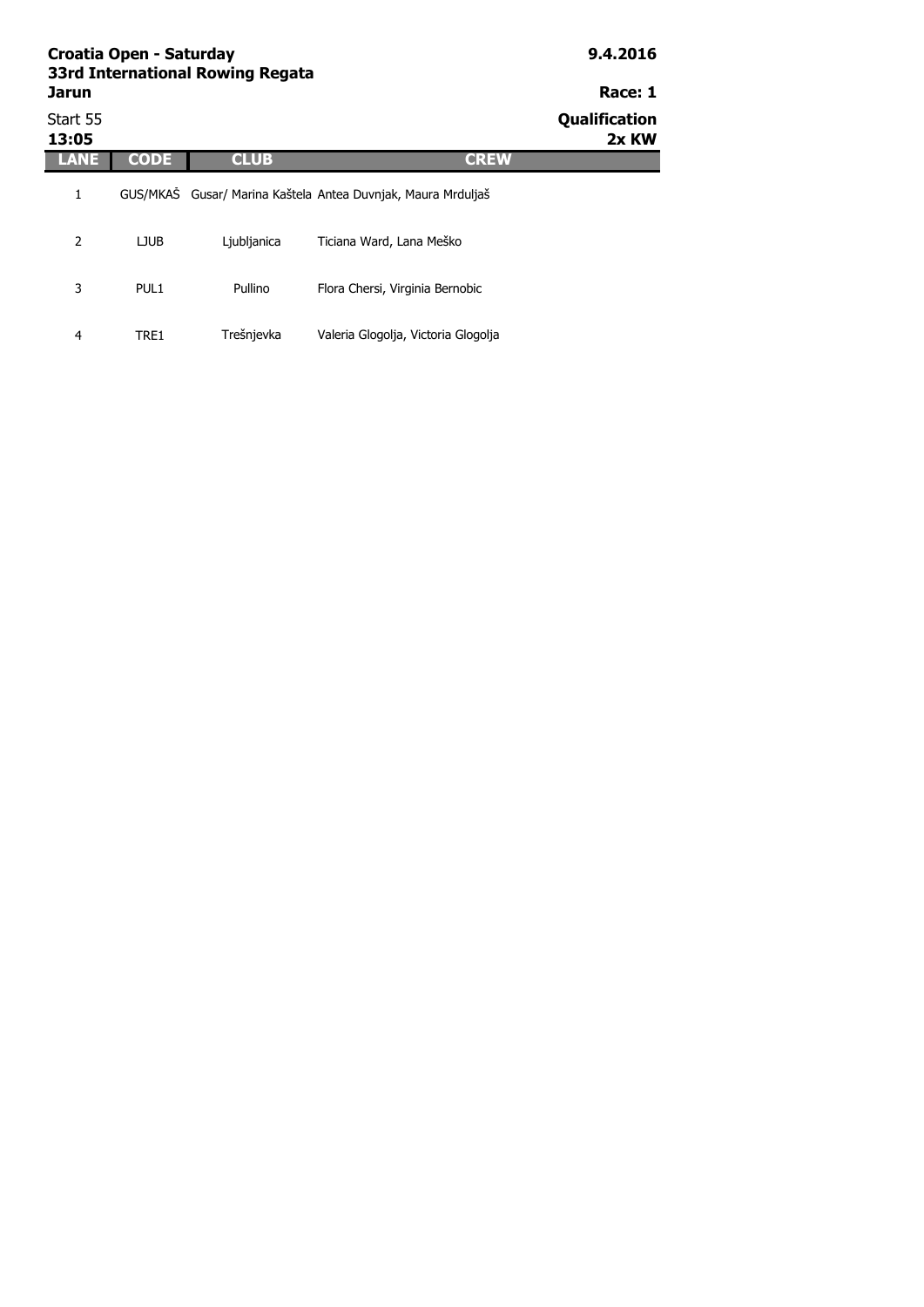**Croatia Open - Saturday** **9.4.2016**

**33rd International Rowing Regata**

**Jarun** **Race: 1**

Start 55 **Qualification**

**13:05** **2x KW**

| LANE | CODE | CLUB | CREW |
| --- | --- | --- | --- |
| 1 | GUS/MKAŠ | Gusar/ Marina Kaštela | Antea Duvnjak, Maura Mrduljaš |
| 2 | LJUB | Ljubljanica | Ticiana Ward, Lana Meško |
| 3 | PUL1 | Pullino | Flora Chersi, Virginia Bernobic |
| 4 | TRE1 | Trešnjevka | Valeria Glogolja, Victoria Glogolja |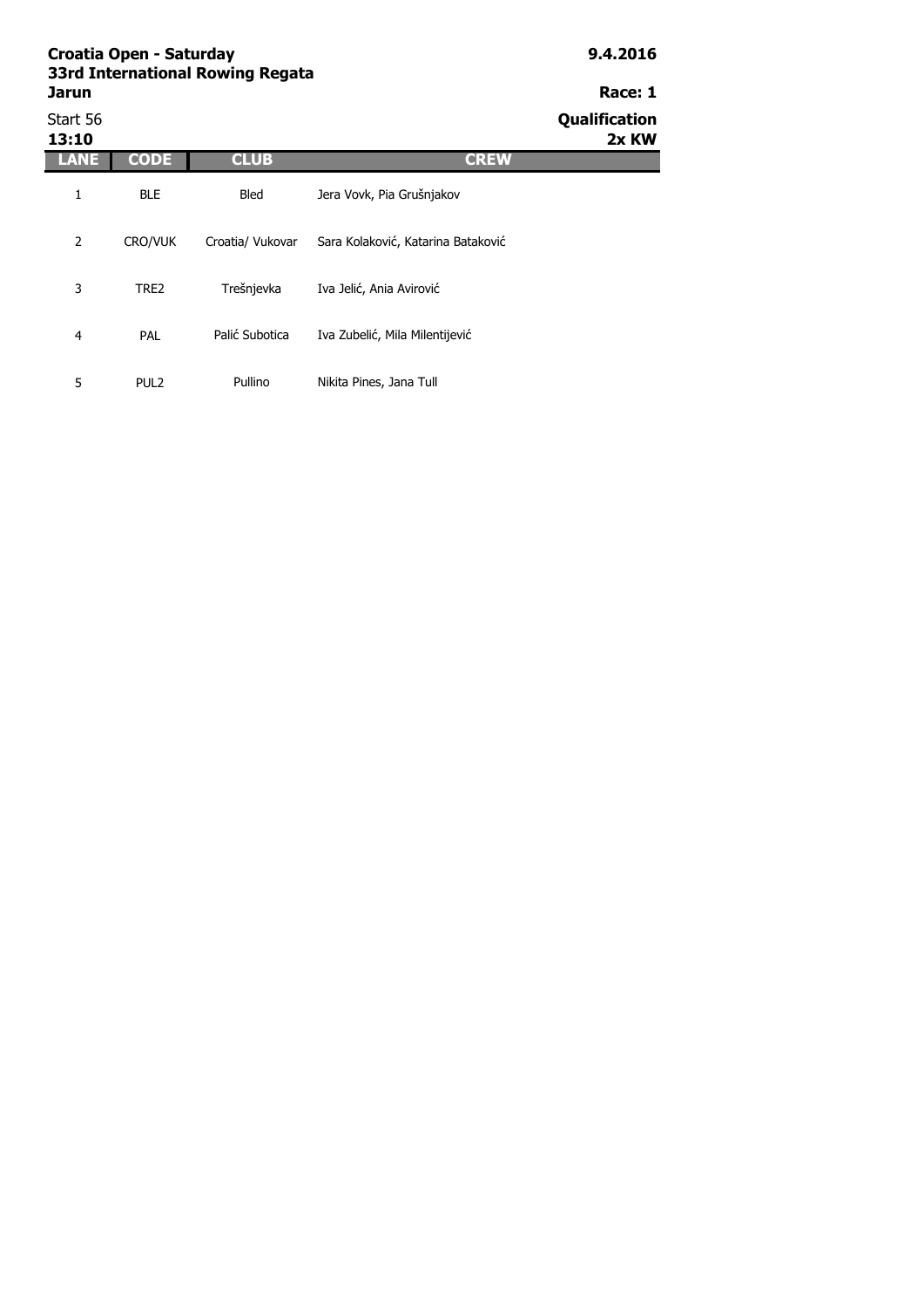**Croatia Open - Saturday**
**33rd International Rowing Regata**
**Jarun**

**9.4.2016**

**Race: 1**

Start 56
**13:10**

**Qualification**
**2x KW**

| LANE | CODE | CLUB | CREW |
|---|---|---|---|
| 1 | BLE | Bled | Jera Vovk, Pia Grušnjakov |
| 2 | CRO/VUK | Croatia/ Vukovar | Sara Kolaković, Katarina Bataković |
| 3 | TRE2 | Trešnjevka | Iva Jelić, Ania Avirović |
| 4 | PAL | Palić Subotica | Iva Zubelić, Mila Milentijević |
| 5 | PUL2 | Pullino | Nikita Pines, Jana Tull |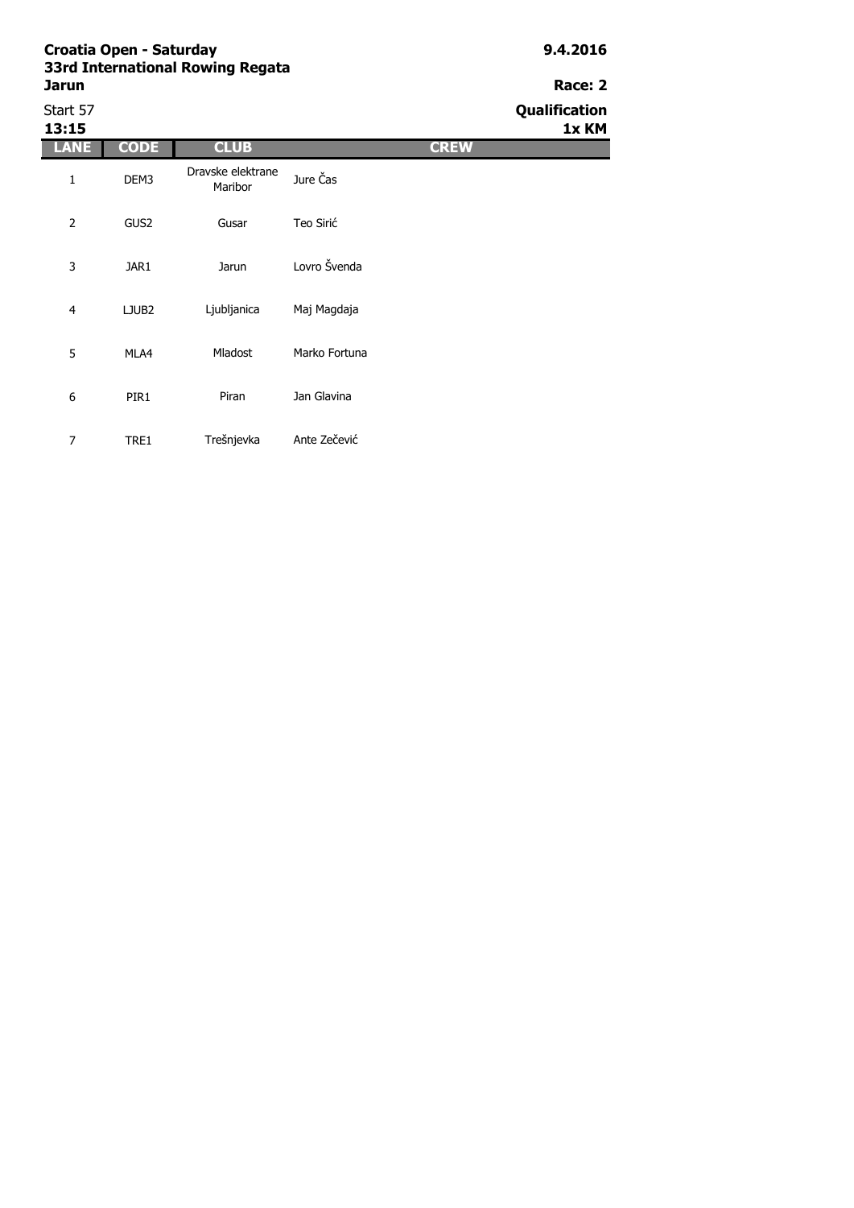**Croatia Open - Saturday**
**33rd International Rowing Regata**
**Jarun**

**9.4.2016**

**Race: 2**

Start 57
**13:15**

**Qualification**
**1x KM**

| LANE | CODE | CLUB | CREW |
| --- | --- | --- | --- |
| 1 | DEM3 | Dravske elektrane Maribor | Jure Čas |
| 2 | GUS2 | Gusar | Teo Sirić |
| 3 | JAR1 | Jarun | Lovro Švenda |
| 4 | LJUB2 | Ljubljanica | Maj Magdaja |
| 5 | MLA4 | Mladost | Marko Fortuna |
| 6 | PIR1 | Piran | Jan Glavina |
| 7 | TRE1 | Trešnjevka | Ante Zečević |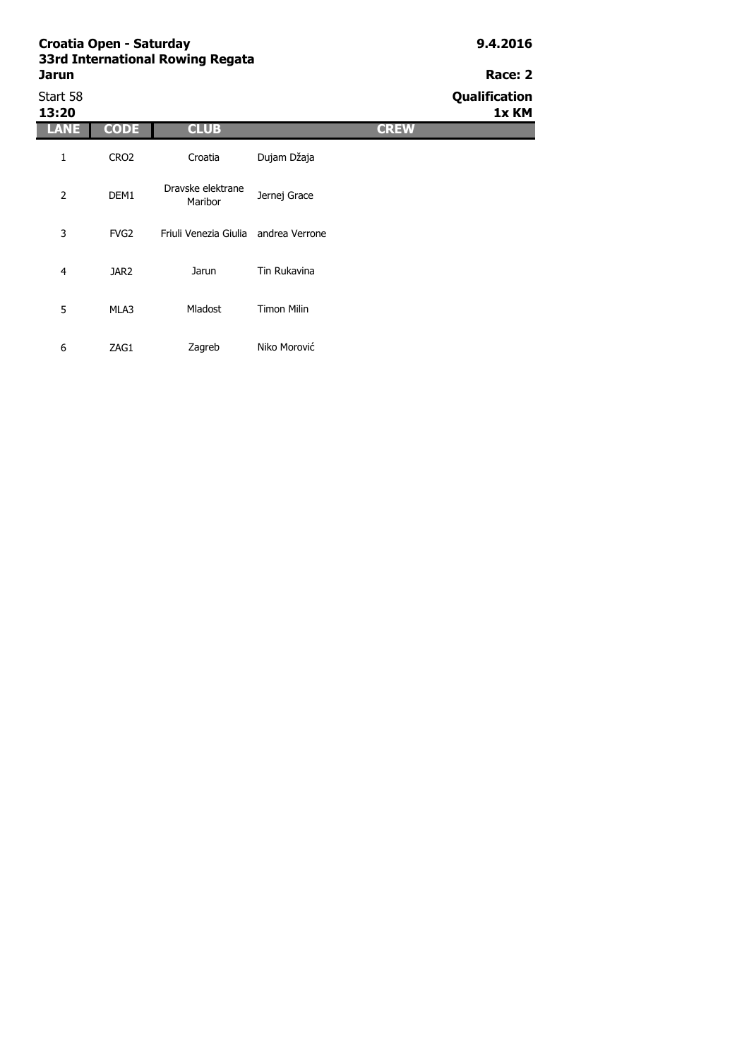**Croatia Open - Saturday**
**33rd International Rowing Regata**
**Jarun**

**9.4.2016**

**Race: 2**

Start 58
**13:20**

**Qualification**
**1x KM**

| LANE | CODE | CLUB | CREW |
|---|---|---|---|
| 1 | CRO2 | Croatia | Dujam Džaja |
| 2 | DEM1 | Dravske elektrane Maribor | Jernej Grace |
| 3 | FVG2 | Friuli Venezia Giulia | andrea Verrone |
| 4 | JAR2 | Jarun | Tin Rukavina |
| 5 | MLA3 | Mladost | Timon Milin |
| 6 | ZAG1 | Zagreb | Niko Morović |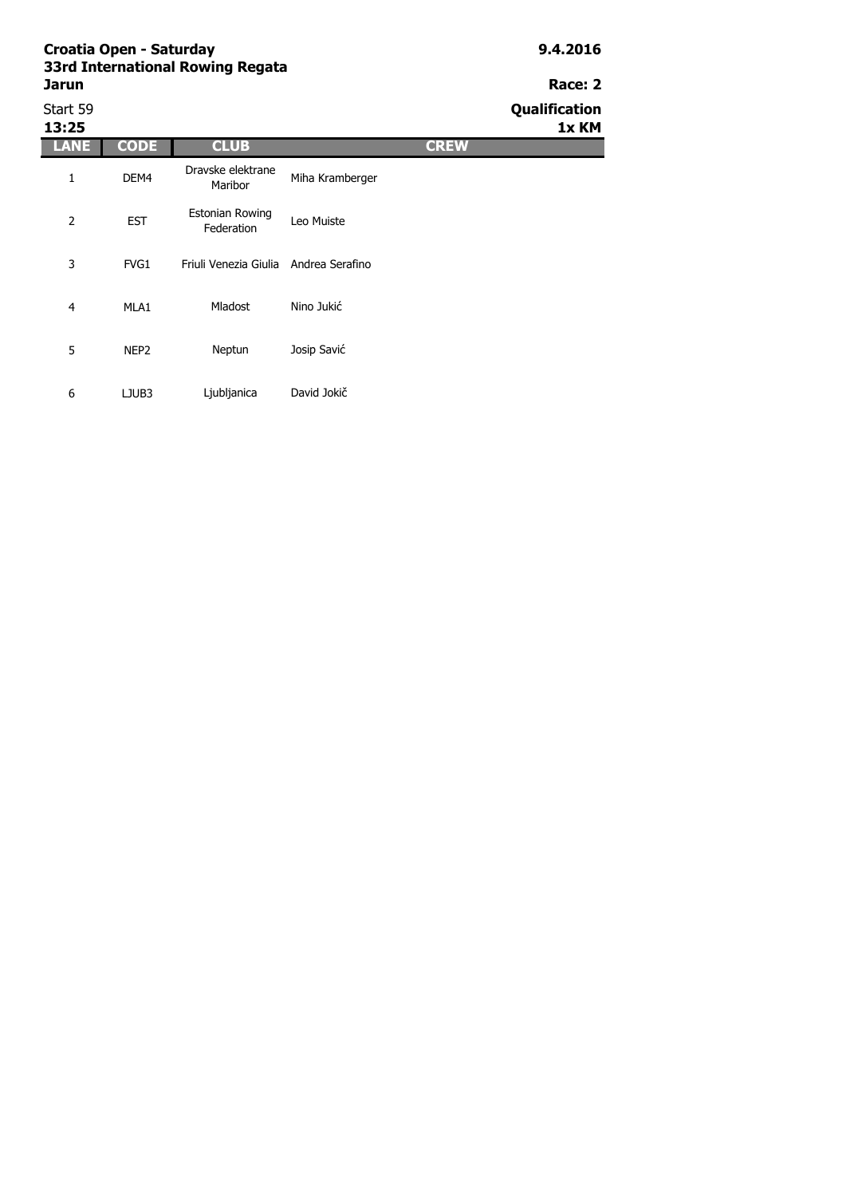**Croatia Open - Saturday**
**33rd International Rowing Regata**
**Jarun**

**9.4.2016**

**Race: 2**

Start 59
**13:25**

**Qualification**
**1x KM**

| LANE | CODE | CLUB | CREW |
| --- | --- | --- | --- |
| 1 | DEM4 | Dravske elektrane Maribor | Miha Kramberger |
| 2 | EST | Estonian Rowing Federation | Leo Muiste |
| 3 | FVG1 | Friuli Venezia Giulia | Andrea Serafino |
| 4 | MLA1 | Mladost | Nino Jukić |
| 5 | NEP2 | Neptun | Josip Savić |
| 6 | LJUB3 | Ljubljanica | David Jokič |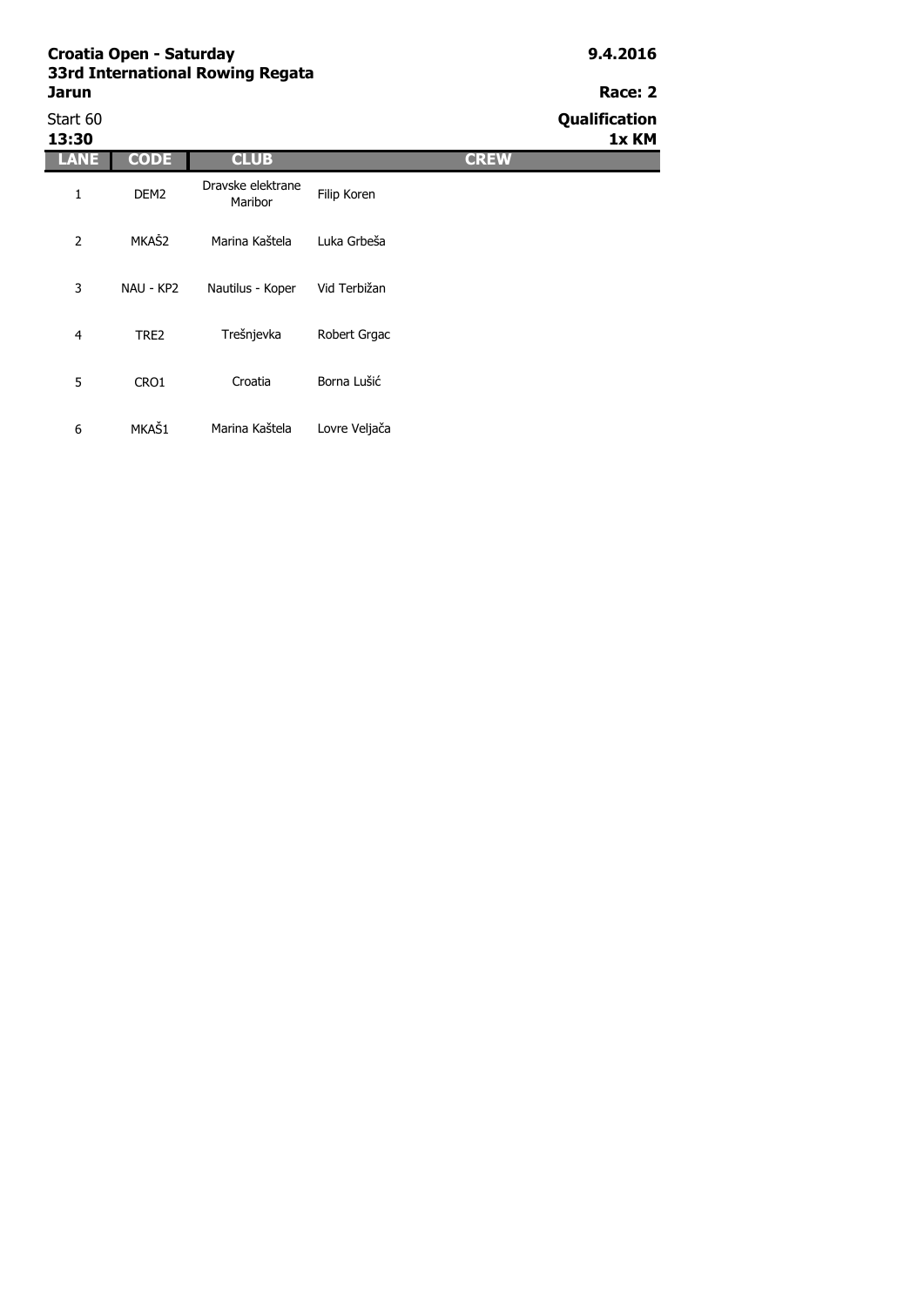**Croatia Open - Saturday**
**33rd International Rowing Regata**
**Jarun**

**9.4.2016**

**Race: 2**

Start 60
**13:30**

**Qualification**
**1x KM**

| LANE | CODE | CLUB | CREW |
|---|---|---|---|
| 1 | DEM2 | Dravske elektrane Maribor | Filip Koren |
| 2 | MKAŠ2 | Marina Kaštela | Luka Grbeša |
| 3 | NAU - KP2 | Nautilus - Koper | Vid Terbižan |
| 4 | TRE2 | Trešnjevka | Robert Grgac |
| 5 | CRO1 | Croatia | Borna Lušić |
| 6 | MKAŠ1 | Marina Kaštela | Lovre Veljača |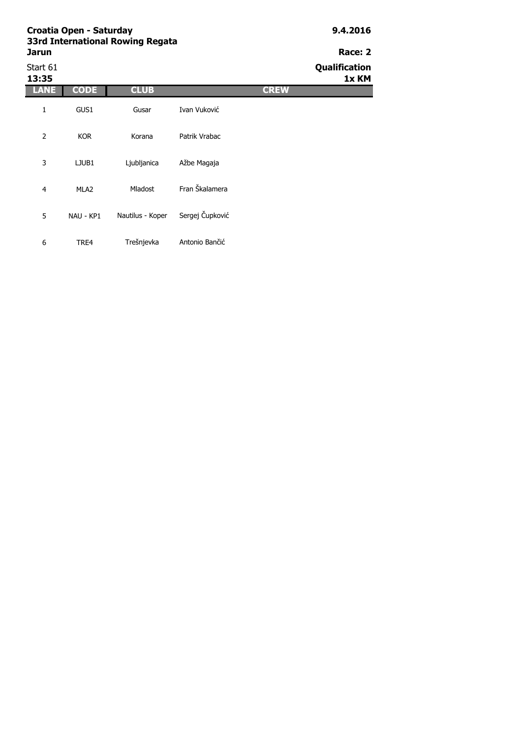**Croatia Open - Saturday**
**33rd International Rowing Regata**
**Jarun**

**9.4.2016**

**Race: 2**

Start 61
**13:35**

**Qualification**
**1x KM**

| LANE | CODE | CLUB | CREW |
|---|---|---|---|
| 1 | GUS1 | Gusar | Ivan Vuković |
| 2 | KOR | Korana | Patrik Vrabac |
| 3 | LJUB1 | Ljubljanica | Ažbe Magaja |
| 4 | MLA2 | Mladost | Fran Škalamera |
| 5 | NAU - KP1 | Nautilus - Koper | Sergej Čupković |
| 6 | TRE4 | Trešnjevka | Antonio Bančić |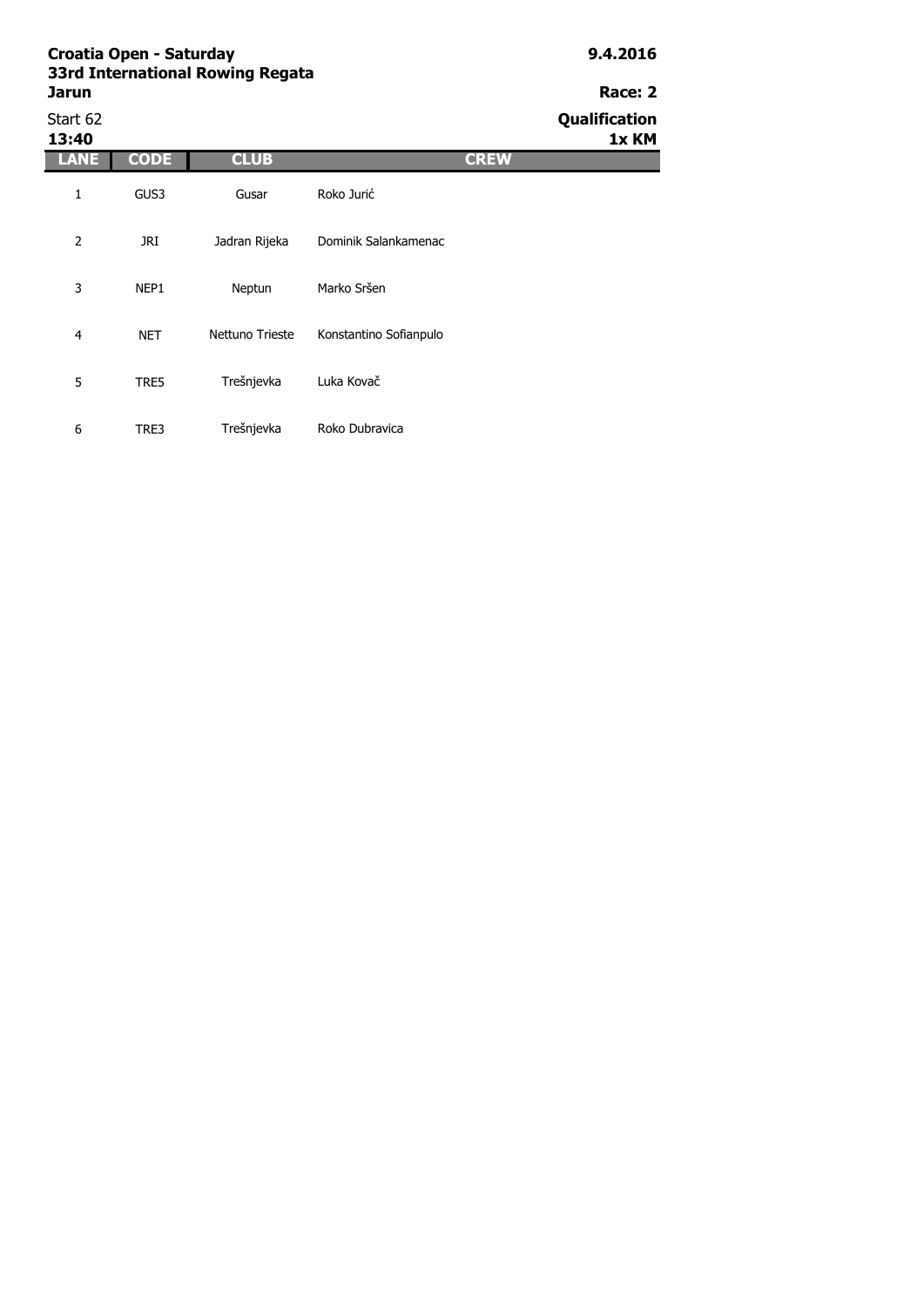**Croatia Open - Saturday**
**33rd International Rowing Regata**
**Jarun**

**9.4.2016**

**Race: 2**

Start 62
**13:40**

**Qualification**
**1x KM**

| LANE | CODE | CLUB | CREW |
|---|---|---|---|
| 1 | GUS3 | Gusar | Roko Jurić |
| 2 | JRI | Jadran Rijeka | Dominik Salankamenac |
| 3 | NEP1 | Neptun | Marko Sršen |
| 4 | NET | Nettuno Trieste | Konstantino Sofianpulo |
| 5 | TRE5 | Trešnjevka | Luka Kovač |
| 6 | TRE3 | Trešnjevka | Roko Dubravica |